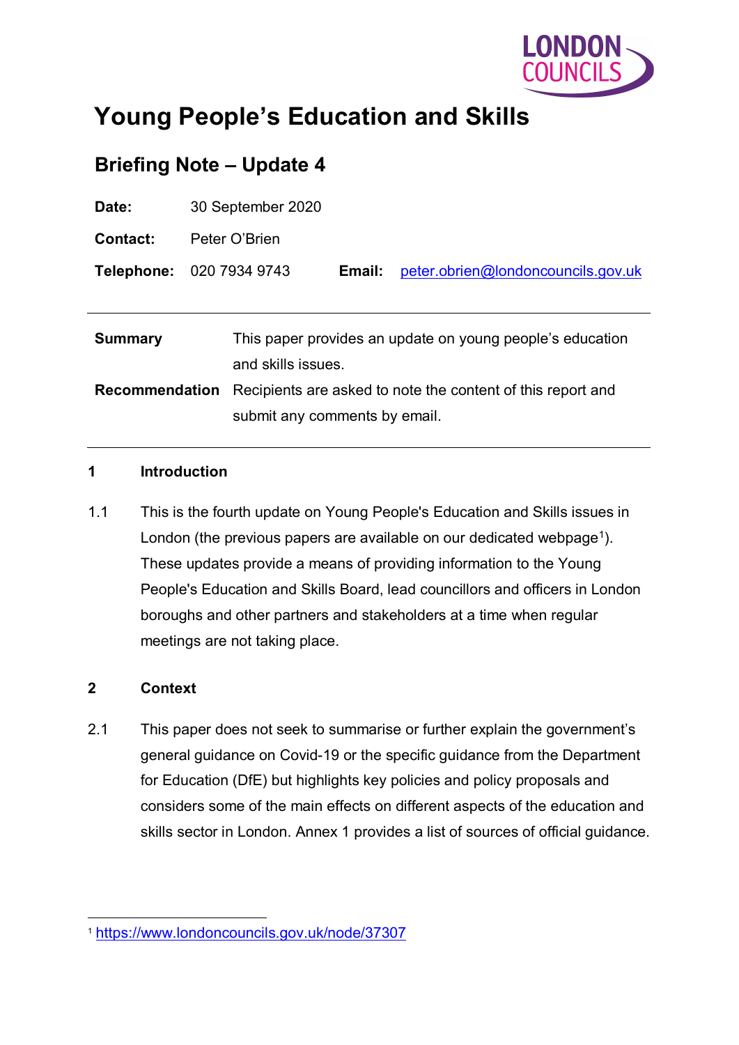# Young People's Education and Skills

## Briefing Note – Update 4

**Date:** 30 September 2020

**Contact:** Peter O'Brien

**Telephone:** 020 7934 9743 **Email:** peter.obrien@londoncouncils.gov.uk

| | |
|---|---|
| **Summary** | This paper provides an update on young people's education and skills issues. |
| **Recommendation** | Recipients are asked to note the content of this report and submit any comments by email. |

**1 Introduction**

1.1 This is the fourth update on Young People's Education and Skills issues in London (the previous papers are available on our dedicated webpage[1]). These updates provide a means of providing information to the Young People's Education and Skills Board, lead councillors and officers in London boroughs and other partners and stakeholders at a time when regular meetings are not taking place.

**2 Context**

2.1 This paper does not seek to summarise or further explain the government's general guidance on Covid-19 or the specific guidance from the Department for Education (DfE) but highlights key policies and policy proposals and considers some of the main effects on different aspects of the education and skills sector in London. Annex 1 provides a list of sources of official guidance.

[1] https://www.londoncouncils.gov.uk/node/37307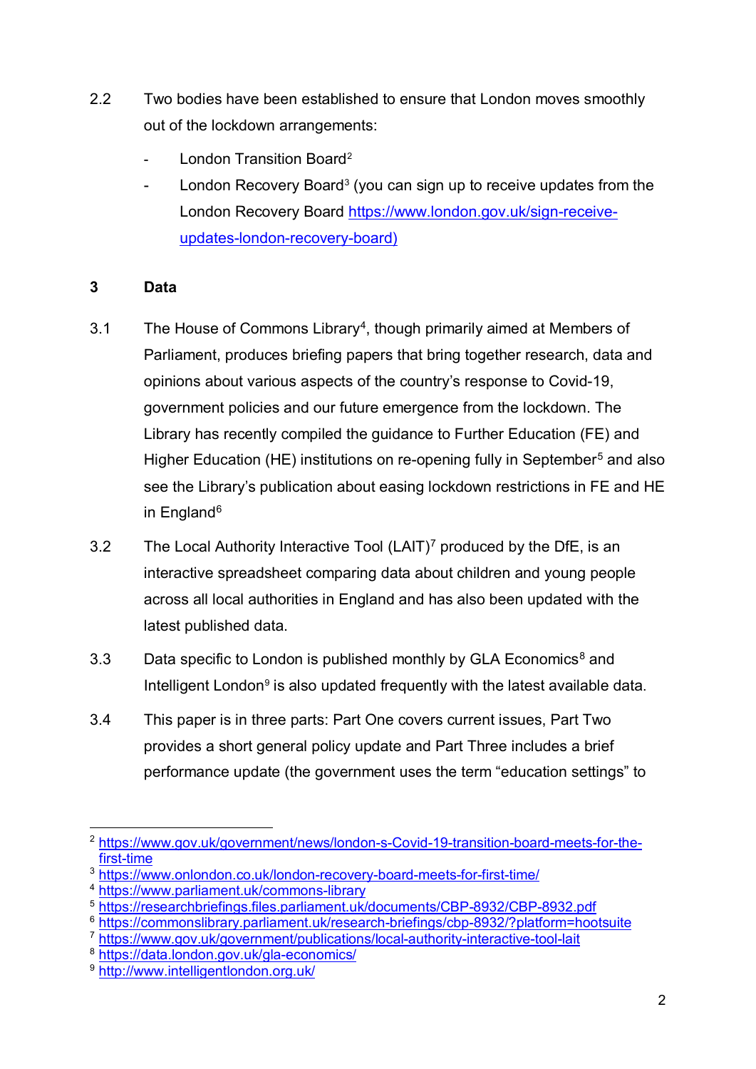2.2 Two bodies have been established to ensure that London moves smoothly out of the lockdown arrangements:

- London Transition Board[2]
- London Recovery Board[3] (you can sign up to receive updates from the London Recovery Board https://www.london.gov.uk/sign-receive-updates-london-recovery-board)

## 3 Data

3.1 The House of Commons Library[4], though primarily aimed at Members of Parliament, produces briefing papers that bring together research, data and opinions about various aspects of the country's response to Covid-19, government policies and our future emergence from the lockdown. The Library has recently compiled the guidance to Further Education (FE) and Higher Education (HE) institutions on re-opening fully in September[5] and also see the Library's publication about easing lockdown restrictions in FE and HE in England[6]

3.2 The Local Authority Interactive Tool (LAIT)[7] produced by the DfE, is an interactive spreadsheet comparing data about children and young people across all local authorities in England and has also been updated with the latest published data.

3.3 Data specific to London is published monthly by GLA Economics[8] and Intelligent London[9] is also updated frequently with the latest available data.

3.4 This paper is in three parts: Part One covers current issues, Part Two provides a short general policy update and Part Three includes a brief performance update (the government uses the term "education settings" to

---

[2] https://www.gov.uk/government/news/london-s-Covid-19-transition-board-meets-for-the-first-time
[3] https://www.onlondon.co.uk/london-recovery-board-meets-for-first-time/
[4] https://www.parliament.uk/commons-library
[5] https://researchbriefings.files.parliament.uk/documents/CBP-8932/CBP-8932.pdf
[6] https://commonslibrary.parliament.uk/research-briefings/cbp-8932/?platform=hootsuite
[7] https://www.gov.uk/government/publications/local-authority-interactive-tool-lait
[8] https://data.london.gov.uk/gla-economics/
[9] http://www.intelligentlondon.org.uk/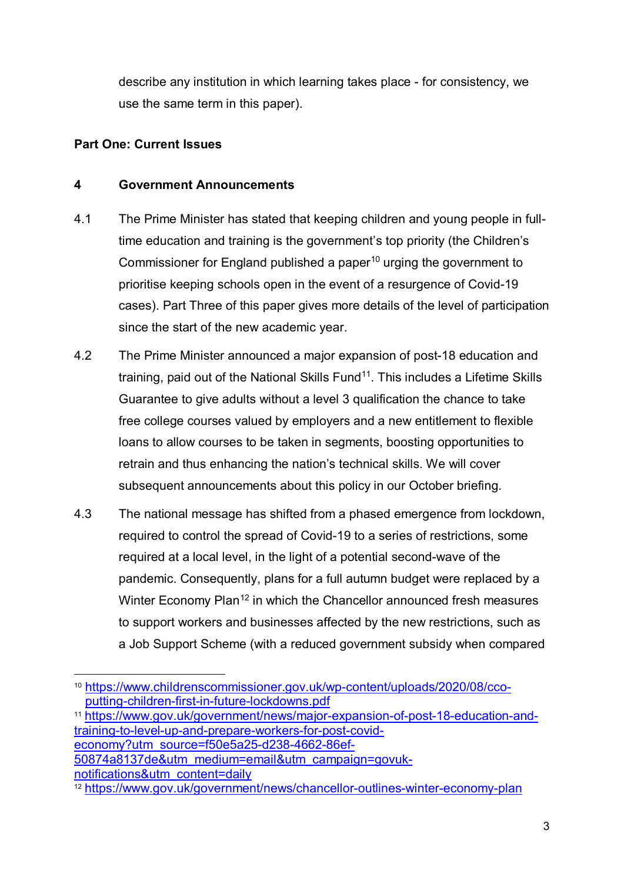describe any institution in which learning takes place - for consistency, we use the same term in this paper).

**Part One: Current Issues**

## 4 Government Announcements

4.1 The Prime Minister has stated that keeping children and young people in full-time education and training is the government's top priority (the Children's Commissioner for England published a paper[10] urging the government to prioritise keeping schools open in the event of a resurgence of Covid-19 cases). Part Three of this paper gives more details of the level of participation since the start of the new academic year.

4.2 The Prime Minister announced a major expansion of post-18 education and training, paid out of the National Skills Fund[11]. This includes a Lifetime Skills Guarantee to give adults without a level 3 qualification the chance to take free college courses valued by employers and a new entitlement to flexible loans to allow courses to be taken in segments, boosting opportunities to retrain and thus enhancing the nation's technical skills. We will cover subsequent announcements about this policy in our October briefing.

4.3 The national message has shifted from a phased emergence from lockdown, required to control the spread of Covid-19 to a series of restrictions, some required at a local level, in the light of a potential second-wave of the pandemic. Consequently, plans for a full autumn budget were replaced by a Winter Economy Plan[12] in which the Chancellor announced fresh measures to support workers and businesses affected by the new restrictions, such as a Job Support Scheme (with a reduced government subsidy when compared

---

[10] https://www.childrenscommissioner.gov.uk/wp-content/uploads/2020/08/cco-putting-children-first-in-future-lockdowns.pdf

[11] https://www.gov.uk/government/news/major-expansion-of-post-18-education-and-training-to-level-up-and-prepare-workers-for-post-covid-economy?utm_source=f50e5a25-d238-4662-86ef-50874a8137de&utm_medium=email&utm_campaign=govuk-notifications&utm_content=daily

[12] https://www.gov.uk/government/news/chancellor-outlines-winter-economy-plan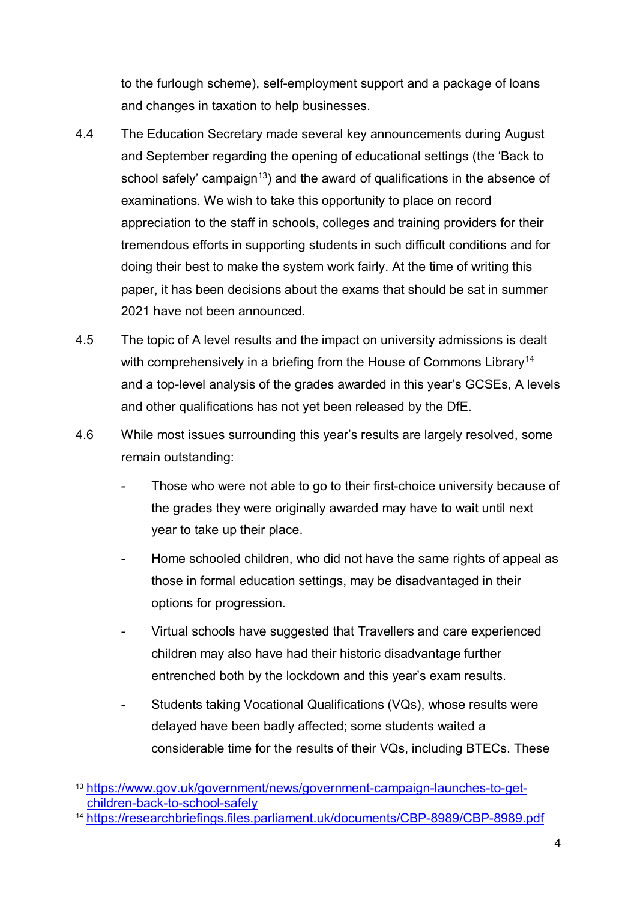to the furlough scheme), self-employment support and a package of loans and changes in taxation to help businesses.

4.4 The Education Secretary made several key announcements during August and September regarding the opening of educational settings (the 'Back to school safely' campaign[13]) and the award of qualifications in the absence of examinations. We wish to take this opportunity to place on record appreciation to the staff in schools, colleges and training providers for their tremendous efforts in supporting students in such difficult conditions and for doing their best to make the system work fairly. At the time of writing this paper, it has been decisions about the exams that should be sat in summer 2021 have not been announced.

4.5 The topic of A level results and the impact on university admissions is dealt with comprehensively in a briefing from the House of Commons Library[14] and a top-level analysis of the grades awarded in this year's GCSEs, A levels and other qualifications has not yet been released by the DfE.

4.6 While most issues surrounding this year's results are largely resolved, some remain outstanding:

- Those who were not able to go to their first-choice university because of the grades they were originally awarded may have to wait until next year to take up their place.
- Home schooled children, who did not have the same rights of appeal as those in formal education settings, may be disadvantaged in their options for progression.
- Virtual schools have suggested that Travellers and care experienced children may also have had their historic disadvantage further entrenched both by the lockdown and this year's exam results.
- Students taking Vocational Qualifications (VQs), whose results were delayed have been badly affected; some students waited a considerable time for the results of their VQs, including BTECs. These

---

[13] https://www.gov.uk/government/news/government-campaign-launches-to-get-children-back-to-school-safely

[14] https://researchbriefings.files.parliament.uk/documents/CBP-8989/CBP-8989.pdf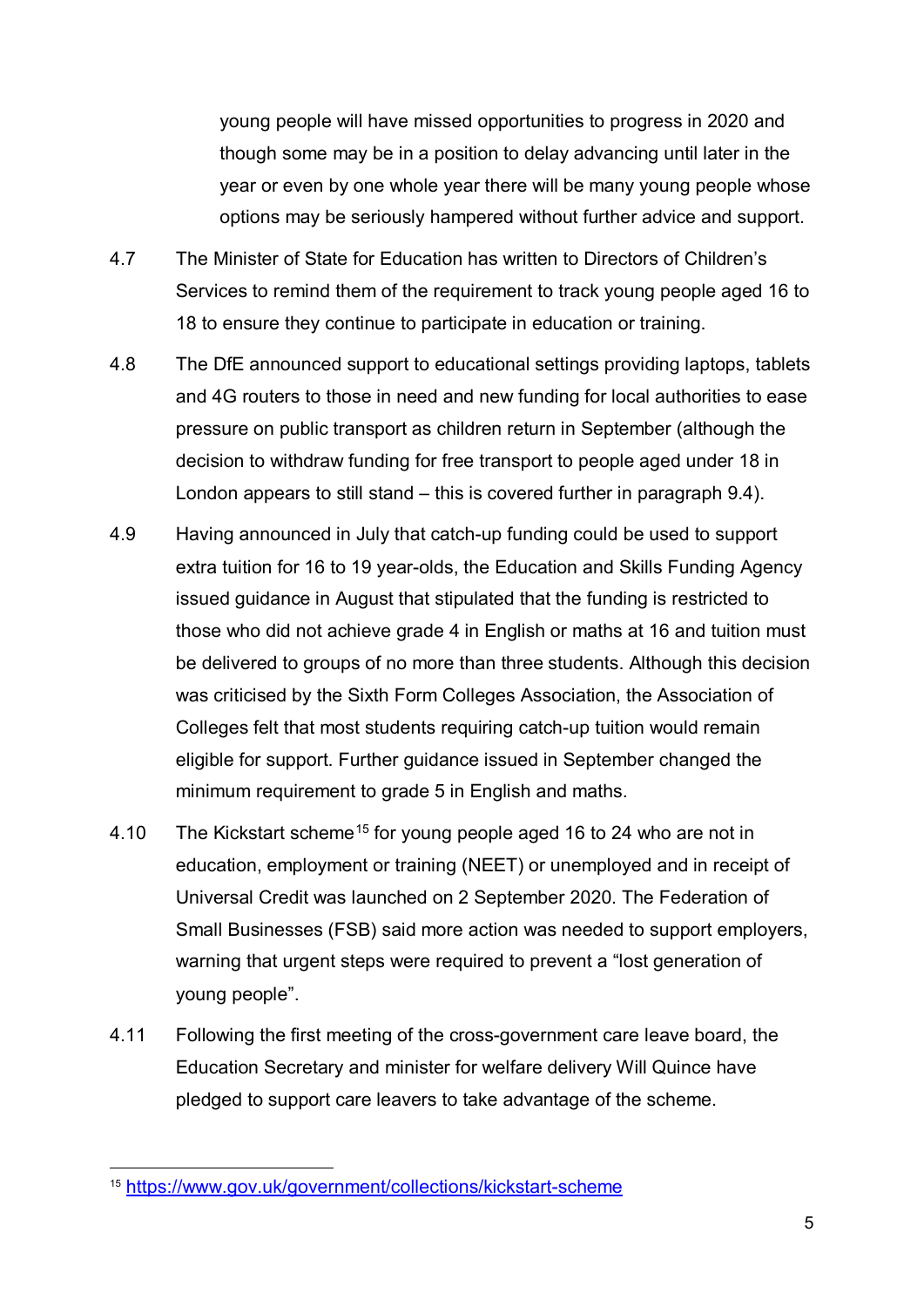young people will have missed opportunities to progress in 2020 and though some may be in a position to delay advancing until later in the year or even by one whole year there will be many young people whose options may be seriously hampered without further advice and support.

4.7 The Minister of State for Education has written to Directors of Children's Services to remind them of the requirement to track young people aged 16 to 18 to ensure they continue to participate in education or training.

4.8 The DfE announced support to educational settings providing laptops, tablets and 4G routers to those in need and new funding for local authorities to ease pressure on public transport as children return in September (although the decision to withdraw funding for free transport to people aged under 18 in London appears to still stand – this is covered further in paragraph 9.4).

4.9 Having announced in July that catch-up funding could be used to support extra tuition for 16 to 19 year-olds, the Education and Skills Funding Agency issued guidance in August that stipulated that the funding is restricted to those who did not achieve grade 4 in English or maths at 16 and tuition must be delivered to groups of no more than three students. Although this decision was criticised by the Sixth Form Colleges Association, the Association of Colleges felt that most students requiring catch-up tuition would remain eligible for support. Further guidance issued in September changed the minimum requirement to grade 5 in English and maths.

4.10 The Kickstart scheme[15] for young people aged 16 to 24 who are not in education, employment or training (NEET) or unemployed and in receipt of Universal Credit was launched on 2 September 2020. The Federation of Small Businesses (FSB) said more action was needed to support employers, warning that urgent steps were required to prevent a "lost generation of young people".

4.11 Following the first meeting of the cross-government care leave board, the Education Secretary and minister for welfare delivery Will Quince have pledged to support care leavers to take advantage of the scheme.

[15] https://www.gov.uk/government/collections/kickstart-scheme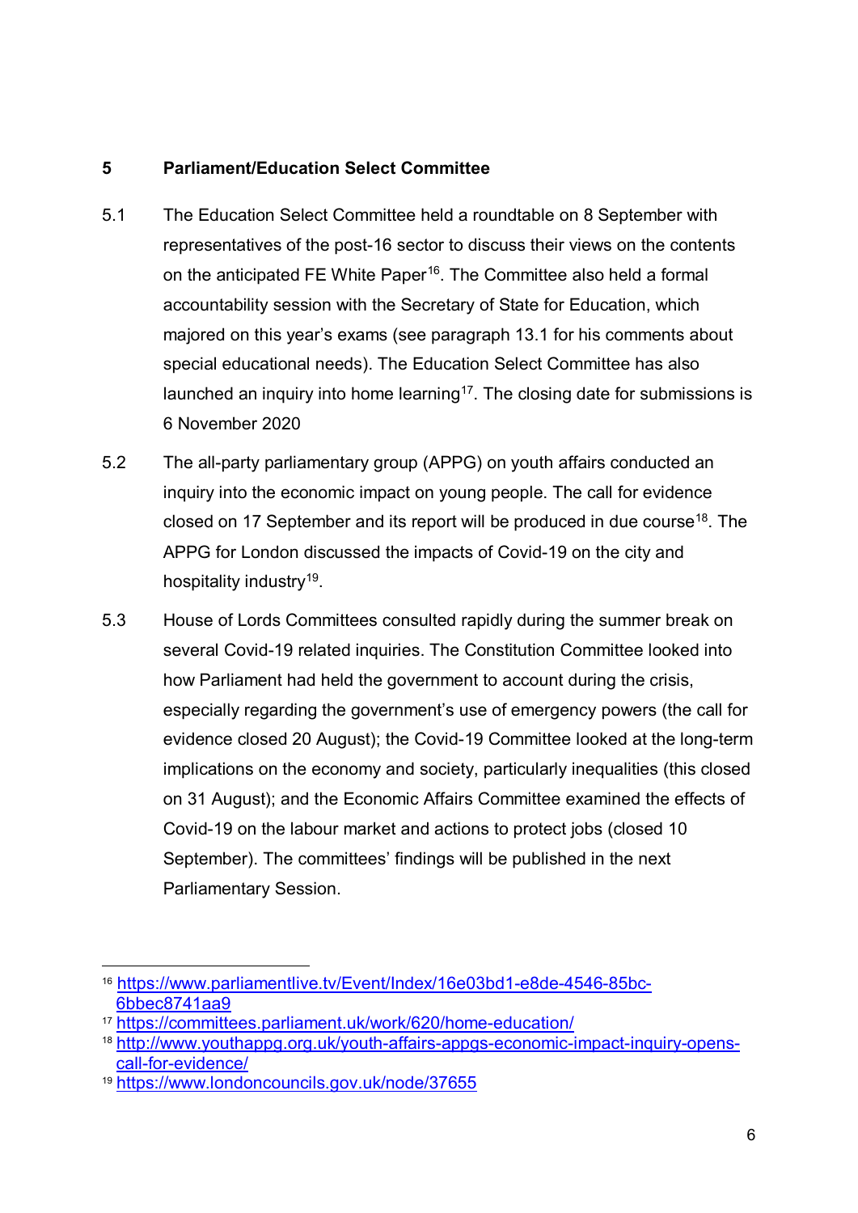## 5 Parliament/Education Select Committee

5.1 The Education Select Committee held a roundtable on 8 September with representatives of the post-16 sector to discuss their views on the contents on the anticipated FE White Paper[16]. The Committee also held a formal accountability session with the Secretary of State for Education, which majored on this year's exams (see paragraph 13.1 for his comments about special educational needs). The Education Select Committee has also launched an inquiry into home learning[17]. The closing date for submissions is 6 November 2020

5.2 The all-party parliamentary group (APPG) on youth affairs conducted an inquiry into the economic impact on young people. The call for evidence closed on 17 September and its report will be produced in due course[18]. The APPG for London discussed the impacts of Covid-19 on the city and hospitality industry[19].

5.3 House of Lords Committees consulted rapidly during the summer break on several Covid-19 related inquiries. The Constitution Committee looked into how Parliament had held the government to account during the crisis, especially regarding the government's use of emergency powers (the call for evidence closed 20 August); the Covid-19 Committee looked at the long-term implications on the economy and society, particularly inequalities (this closed on 31 August); and the Economic Affairs Committee examined the effects of Covid-19 on the labour market and actions to protect jobs (closed 10 September). The committees' findings will be published in the next Parliamentary Session.

---

[16] https://www.parliamentlive.tv/Event/Index/16e03bd1-e8de-4546-85bc-6bbec8741aa9

[17] https://committees.parliament.uk/work/620/home-education/

[18] http://www.youthappg.org.uk/youth-affairs-appgs-economic-impact-inquiry-opens-call-for-evidence/

[19] https://www.londoncouncils.gov.uk/node/37655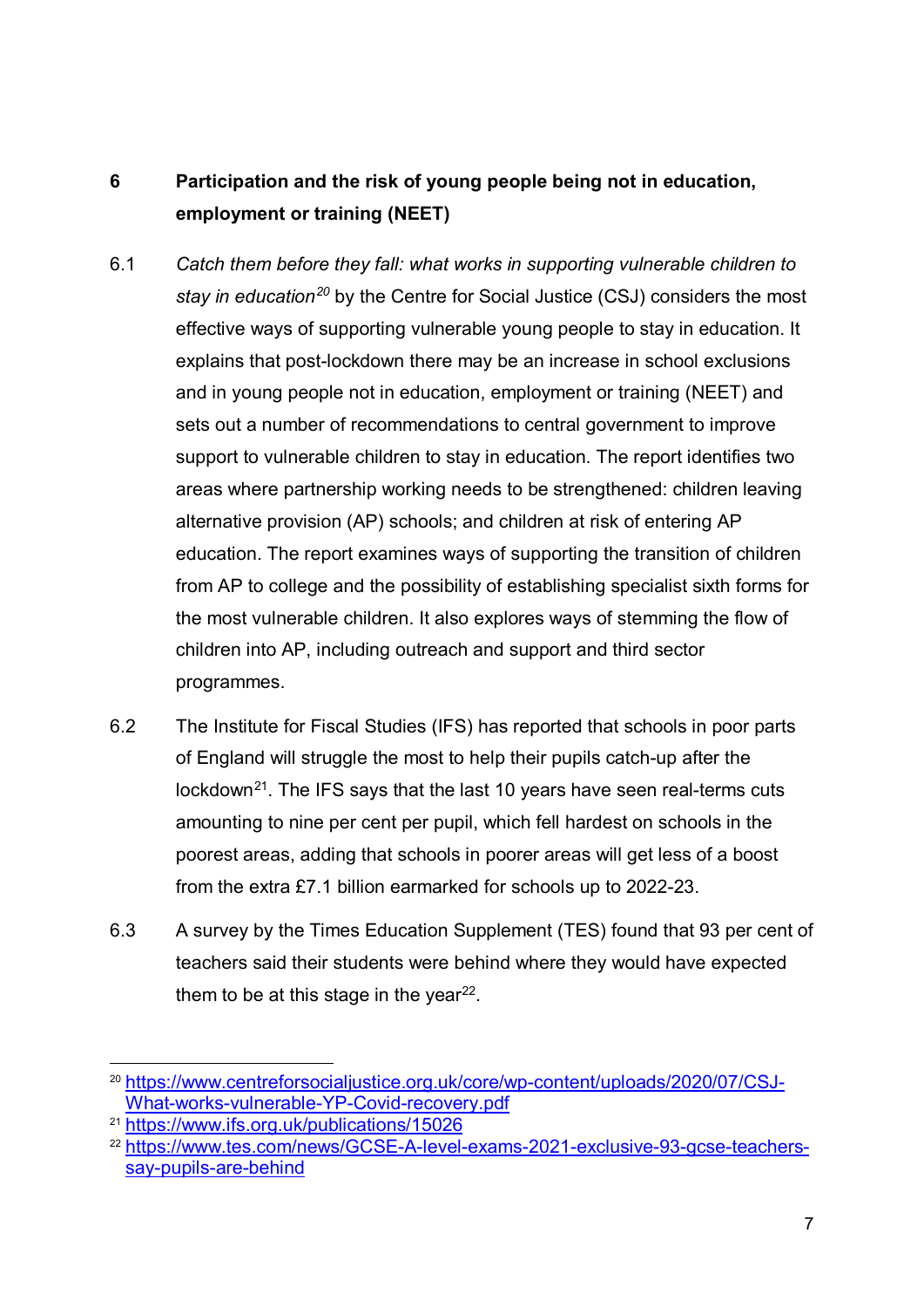## 6 Participation and the risk of young people being not in education, employment or training (NEET)

6.1 *Catch them before they fall: what works in supporting vulnerable children to stay in education*[20] by the Centre for Social Justice (CSJ) considers the most effective ways of supporting vulnerable young people to stay in education. It explains that post-lockdown there may be an increase in school exclusions and in young people not in education, employment or training (NEET) and sets out a number of recommendations to central government to improve support to vulnerable children to stay in education. The report identifies two areas where partnership working needs to be strengthened: children leaving alternative provision (AP) schools; and children at risk of entering AP education. The report examines ways of supporting the transition of children from AP to college and the possibility of establishing specialist sixth forms for the most vulnerable children. It also explores ways of stemming the flow of children into AP, including outreach and support and third sector programmes.

6.2 The Institute for Fiscal Studies (IFS) has reported that schools in poor parts of England will struggle the most to help their pupils catch-up after the lockdown[21]. The IFS says that the last 10 years have seen real-terms cuts amounting to nine per cent per pupil, which fell hardest on schools in the poorest areas, adding that schools in poorer areas will get less of a boost from the extra £7.1 billion earmarked for schools up to 2022-23.

6.3 A survey by the Times Education Supplement (TES) found that 93 per cent of teachers said their students were behind where they would have expected them to be at this stage in the year[22].

---

[20] https://www.centreforsocialjustice.org.uk/core/wp-content/uploads/2020/07/CSJ-What-works-vulnerable-YP-Covid-recovery.pdf

[21] https://www.ifs.org.uk/publications/15026

[22] https://www.tes.com/news/GCSE-A-level-exams-2021-exclusive-93-gcse-teachers-say-pupils-are-behind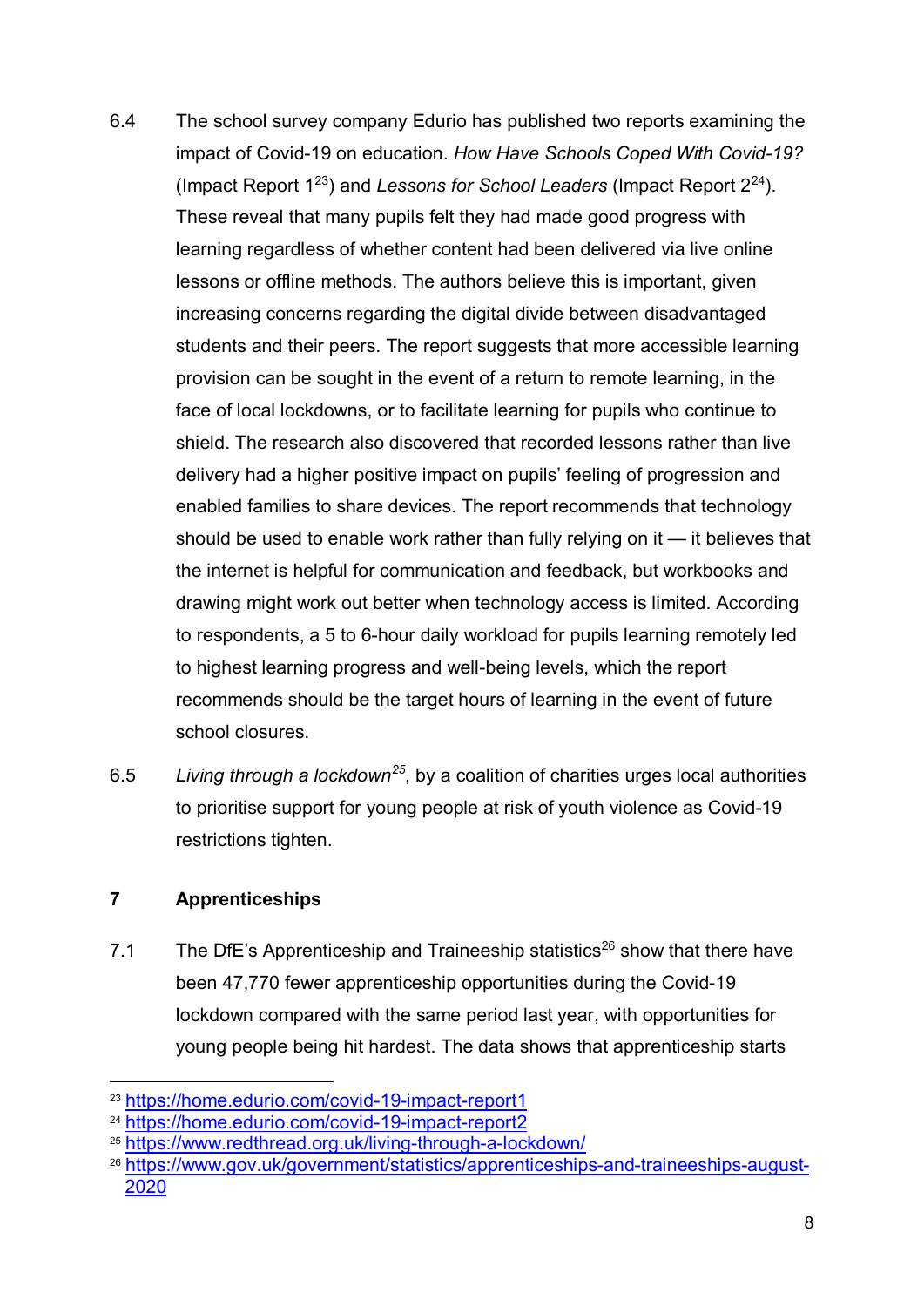6.4 The school survey company Edurio has published two reports examining the impact of Covid-19 on education. *How Have Schools Coped With Covid-19?* (Impact Report 1[23]) and *Lessons for School Leaders* (Impact Report 2[24]). These reveal that many pupils felt they had made good progress with learning regardless of whether content had been delivered via live online lessons or offline methods. The authors believe this is important, given increasing concerns regarding the digital divide between disadvantaged students and their peers. The report suggests that more accessible learning provision can be sought in the event of a return to remote learning, in the face of local lockdowns, or to facilitate learning for pupils who continue to shield. The research also discovered that recorded lessons rather than live delivery had a higher positive impact on pupils' feeling of progression and enabled families to share devices. The report recommends that technology should be used to enable work rather than fully relying on it — it believes that the internet is helpful for communication and feedback, but workbooks and drawing might work out better when technology access is limited. According to respondents, a 5 to 6-hour daily workload for pupils learning remotely led to highest learning progress and well-being levels, which the report recommends should be the target hours of learning in the event of future school closures.

6.5 *Living through a lockdown*[25], by a coalition of charities urges local authorities to prioritise support for young people at risk of youth violence as Covid-19 restrictions tighten.

## 7 Apprenticeships

7.1 The DfE's Apprenticeship and Traineeship statistics[26] show that there have been 47,770 fewer apprenticeship opportunities during the Covid-19 lockdown compared with the same period last year, with opportunities for young people being hit hardest. The data shows that apprenticeship starts

---

[23] https://home.edurio.com/covid-19-impact-report1

[24] https://home.edurio.com/covid-19-impact-report2

[25] https://www.redthread.org.uk/living-through-a-lockdown/

[26] https://www.gov.uk/government/statistics/apprenticeships-and-traineeships-august-2020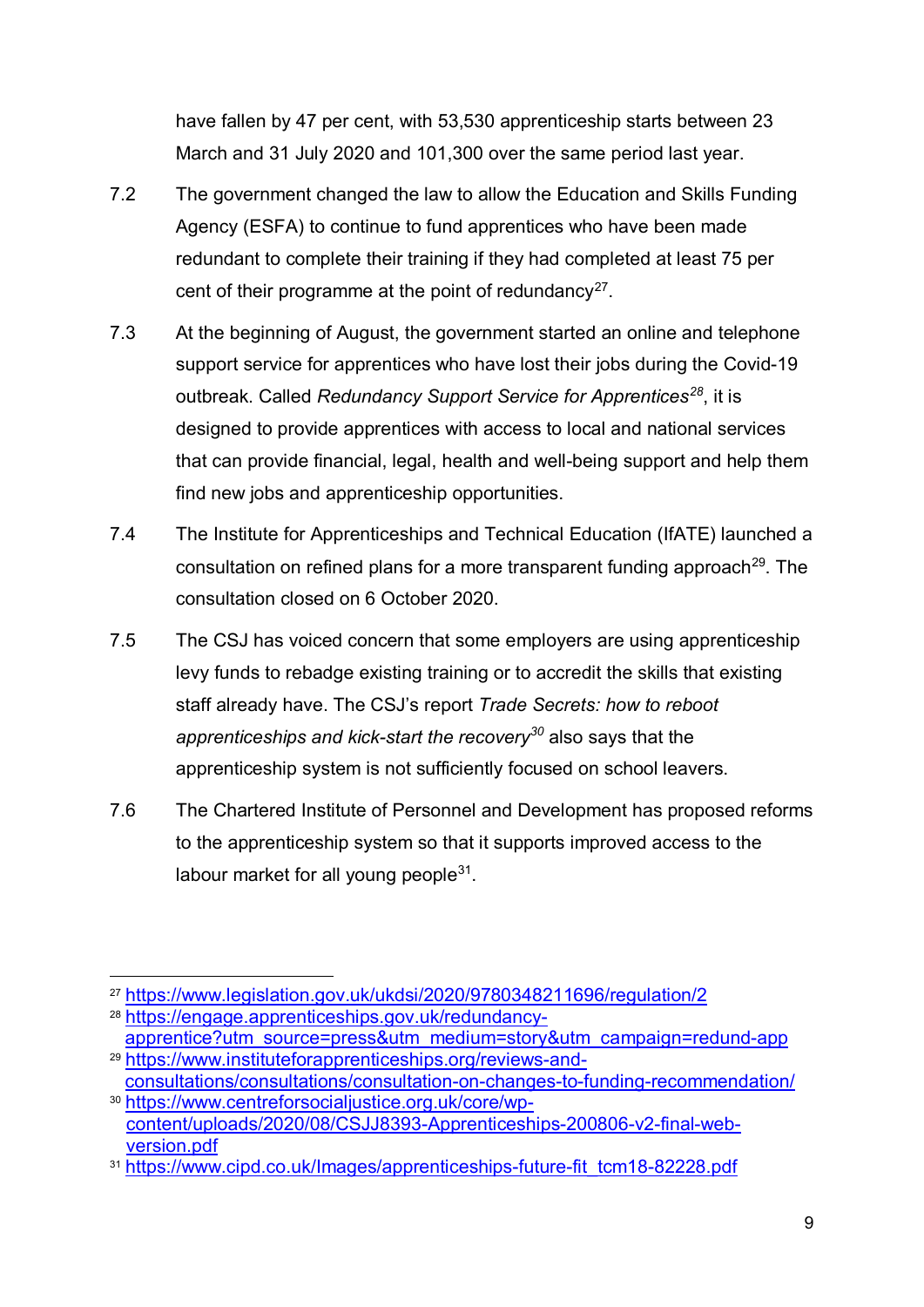have fallen by 47 per cent, with 53,530 apprenticeship starts between 23 March and 31 July 2020 and 101,300 over the same period last year.

7.2 The government changed the law to allow the Education and Skills Funding Agency (ESFA) to continue to fund apprentices who have been made redundant to complete their training if they had completed at least 75 per cent of their programme at the point of redundancy[27].

7.3 At the beginning of August, the government started an online and telephone support service for apprentices who have lost their jobs during the Covid-19 outbreak. Called *Redundancy Support Service for Apprentices*[28], it is designed to provide apprentices with access to local and national services that can provide financial, legal, health and well-being support and help them find new jobs and apprenticeship opportunities.

7.4 The Institute for Apprenticeships and Technical Education (IfATE) launched a consultation on refined plans for a more transparent funding approach[29]. The consultation closed on 6 October 2020.

7.5 The CSJ has voiced concern that some employers are using apprenticeship levy funds to rebadge existing training or to accredit the skills that existing staff already have. The CSJ's report *Trade Secrets: how to reboot apprenticeships and kick-start the recovery*[30] also says that the apprenticeship system is not sufficiently focused on school leavers.

7.6 The Chartered Institute of Personnel and Development has proposed reforms to the apprenticeship system so that it supports improved access to the labour market for all young people[31].

---

[27] https://www.legislation.gov.uk/ukdsi/2020/9780348211696/regulation/2

[28] https://engage.apprenticeships.gov.uk/redundancy-apprentice?utm_source=press&utm_medium=story&utm_campaign=redund-app

[29] https://www.instituteforapprenticeships.org/reviews-and-consultations/consultations/consultation-on-changes-to-funding-recommendation/

[30] https://www.centreforsocialjustice.org.uk/core/wp-content/uploads/2020/08/CSJJ8393-Apprenticeships-200806-v2-final-web-version.pdf

[31] https://www.cipd.co.uk/Images/apprenticeships-future-fit_tcm18-82228.pdf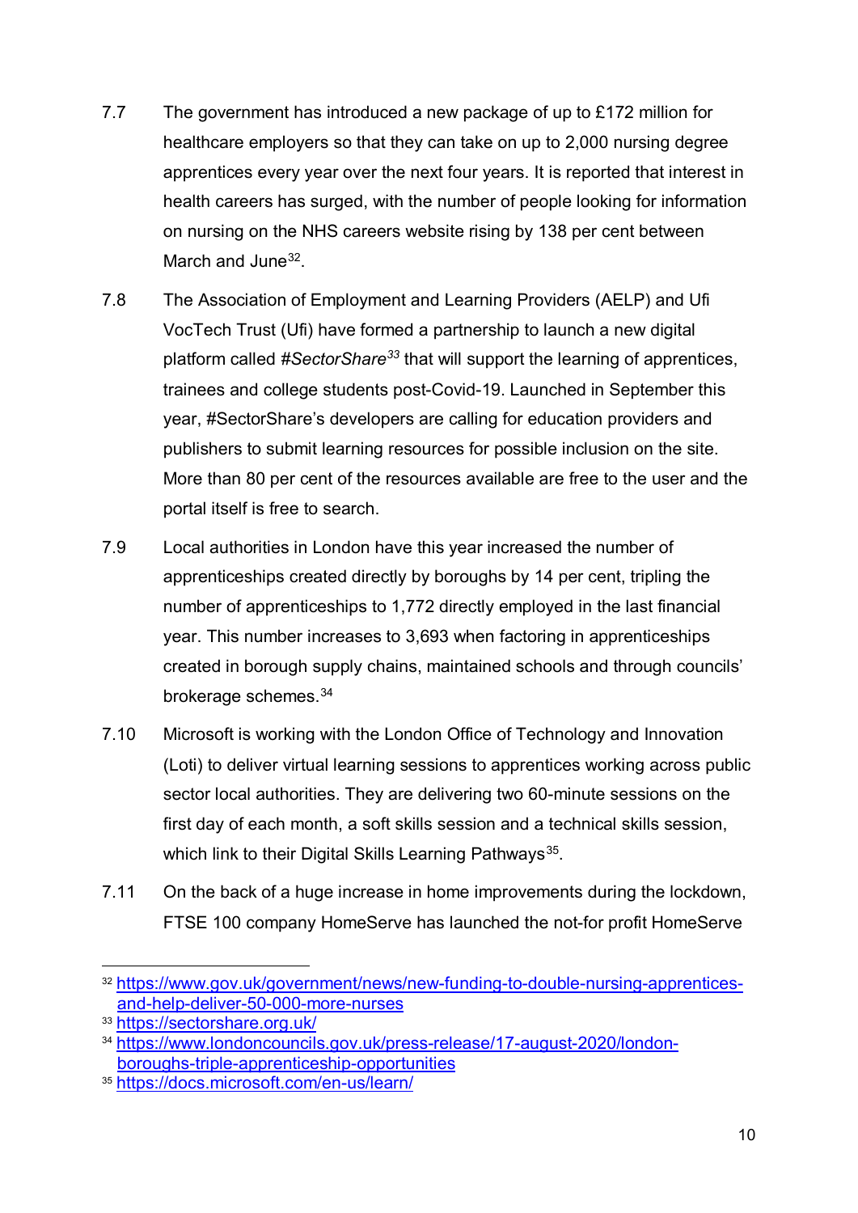7.7 The government has introduced a new package of up to £172 million for healthcare employers so that they can take on up to 2,000 nursing degree apprentices every year over the next four years. It is reported that interest in health careers has surged, with the number of people looking for information on nursing on the NHS careers website rising by 138 per cent between March and June[32].

7.8 The Association of Employment and Learning Providers (AELP) and Ufi VocTech Trust (Ufi) have formed a partnership to launch a new digital platform called *#SectorShare*[33] that will support the learning of apprentices, trainees and college students post-Covid-19. Launched in September this year, #SectorShare's developers are calling for education providers and publishers to submit learning resources for possible inclusion on the site. More than 80 per cent of the resources available are free to the user and the portal itself is free to search.

7.9 Local authorities in London have this year increased the number of apprenticeships created directly by boroughs by 14 per cent, tripling the number of apprenticeships to 1,772 directly employed in the last financial year. This number increases to 3,693 when factoring in apprenticeships created in borough supply chains, maintained schools and through councils' brokerage schemes.[34]

7.10 Microsoft is working with the London Office of Technology and Innovation (Loti) to deliver virtual learning sessions to apprentices working across public sector local authorities. They are delivering two 60-minute sessions on the first day of each month, a soft skills session and a technical skills session, which link to their Digital Skills Learning Pathways[35].

7.11 On the back of a huge increase in home improvements during the lockdown, FTSE 100 company HomeServe has launched the not-for profit HomeServe

---

[32] https://www.gov.uk/government/news/new-funding-to-double-nursing-apprentices-and-help-deliver-50-000-more-nurses

[33] https://sectorshare.org.uk/

[34] https://www.londoncouncils.gov.uk/press-release/17-august-2020/london-boroughs-triple-apprenticeship-opportunities

[35] https://docs.microsoft.com/en-us/learn/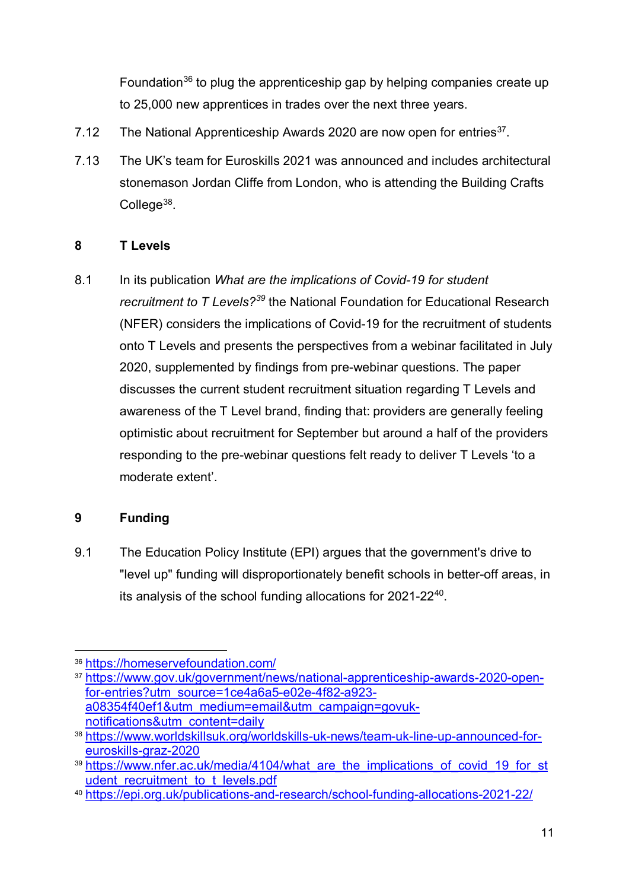Foundation[36] to plug the apprenticeship gap by helping companies create up to 25,000 new apprentices in trades over the next three years.

7.12 The National Apprenticeship Awards 2020 are now open for entries[37].

7.13 The UK's team for Euroskills 2021 was announced and includes architectural stonemason Jordan Cliffe from London, who is attending the Building Crafts College[38].

## 8 T Levels

8.1 In its publication *What are the implications of Covid-19 for student recruitment to T Levels?*[39] the National Foundation for Educational Research (NFER) considers the implications of Covid-19 for the recruitment of students onto T Levels and presents the perspectives from a webinar facilitated in July 2020, supplemented by findings from pre-webinar questions. The paper discusses the current student recruitment situation regarding T Levels and awareness of the T Level brand, finding that: providers are generally feeling optimistic about recruitment for September but around a half of the providers responding to the pre-webinar questions felt ready to deliver T Levels 'to a moderate extent'.

## 9 Funding

9.1 The Education Policy Institute (EPI) argues that the government's drive to "level up" funding will disproportionately benefit schools in better-off areas, in its analysis of the school funding allocations for 2021-22[40].

---

[36] https://homeservefoundation.com/

[37] https://www.gov.uk/government/news/national-apprenticeship-awards-2020-open-for-entries?utm_source=1ce4a6a5-e02e-4f82-a923-a08354f40ef1&utm_medium=email&utm_campaign=govuk-notifications&utm_content=daily

[38] https://www.worldskillsuk.org/worldskills-uk-news/team-uk-line-up-announced-for-euroskills-graz-2020

[39] https://www.nfer.ac.uk/media/4104/what_are_the_implications_of_covid_19_for_student_recruitment_to_t_levels.pdf

[40] https://epi.org.uk/publications-and-research/school-funding-allocations-2021-22/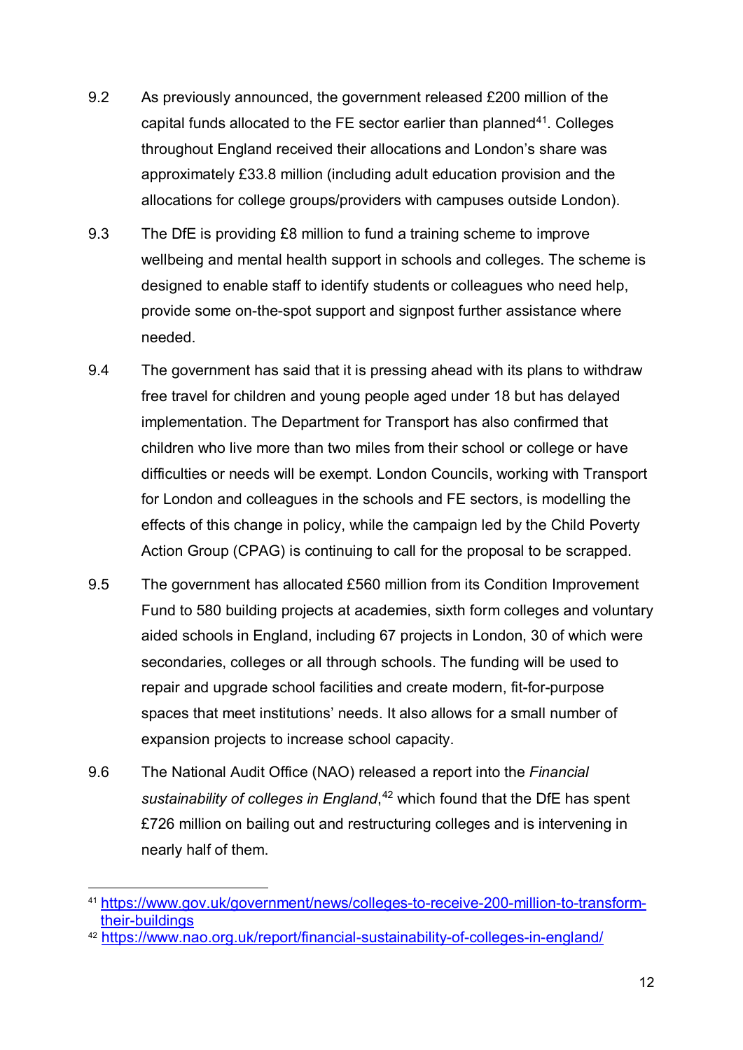9.2 As previously announced, the government released £200 million of the capital funds allocated to the FE sector earlier than planned[41]. Colleges throughout England received their allocations and London's share was approximately £33.8 million (including adult education provision and the allocations for college groups/providers with campuses outside London).

9.3 The DfE is providing £8 million to fund a training scheme to improve wellbeing and mental health support in schools and colleges. The scheme is designed to enable staff to identify students or colleagues who need help, provide some on-the-spot support and signpost further assistance where needed.

9.4 The government has said that it is pressing ahead with its plans to withdraw free travel for children and young people aged under 18 but has delayed implementation. The Department for Transport has also confirmed that children who live more than two miles from their school or college or have difficulties or needs will be exempt. London Councils, working with Transport for London and colleagues in the schools and FE sectors, is modelling the effects of this change in policy, while the campaign led by the Child Poverty Action Group (CPAG) is continuing to call for the proposal to be scrapped.

9.5 The government has allocated £560 million from its Condition Improvement Fund to 580 building projects at academies, sixth form colleges and voluntary aided schools in England, including 67 projects in London, 30 of which were secondaries, colleges or all through schools. The funding will be used to repair and upgrade school facilities and create modern, fit-for-purpose spaces that meet institutions' needs. It also allows for a small number of expansion projects to increase school capacity.

9.6 The National Audit Office (NAO) released a report into the *Financial sustainability of colleges in England*,[42] which found that the DfE has spent £726 million on bailing out and restructuring colleges and is intervening in nearly half of them.

---

[41] https://www.gov.uk/government/news/colleges-to-receive-200-million-to-transform-their-buildings

[42] https://www.nao.org.uk/report/financial-sustainability-of-colleges-in-england/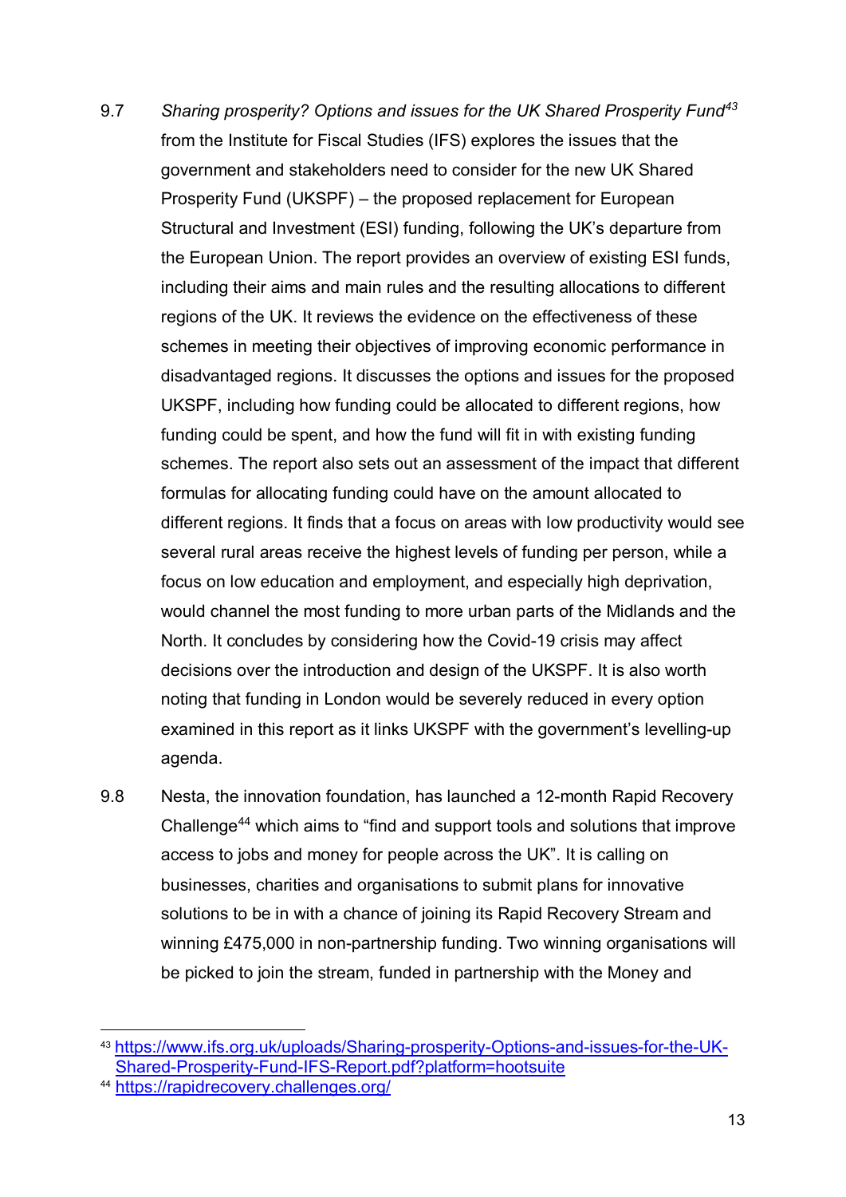9.7 *Sharing prosperity? Options and issues for the UK Shared Prosperity Fund*[43] from the Institute for Fiscal Studies (IFS) explores the issues that the government and stakeholders need to consider for the new UK Shared Prosperity Fund (UKSPF) – the proposed replacement for European Structural and Investment (ESI) funding, following the UK's departure from the European Union. The report provides an overview of existing ESI funds, including their aims and main rules and the resulting allocations to different regions of the UK. It reviews the evidence on the effectiveness of these schemes in meeting their objectives of improving economic performance in disadvantaged regions. It discusses the options and issues for the proposed UKSPF, including how funding could be allocated to different regions, how funding could be spent, and how the fund will fit in with existing funding schemes. The report also sets out an assessment of the impact that different formulas for allocating funding could have on the amount allocated to different regions. It finds that a focus on areas with low productivity would see several rural areas receive the highest levels of funding per person, while a focus on low education and employment, and especially high deprivation, would channel the most funding to more urban parts of the Midlands and the North. It concludes by considering how the Covid-19 crisis may affect decisions over the introduction and design of the UKSPF. It is also worth noting that funding in London would be severely reduced in every option examined in this report as it links UKSPF with the government's levelling-up agenda.

9.8 Nesta, the innovation foundation, has launched a 12-month Rapid Recovery Challenge[44] which aims to "find and support tools and solutions that improve access to jobs and money for people across the UK". It is calling on businesses, charities and organisations to submit plans for innovative solutions to be in with a chance of joining its Rapid Recovery Stream and winning £475,000 in non-partnership funding. Two winning organisations will be picked to join the stream, funded in partnership with the Money and

[43] https://www.ifs.org.uk/uploads/Sharing-prosperity-Options-and-issues-for-the-UK-Shared-Prosperity-Fund-IFS-Report.pdf?platform=hootsuite

[44] https://rapidrecovery.challenges.org/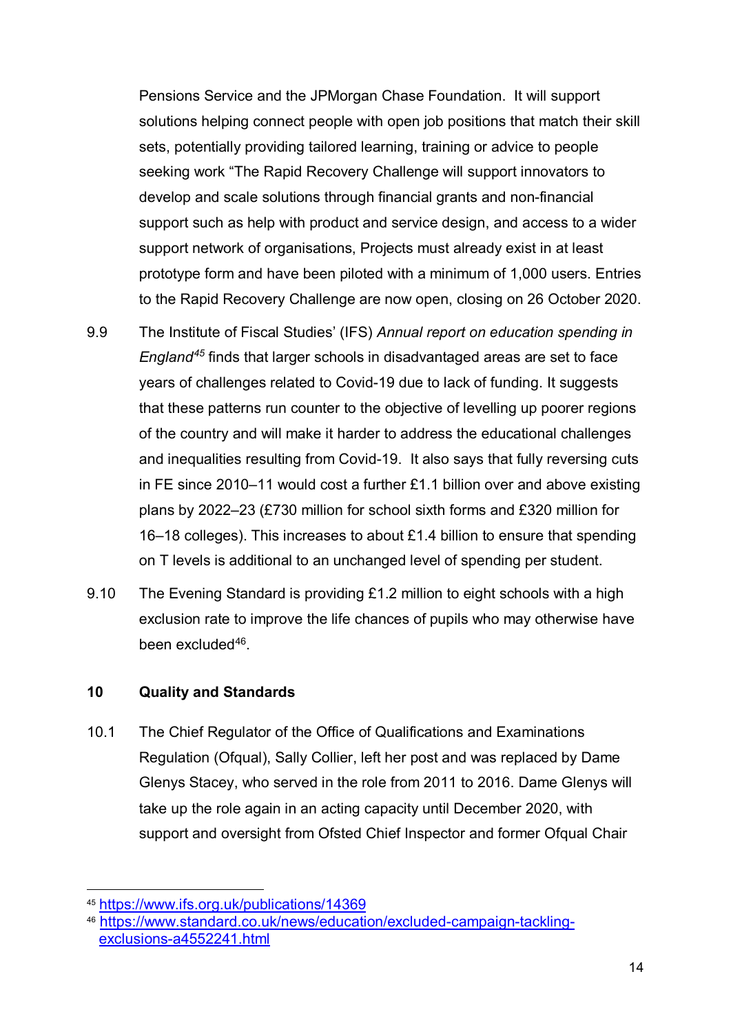Pensions Service and the JPMorgan Chase Foundation. It will support solutions helping connect people with open job positions that match their skill sets, potentially providing tailored learning, training or advice to people seeking work "The Rapid Recovery Challenge will support innovators to develop and scale solutions through financial grants and non-financial support such as help with product and service design, and access to a wider support network of organisations, Projects must already exist in at least prototype form and have been piloted with a minimum of 1,000 users. Entries to the Rapid Recovery Challenge are now open, closing on 26 October 2020.

9.9 The Institute of Fiscal Studies' (IFS) *Annual report on education spending in England*[45] finds that larger schools in disadvantaged areas are set to face years of challenges related to Covid-19 due to lack of funding. It suggests that these patterns run counter to the objective of levelling up poorer regions of the country and will make it harder to address the educational challenges and inequalities resulting from Covid-19. It also says that fully reversing cuts in FE since 2010–11 would cost a further £1.1 billion over and above existing plans by 2022–23 (£730 million for school sixth forms and £320 million for 16–18 colleges). This increases to about £1.4 billion to ensure that spending on T levels is additional to an unchanged level of spending per student.

9.10 The Evening Standard is providing £1.2 million to eight schools with a high exclusion rate to improve the life chances of pupils who may otherwise have been excluded[46].

## 10 Quality and Standards

10.1 The Chief Regulator of the Office of Qualifications and Examinations Regulation (Ofqual), Sally Collier, left her post and was replaced by Dame Glenys Stacey, who served in the role from 2011 to 2016. Dame Glenys will take up the role again in an acting capacity until December 2020, with support and oversight from Ofsted Chief Inspector and former Ofqual Chair

---

[45] https://www.ifs.org.uk/publications/14369

[46] https://www.standard.co.uk/news/education/excluded-campaign-tackling-exclusions-a4552241.html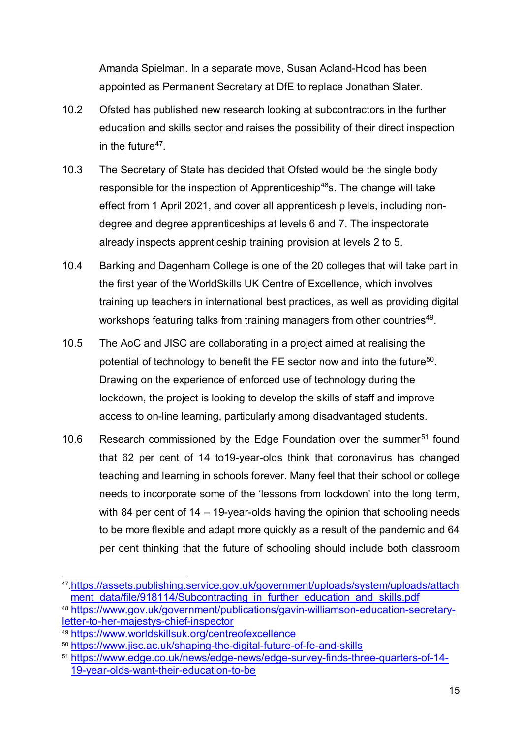Amanda Spielman. In a separate move, Susan Acland-Hood has been appointed as Permanent Secretary at DfE to replace Jonathan Slater.

10.2 Ofsted has published new research looking at subcontractors in the further education and skills sector and raises the possibility of their direct inspection in the future[47].

10.3 The Secretary of State has decided that Ofsted would be the single body responsible for the inspection of Apprenticeship[48]s. The change will take effect from 1 April 2021, and cover all apprenticeship levels, including non-degree and degree apprenticeships at levels 6 and 7. The inspectorate already inspects apprenticeship training provision at levels 2 to 5.

10.4 Barking and Dagenham College is one of the 20 colleges that will take part in the first year of the WorldSkills UK Centre of Excellence, which involves training up teachers in international best practices, as well as providing digital workshops featuring talks from training managers from other countries[49].

10.5 The AoC and JISC are collaborating in a project aimed at realising the potential of technology to benefit the FE sector now and into the future[50]. Drawing on the experience of enforced use of technology during the lockdown, the project is looking to develop the skills of staff and improve access to on-line learning, particularly among disadvantaged students.

10.6 Research commissioned by the Edge Foundation over the summer[51] found that 62 per cent of 14 to19-year-olds think that coronavirus has changed teaching and learning in schools forever. Many feel that their school or college needs to incorporate some of the 'lessons from lockdown' into the long term, with 84 per cent of 14 – 19-year-olds having the opinion that schooling needs to be more flexible and adapt more quickly as a result of the pandemic and 64 per cent thinking that the future of schooling should include both classroom

---

[47] https://assets.publishing.service.gov.uk/government/uploads/system/uploads/attachment_data/file/918114/Subcontracting_in_further_education_and_skills.pdf

[48] https://www.gov.uk/government/publications/gavin-williamson-education-secretary-letter-to-her-majestys-chief-inspector

[49] https://www.worldskillsuk.org/centreofexcellence

[50] https://www.jisc.ac.uk/shaping-the-digital-future-of-fe-and-skills

[51] https://www.edge.co.uk/news/edge-news/edge-survey-finds-three-quarters-of-14-19-year-olds-want-their-education-to-be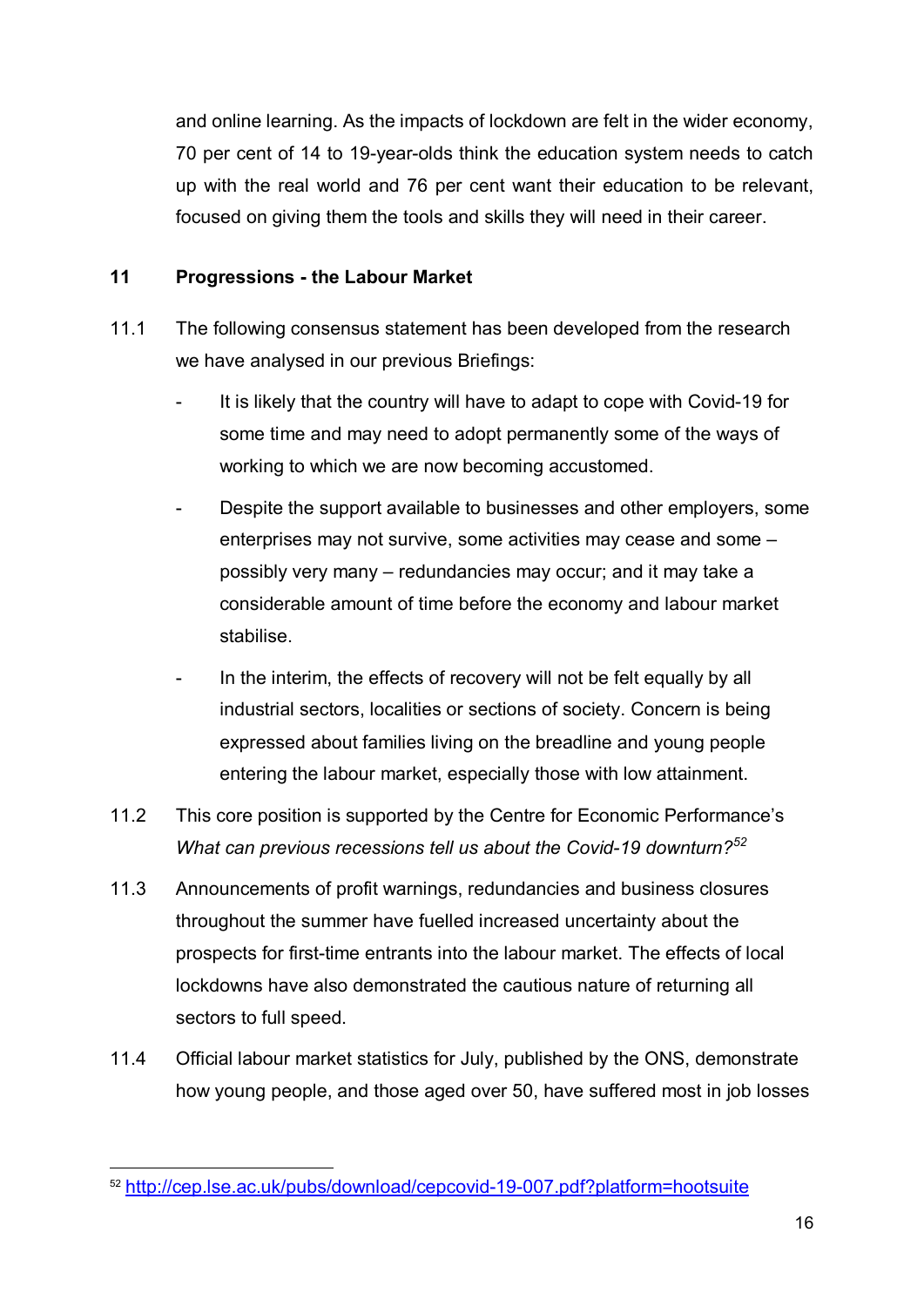and online learning. As the impacts of lockdown are felt in the wider economy, 70 per cent of 14 to 19-year-olds think the education system needs to catch up with the real world and 76 per cent want their education to be relevant, focused on giving them the tools and skills they will need in their career.

## 11 Progressions - the Labour Market

11.1 The following consensus statement has been developed from the research we have analysed in our previous Briefings:

- It is likely that the country will have to adapt to cope with Covid-19 for some time and may need to adopt permanently some of the ways of working to which we are now becoming accustomed.
- Despite the support available to businesses and other employers, some enterprises may not survive, some activities may cease and some – possibly very many – redundancies may occur; and it may take a considerable amount of time before the economy and labour market stabilise.
- In the interim, the effects of recovery will not be felt equally by all industrial sectors, localities or sections of society. Concern is being expressed about families living on the breadline and young people entering the labour market, especially those with low attainment.

11.2 This core position is supported by the Centre for Economic Performance's *What can previous recessions tell us about the Covid-19 downturn?*[52]

11.3 Announcements of profit warnings, redundancies and business closures throughout the summer have fuelled increased uncertainty about the prospects for first-time entrants into the labour market. The effects of local lockdowns have also demonstrated the cautious nature of returning all sectors to full speed.

11.4 Official labour market statistics for July, published by the ONS, demonstrate how young people, and those aged over 50, have suffered most in job losses

[52] http://cep.lse.ac.uk/pubs/download/cepcovid-19-007.pdf?platform=hootsuite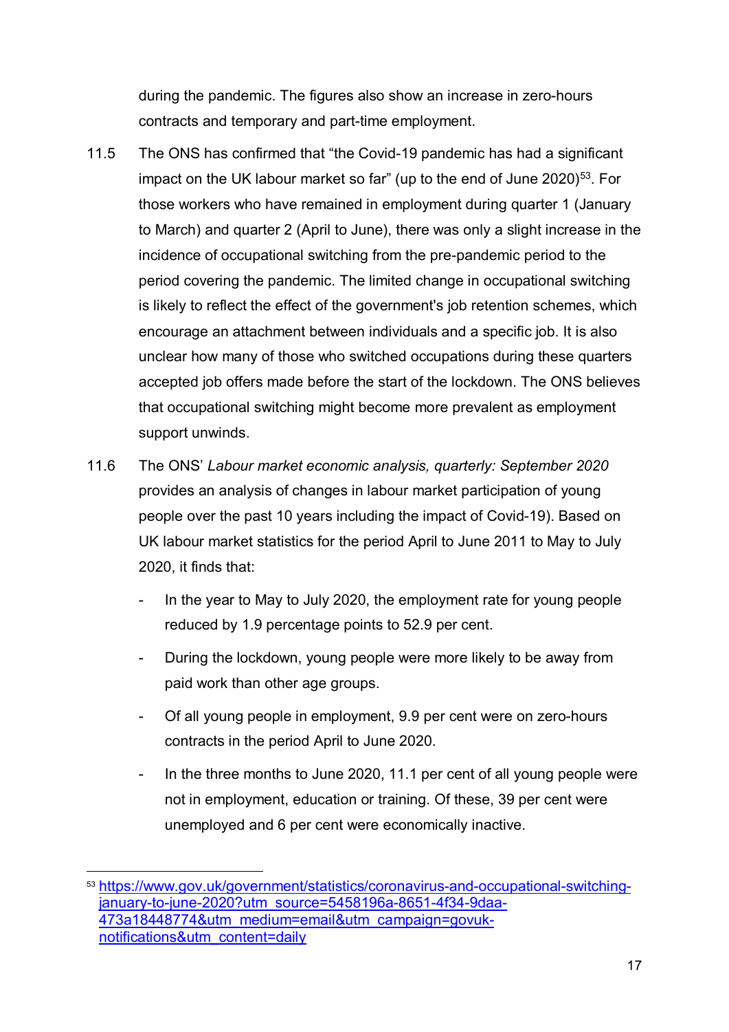during the pandemic. The figures also show an increase in zero-hours contracts and temporary and part-time employment.

11.5 The ONS has confirmed that "the Covid-19 pandemic has had a significant impact on the UK labour market so far" (up to the end of June 2020)[53]. For those workers who have remained in employment during quarter 1 (January to March) and quarter 2 (April to June), there was only a slight increase in the incidence of occupational switching from the pre-pandemic period to the period covering the pandemic. The limited change in occupational switching is likely to reflect the effect of the government's job retention schemes, which encourage an attachment between individuals and a specific job. It is also unclear how many of those who switched occupations during these quarters accepted job offers made before the start of the lockdown. The ONS believes that occupational switching might become more prevalent as employment support unwinds.

11.6 The ONS' *Labour market economic analysis, quarterly: September 2020* provides an analysis of changes in labour market participation of young people over the past 10 years including the impact of Covid-19). Based on UK labour market statistics for the period April to June 2011 to May to July 2020, it finds that:

- In the year to May to July 2020, the employment rate for young people reduced by 1.9 percentage points to 52.9 per cent.
- During the lockdown, young people were more likely to be away from paid work than other age groups.
- Of all young people in employment, 9.9 per cent were on zero-hours contracts in the period April to June 2020.
- In the three months to June 2020, 11.1 per cent of all young people were not in employment, education or training. Of these, 39 per cent were unemployed and 6 per cent were economically inactive.

---

[53] https://www.gov.uk/government/statistics/coronavirus-and-occupational-switching-january-to-june-2020?utm_source=5458196a-8651-4f34-9daa-473a18448774&utm_medium=email&utm_campaign=govuk-notifications&utm_content=daily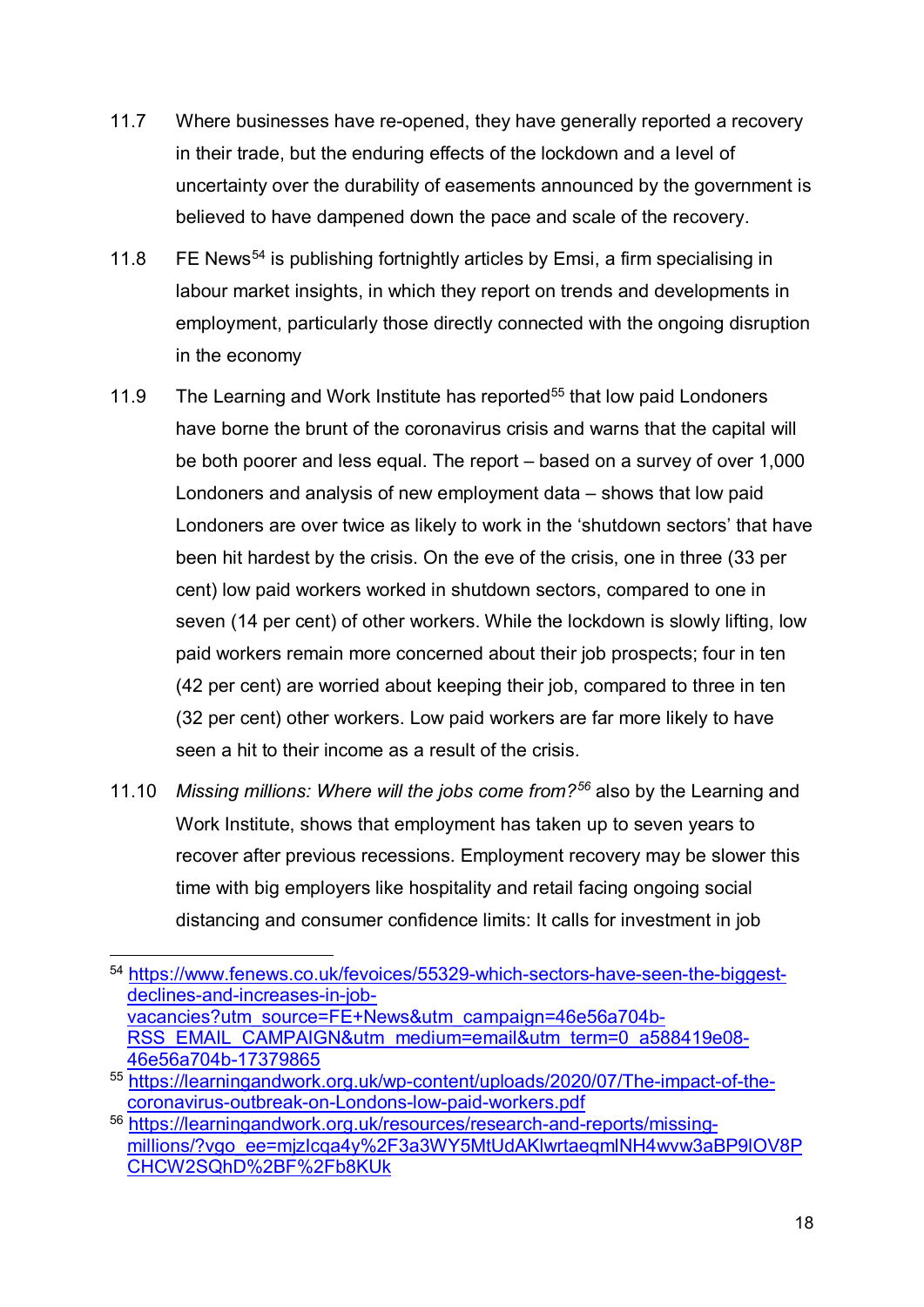11.7 Where businesses have re-opened, they have generally reported a recovery in their trade, but the enduring effects of the lockdown and a level of uncertainty over the durability of easements announced by the government is believed to have dampened down the pace and scale of the recovery.

11.8 FE News[54] is publishing fortnightly articles by Emsi, a firm specialising in labour market insights, in which they report on trends and developments in employment, particularly those directly connected with the ongoing disruption in the economy

11.9 The Learning and Work Institute has reported[55] that low paid Londoners have borne the brunt of the coronavirus crisis and warns that the capital will be both poorer and less equal. The report – based on a survey of over 1,000 Londoners and analysis of new employment data – shows that low paid Londoners are over twice as likely to work in the 'shutdown sectors' that have been hit hardest by the crisis. On the eve of the crisis, one in three (33 per cent) low paid workers worked in shutdown sectors, compared to one in seven (14 per cent) of other workers. While the lockdown is slowly lifting, low paid workers remain more concerned about their job prospects; four in ten (42 per cent) are worried about keeping their job, compared to three in ten (32 per cent) other workers. Low paid workers are far more likely to have seen a hit to their income as a result of the crisis.

11.10 *Missing millions: Where will the jobs come from?*[56] also by the Learning and Work Institute, shows that employment has taken up to seven years to recover after previous recessions. Employment recovery may be slower this time with big employers like hospitality and retail facing ongoing social distancing and consumer confidence limits: It calls for investment in job

---

[54] https://www.fenews.co.uk/fevoices/55329-which-sectors-have-seen-the-biggest-declines-and-increases-in-job-vacancies?utm_source=FE+News&utm_campaign=46e56a704b-RSS_EMAIL_CAMPAIGN&utm_medium=email&utm_term=0_a588419e08-46e56a704b-17379865

[55] https://learningandwork.org.uk/wp-content/uploads/2020/07/The-impact-of-the-coronavirus-outbreak-on-Londons-low-paid-workers.pdf

[56] https://learningandwork.org.uk/resources/research-and-reports/missing-millions/?vgo_ee=mjzIcqa4y%2F3a3WY5MtUdAKlwrtaeqmlNH4wvw3aBP9lOV8PCHCW2SQhD%2BF%2Fb8KUk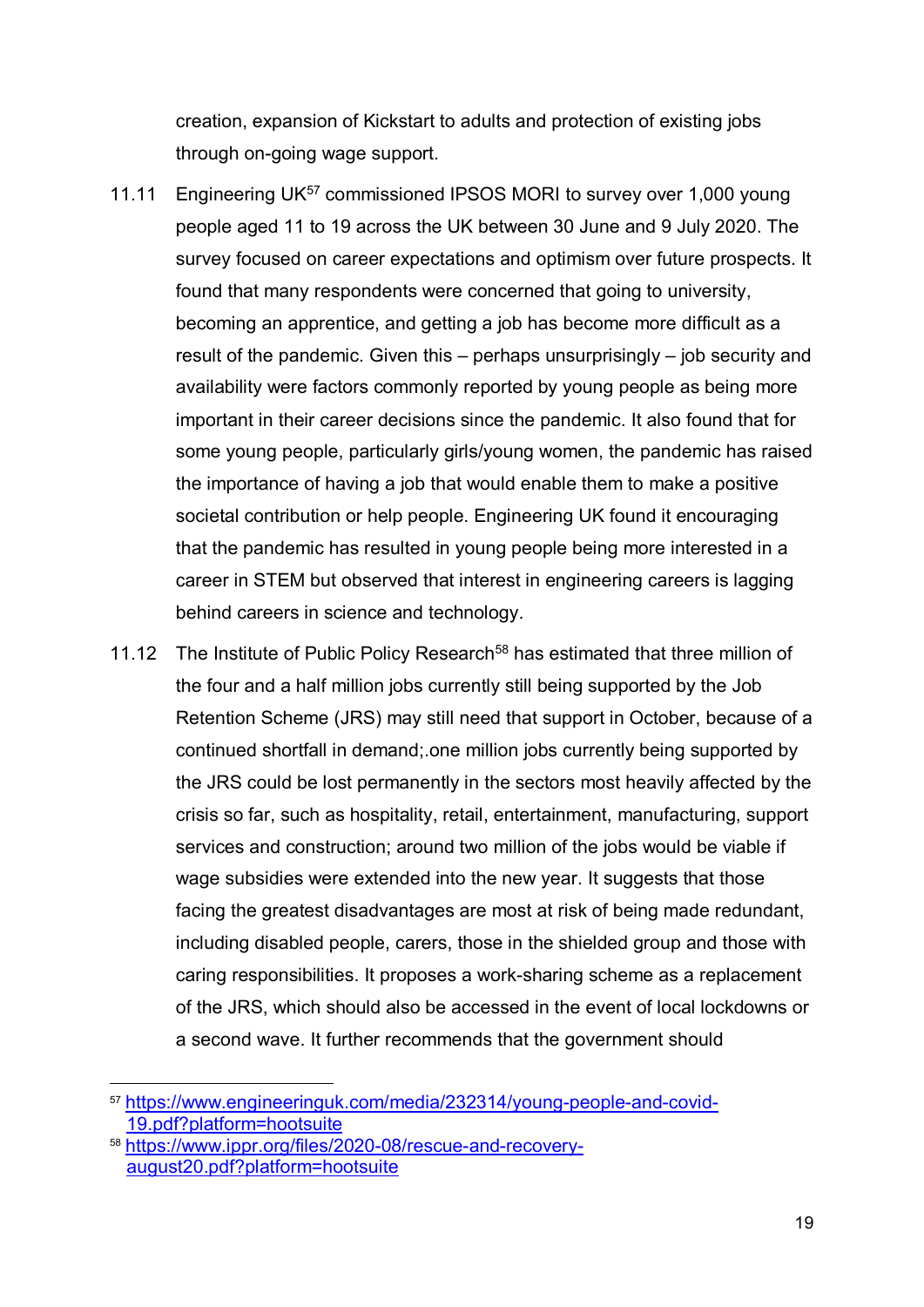creation, expansion of Kickstart to adults and protection of existing jobs through on-going wage support.

11.11 Engineering UK[57] commissioned IPSOS MORI to survey over 1,000 young people aged 11 to 19 across the UK between 30 June and 9 July 2020. The survey focused on career expectations and optimism over future prospects. It found that many respondents were concerned that going to university, becoming an apprentice, and getting a job has become more difficult as a result of the pandemic. Given this – perhaps unsurprisingly – job security and availability were factors commonly reported by young people as being more important in their career decisions since the pandemic. It also found that for some young people, particularly girls/young women, the pandemic has raised the importance of having a job that would enable them to make a positive societal contribution or help people. Engineering UK found it encouraging that the pandemic has resulted in young people being more interested in a career in STEM but observed that interest in engineering careers is lagging behind careers in science and technology.

11.12 The Institute of Public Policy Research[58] has estimated that three million of the four and a half million jobs currently still being supported by the Job Retention Scheme (JRS) may still need that support in October, because of a continued shortfall in demand;.one million jobs currently being supported by the JRS could be lost permanently in the sectors most heavily affected by the crisis so far, such as hospitality, retail, entertainment, manufacturing, support services and construction; around two million of the jobs would be viable if wage subsidies were extended into the new year. It suggests that those facing the greatest disadvantages are most at risk of being made redundant, including disabled people, carers, those in the shielded group and those with caring responsibilities. It proposes a work-sharing scheme as a replacement of the JRS, which should also be accessed in the event of local lockdowns or a second wave. It further recommends that the government should

---

[57] https://www.engineeringuk.com/media/232314/young-people-and-covid-19.pdf?platform=hootsuite

[58] https://www.ippr.org/files/2020-08/rescue-and-recovery-august20.pdf?platform=hootsuite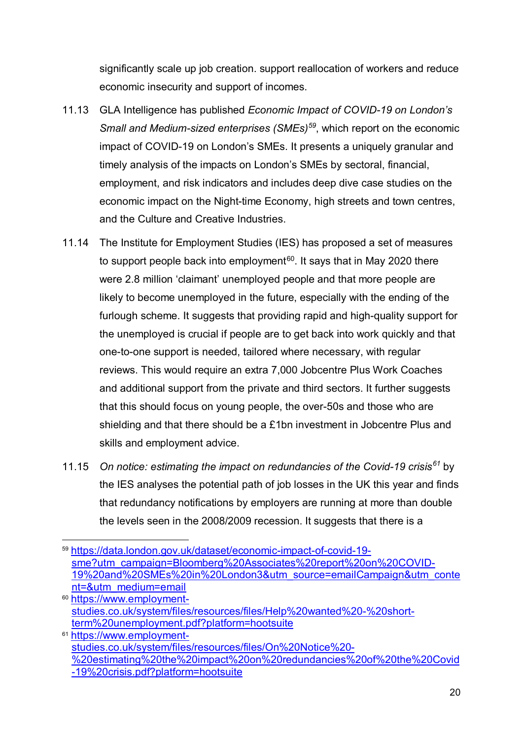significantly scale up job creation. support reallocation of workers and reduce economic insecurity and support of incomes.

11.13 GLA Intelligence has published *Economic Impact of COVID-19 on London's Small and Medium-sized enterprises (SMEs)*[59], which report on the economic impact of COVID-19 on London's SMEs. It presents a uniquely granular and timely analysis of the impacts on London's SMEs by sectoral, financial, employment, and risk indicators and includes deep dive case studies on the economic impact on the Night-time Economy, high streets and town centres, and the Culture and Creative Industries.

11.14 The Institute for Employment Studies (IES) has proposed a set of measures to support people back into employment[60]. It says that in May 2020 there were 2.8 million 'claimant' unemployed people and that more people are likely to become unemployed in the future, especially with the ending of the furlough scheme. It suggests that providing rapid and high-quality support for the unemployed is crucial if people are to get back into work quickly and that one-to-one support is needed, tailored where necessary, with regular reviews. This would require an extra 7,000 Jobcentre Plus Work Coaches and additional support from the private and third sectors. It further suggests that this should focus on young people, the over-50s and those who are shielding and that there should be a £1bn investment in Jobcentre Plus and skills and employment advice.

11.15 *On notice: estimating the impact on redundancies of the Covid-19 crisis*[61] by the IES analyses the potential path of job losses in the UK this year and finds that redundancy notifications by employers are running at more than double the levels seen in the 2008/2009 recession. It suggests that there is a

---

[59] https://data.london.gov.uk/dataset/economic-impact-of-covid-19-sme?utm_campaign=Bloomberg%20Associates%20report%20on%20COVID-19%20and%20SMEs%20in%20London3&utm_source=emailCampaign&utm_content=&utm_medium=email

[60] https://www.employment-studies.co.uk/system/files/resources/files/Help%20wanted%20-%20short-term%20unemployment.pdf?platform=hootsuite

[61] https://www.employment-studies.co.uk/system/files/resources/files/On%20Notice%20-%20estimating%20the%20impact%20on%20redundancies%20of%20the%20Covid-19%20crisis.pdf?platform=hootsuite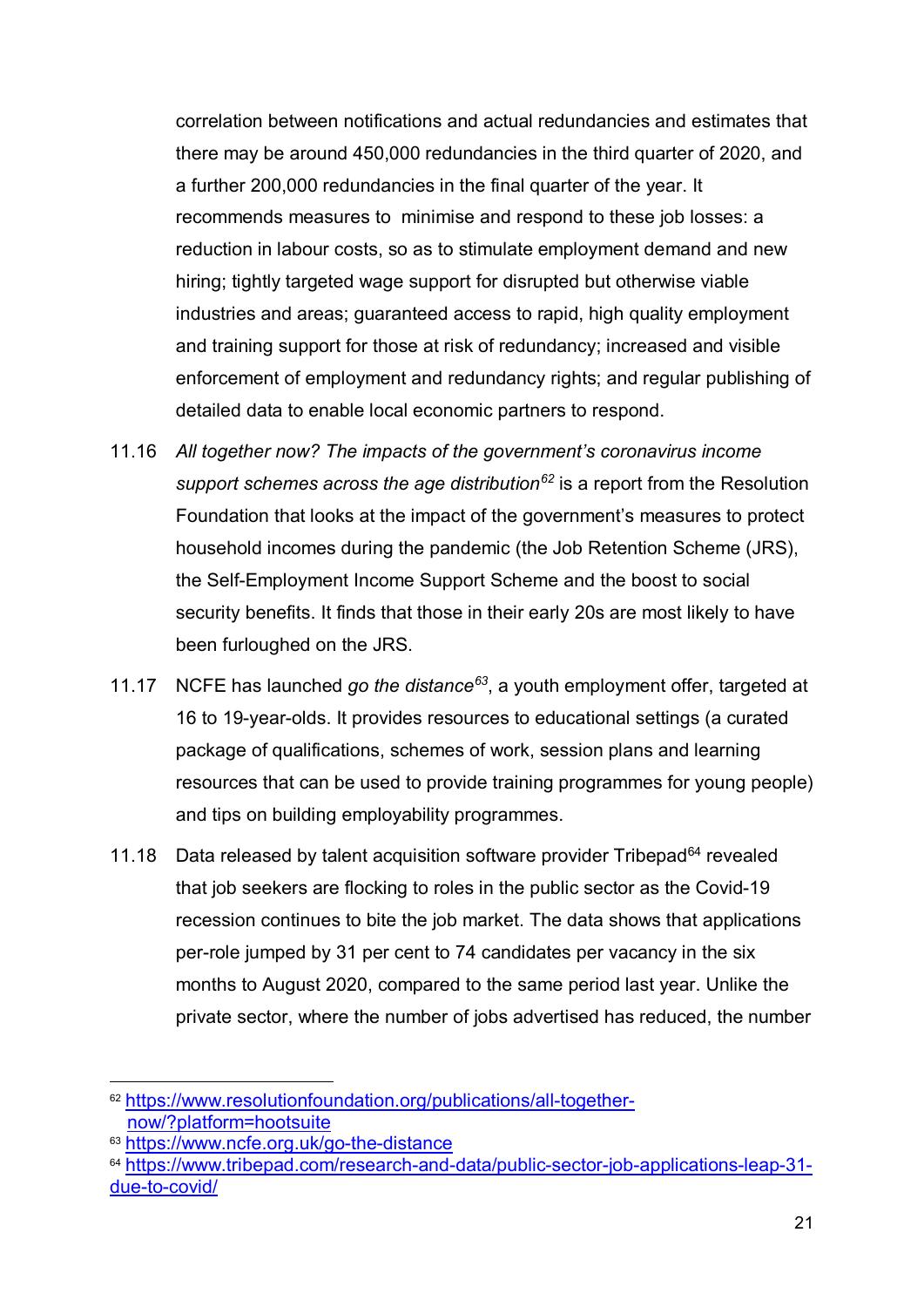correlation between notifications and actual redundancies and estimates that there may be around 450,000 redundancies in the third quarter of 2020, and a further 200,000 redundancies in the final quarter of the year. It recommends measures to minimise and respond to these job losses: a reduction in labour costs, so as to stimulate employment demand and new hiring; tightly targeted wage support for disrupted but otherwise viable industries and areas; guaranteed access to rapid, high quality employment and training support for those at risk of redundancy; increased and visible enforcement of employment and redundancy rights; and regular publishing of detailed data to enable local economic partners to respond.

11.16 *All together now? The impacts of the government's coronavirus income support schemes across the age distribution*[62] is a report from the Resolution Foundation that looks at the impact of the government's measures to protect household incomes during the pandemic (the Job Retention Scheme (JRS), the Self-Employment Income Support Scheme and the boost to social security benefits. It finds that those in their early 20s are most likely to have been furloughed on the JRS.

11.17 NCFE has launched *go the distance*[63], a youth employment offer, targeted at 16 to 19-year-olds. It provides resources to educational settings (a curated package of qualifications, schemes of work, session plans and learning resources that can be used to provide training programmes for young people) and tips on building employability programmes.

11.18 Data released by talent acquisition software provider Tribepad[64] revealed that job seekers are flocking to roles in the public sector as the Covid-19 recession continues to bite the job market. The data shows that applications per-role jumped by 31 per cent to 74 candidates per vacancy in the six months to August 2020, compared to the same period last year. Unlike the private sector, where the number of jobs advertised has reduced, the number

---

[62] https://www.resolutionfoundation.org/publications/all-together-now/?platform=hootsuite

[63] https://www.ncfe.org.uk/go-the-distance

[64] https://www.tribepad.com/research-and-data/public-sector-job-applications-leap-31-due-to-covid/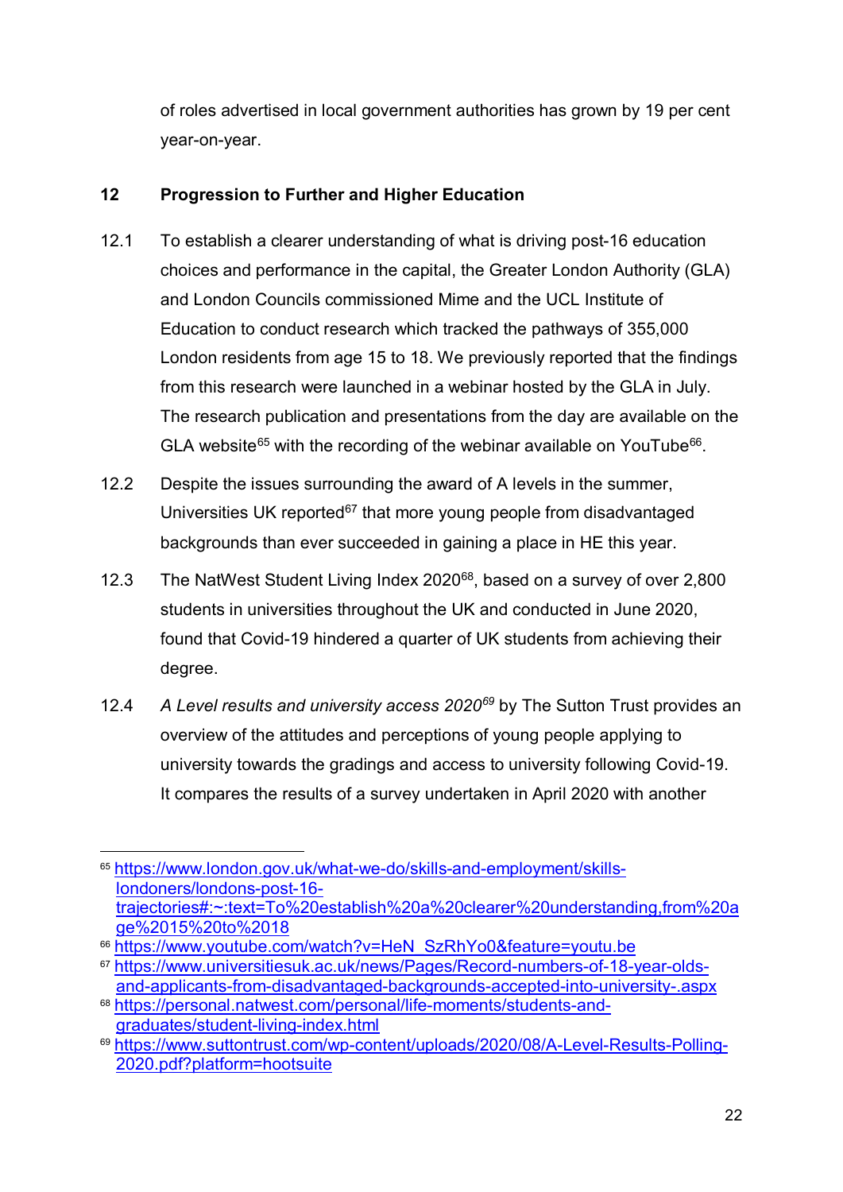of roles advertised in local government authorities has grown by 19 per cent year-on-year.

## 12 Progression to Further and Higher Education

12.1 To establish a clearer understanding of what is driving post-16 education choices and performance in the capital, the Greater London Authority (GLA) and London Councils commissioned Mime and the UCL Institute of Education to conduct research which tracked the pathways of 355,000 London residents from age 15 to 18. We previously reported that the findings from this research were launched in a webinar hosted by the GLA in July. The research publication and presentations from the day are available on the GLA website[65] with the recording of the webinar available on YouTube[66].

12.2 Despite the issues surrounding the award of A levels in the summer, Universities UK reported[67] that more young people from disadvantaged backgrounds than ever succeeded in gaining a place in HE this year.

12.3 The NatWest Student Living Index 2020[68], based on a survey of over 2,800 students in universities throughout the UK and conducted in June 2020, found that Covid-19 hindered a quarter of UK students from achieving their degree.

12.4 *A Level results and university access 2020*[69] by The Sutton Trust provides an overview of the attitudes and perceptions of young people applying to university towards the gradings and access to university following Covid-19. It compares the results of a survey undertaken in April 2020 with another

---

[65] https://www.london.gov.uk/what-we-do/skills-and-employment/skills-londoners/londons-post-16-trajectories#:~:text=To%20establish%20a%20clearer%20understanding,from%20age%2015%20to%2018

[66] https://www.youtube.com/watch?v=HeN_SzRhYo0&feature=youtu.be

[67] https://www.universitiesuk.ac.uk/news/Pages/Record-numbers-of-18-year-olds-and-applicants-from-disadvantaged-backgrounds-accepted-into-university-.aspx

[68] https://personal.natwest.com/personal/life-moments/students-and-graduates/student-living-index.html

[69] https://www.suttontrust.com/wp-content/uploads/2020/08/A-Level-Results-Polling-2020.pdf?platform=hootsuite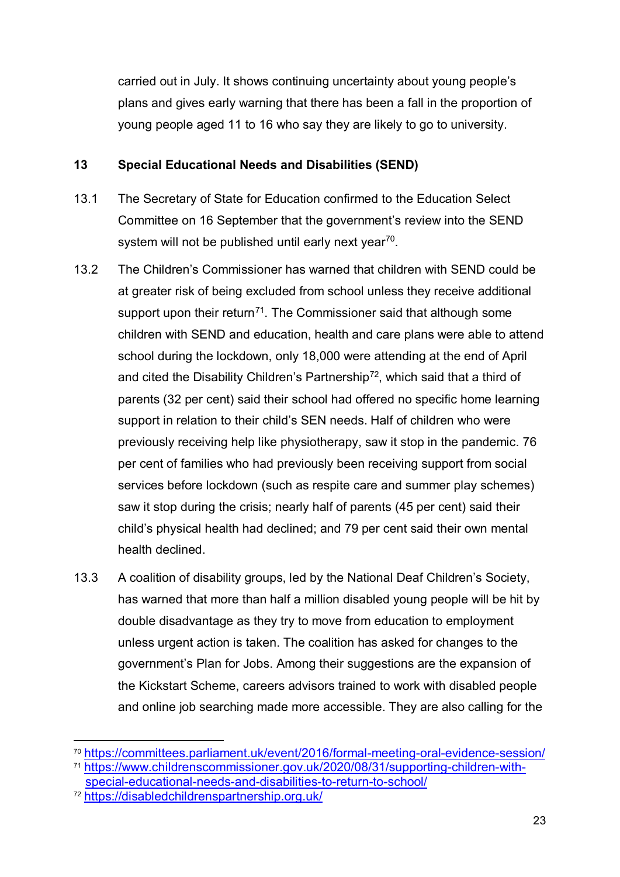carried out in July. It shows continuing uncertainty about young people's plans and gives early warning that there has been a fall in the proportion of young people aged 11 to 16 who say they are likely to go to university.

## 13 Special Educational Needs and Disabilities (SEND)

13.1 The Secretary of State for Education confirmed to the Education Select Committee on 16 September that the government's review into the SEND system will not be published until early next year[70].

13.2 The Children's Commissioner has warned that children with SEND could be at greater risk of being excluded from school unless they receive additional support upon their return[71]. The Commissioner said that although some children with SEND and education, health and care plans were able to attend school during the lockdown, only 18,000 were attending at the end of April and cited the Disability Children's Partnership[72], which said that a third of parents (32 per cent) said their school had offered no specific home learning support in relation to their child's SEN needs. Half of children who were previously receiving help like physiotherapy, saw it stop in the pandemic. 76 per cent of families who had previously been receiving support from social services before lockdown (such as respite care and summer play schemes) saw it stop during the crisis; nearly half of parents (45 per cent) said their child's physical health had declined; and 79 per cent said their own mental health declined.

13.3 A coalition of disability groups, led by the National Deaf Children's Society, has warned that more than half a million disabled young people will be hit by double disadvantage as they try to move from education to employment unless urgent action is taken. The coalition has asked for changes to the government's Plan for Jobs. Among their suggestions are the expansion of the Kickstart Scheme, careers advisors trained to work with disabled people and online job searching made more accessible. They are also calling for the

---

[70] https://committees.parliament.uk/event/2016/formal-meeting-oral-evidence-session/

[71] https://www.childrenscommissioner.gov.uk/2020/08/31/supporting-children-with-special-educational-needs-and-disabilities-to-return-to-school/

[72] https://disabledchildrenspartnership.org.uk/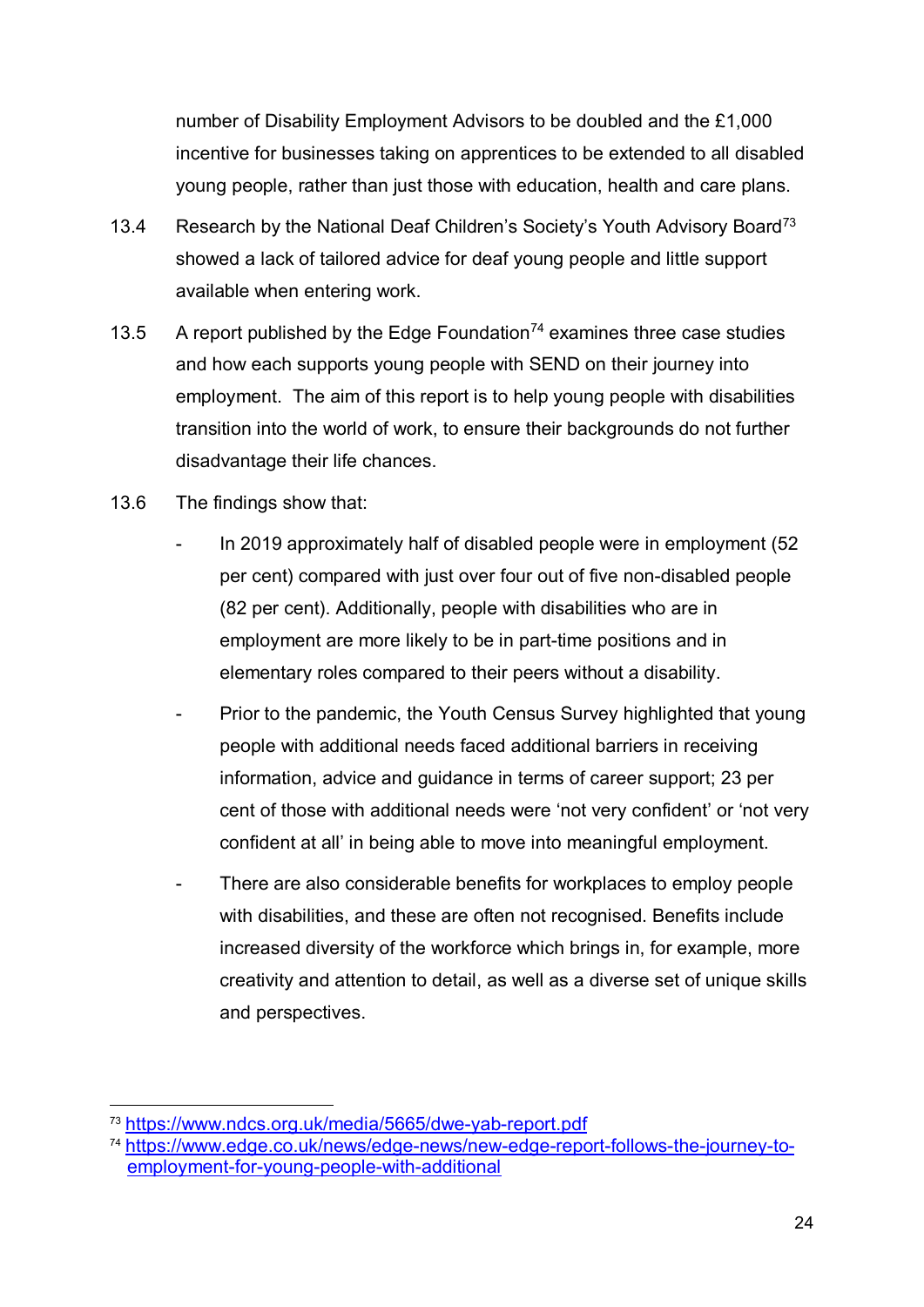number of Disability Employment Advisors to be doubled and the £1,000 incentive for businesses taking on apprentices to be extended to all disabled young people, rather than just those with education, health and care plans.

13.4 Research by the National Deaf Children's Society's Youth Advisory Board[73] showed a lack of tailored advice for deaf young people and little support available when entering work.

13.5 A report published by the Edge Foundation[74] examines three case studies and how each supports young people with SEND on their journey into employment. The aim of this report is to help young people with disabilities transition into the world of work, to ensure their backgrounds do not further disadvantage their life chances.

13.6 The findings show that:

- In 2019 approximately half of disabled people were in employment (52 per cent) compared with just over four out of five non-disabled people (82 per cent). Additionally, people with disabilities who are in employment are more likely to be in part-time positions and in elementary roles compared to their peers without a disability.
- Prior to the pandemic, the Youth Census Survey highlighted that young people with additional needs faced additional barriers in receiving information, advice and guidance in terms of career support; 23 per cent of those with additional needs were 'not very confident' or 'not very confident at all' in being able to move into meaningful employment.
- There are also considerable benefits for workplaces to employ people with disabilities, and these are often not recognised. Benefits include increased diversity of the workforce which brings in, for example, more creativity and attention to detail, as well as a diverse set of unique skills and perspectives.

[73] https://www.ndcs.org.uk/media/5665/dwe-yab-report.pdf

[74] https://www.edge.co.uk/news/edge-news/new-edge-report-follows-the-journey-to-employment-for-young-people-with-additional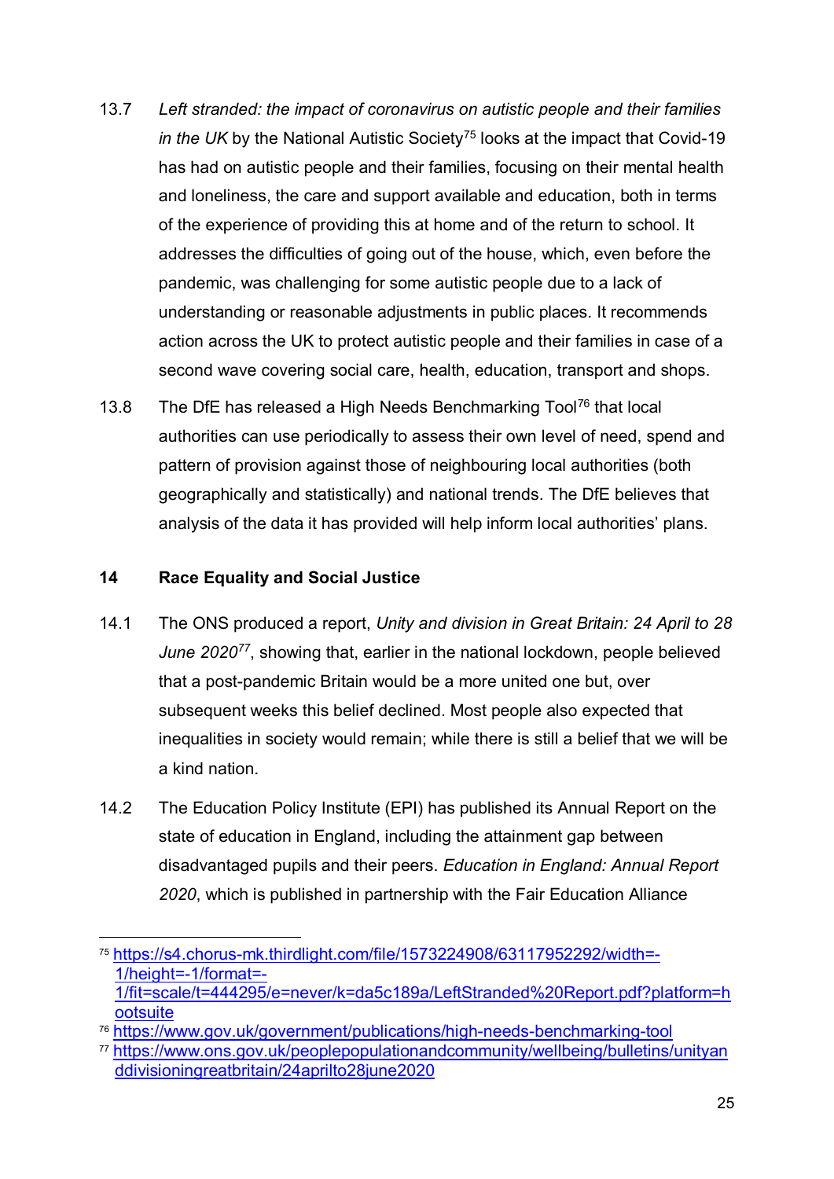13.7 *Left stranded: the impact of coronavirus on autistic people and their families in the UK* by the National Autistic Society[75] looks at the impact that Covid-19 has had on autistic people and their families, focusing on their mental health and loneliness, the care and support available and education, both in terms of the experience of providing this at home and of the return to school. It addresses the difficulties of going out of the house, which, even before the pandemic, was challenging for some autistic people due to a lack of understanding or reasonable adjustments in public places. It recommends action across the UK to protect autistic people and their families in case of a second wave covering social care, health, education, transport and shops.

13.8 The DfE has released a High Needs Benchmarking Tool[76] that local authorities can use periodically to assess their own level of need, spend and pattern of provision against those of neighbouring local authorities (both geographically and statistically) and national trends. The DfE believes that analysis of the data it has provided will help inform local authorities' plans.

## 14 Race Equality and Social Justice

14.1 The ONS produced a report, *Unity and division in Great Britain: 24 April to 28 June 2020*[77], showing that, earlier in the national lockdown, people believed that a post-pandemic Britain would be a more united one but, over subsequent weeks this belief declined. Most people also expected that inequalities in society would remain; while there is still a belief that we will be a kind nation.

14.2 The Education Policy Institute (EPI) has published its Annual Report on the state of education in England, including the attainment gap between disadvantaged pupils and their peers. *Education in England: Annual Report 2020*, which is published in partnership with the Fair Education Alliance

---

[75] https://s4.chorus-mk.thirdlight.com/file/1573224908/63117952292/width=-1/height=-1/format=-1/fit=scale/t=444295/e=never/k=da5c189a/LeftStranded%20Report.pdf?platform=hootsuite

[76] https://www.gov.uk/government/publications/high-needs-benchmarking-tool

[77] https://www.ons.gov.uk/peoplepopulationandcommunity/wellbeing/bulletins/unityanddivisioningreatbritain/24aprilto28june2020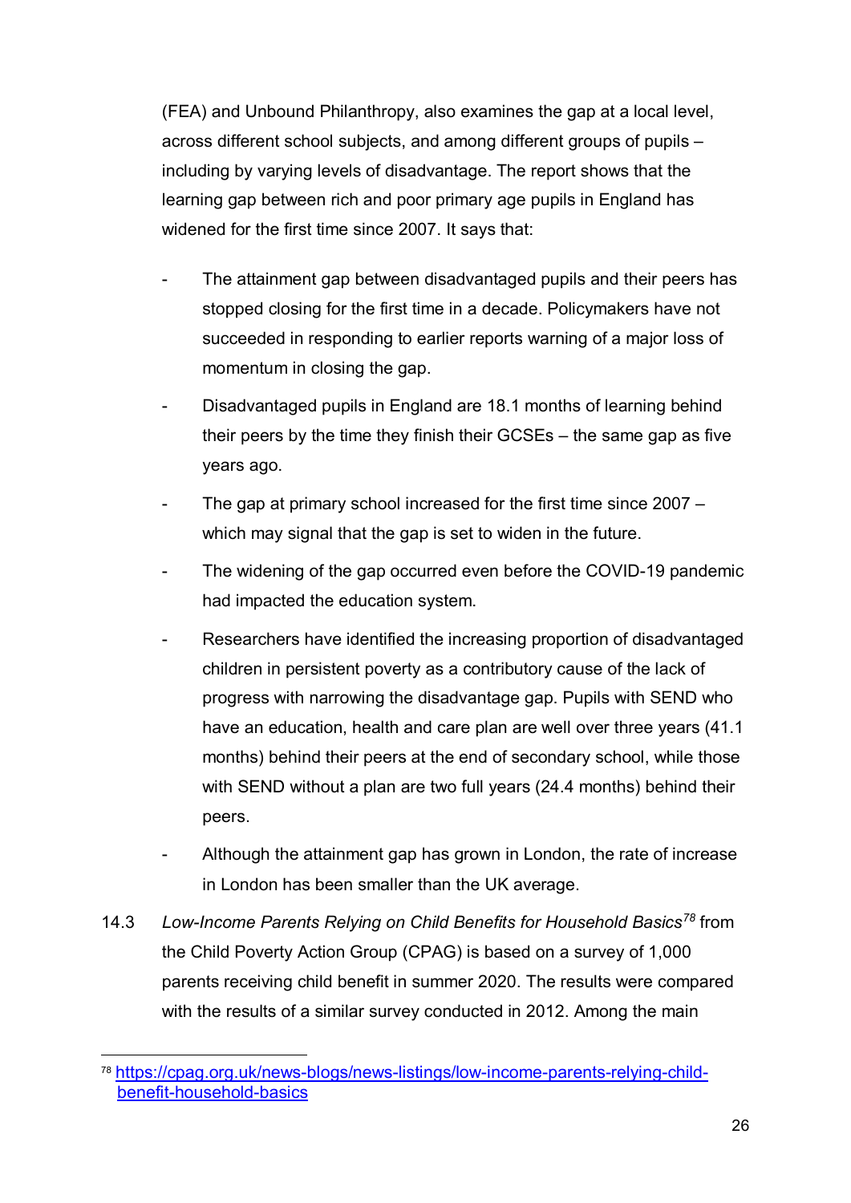(FEA) and Unbound Philanthropy, also examines the gap at a local level, across different school subjects, and among different groups of pupils – including by varying levels of disadvantage. The report shows that the learning gap between rich and poor primary age pupils in England has widened for the first time since 2007. It says that:

- The attainment gap between disadvantaged pupils and their peers has stopped closing for the first time in a decade. Policymakers have not succeeded in responding to earlier reports warning of a major loss of momentum in closing the gap.
- Disadvantaged pupils in England are 18.1 months of learning behind their peers by the time they finish their GCSEs – the same gap as five years ago.
- The gap at primary school increased for the first time since 2007 – which may signal that the gap is set to widen in the future.
- The widening of the gap occurred even before the COVID-19 pandemic had impacted the education system.
- Researchers have identified the increasing proportion of disadvantaged children in persistent poverty as a contributory cause of the lack of progress with narrowing the disadvantage gap. Pupils with SEND who have an education, health and care plan are well over three years (41.1 months) behind their peers at the end of secondary school, while those with SEND without a plan are two full years (24.4 months) behind their peers.
- Although the attainment gap has grown in London, the rate of increase in London has been smaller than the UK average.

14.3 *Low-Income Parents Relying on Child Benefits for Household Basics*[78] from the Child Poverty Action Group (CPAG) is based on a survey of 1,000 parents receiving child benefit in summer 2020. The results were compared with the results of a similar survey conducted in 2012. Among the main

[78] https://cpag.org.uk/news-blogs/news-listings/low-income-parents-relying-child-benefit-household-basics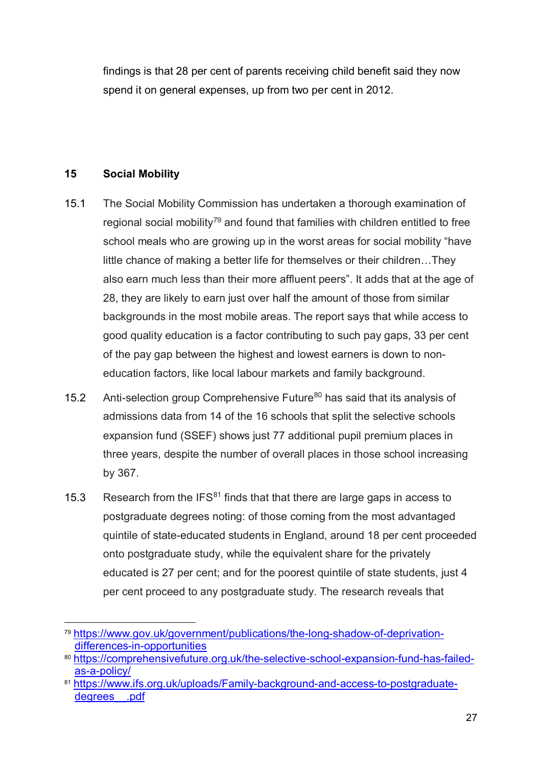findings is that 28 per cent of parents receiving child benefit said they now spend it on general expenses, up from two per cent in 2012.

## 15 Social Mobility

15.1 The Social Mobility Commission has undertaken a thorough examination of regional social mobility[79] and found that families with children entitled to free school meals who are growing up in the worst areas for social mobility "have little chance of making a better life for themselves or their children…They also earn much less than their more affluent peers". It adds that at the age of 28, they are likely to earn just over half the amount of those from similar backgrounds in the most mobile areas. The report says that while access to good quality education is a factor contributing to such pay gaps, 33 per cent of the pay gap between the highest and lowest earners is down to non-education factors, like local labour markets and family background.

15.2 Anti-selection group Comprehensive Future[80] has said that its analysis of admissions data from 14 of the 16 schools that split the selective schools expansion fund (SSEF) shows just 77 additional pupil premium places in three years, despite the number of overall places in those school increasing by 367.

15.3 Research from the IFS[81] finds that that there are large gaps in access to postgraduate degrees noting: of those coming from the most advantaged quintile of state-educated students in England, around 18 per cent proceeded onto postgraduate study, while the equivalent share for the privately educated is 27 per cent; and for the poorest quintile of state students, just 4 per cent proceed to any postgraduate study. The research reveals that

[79] https://www.gov.uk/government/publications/the-long-shadow-of-deprivation-differences-in-opportunities

[80] https://comprehensivefuture.org.uk/the-selective-school-expansion-fund-has-failed-as-a-policy/

[81] https://www.ifs.org.uk/uploads/Family-background-and-access-to-postgraduate-degrees__.pdf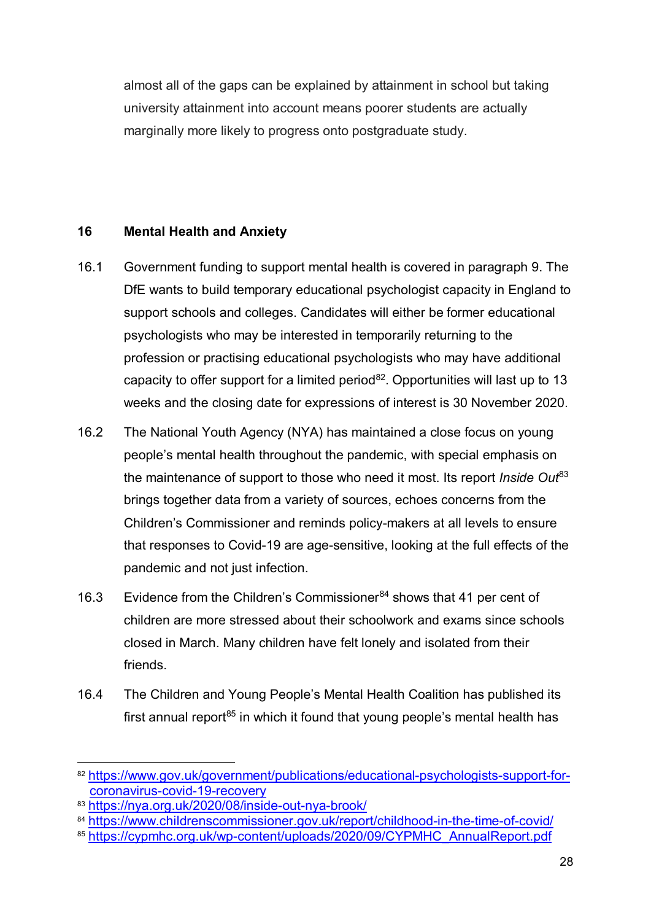almost all of the gaps can be explained by attainment in school but taking university attainment into account means poorer students are actually marginally more likely to progress onto postgraduate study.

## 16 Mental Health and Anxiety

16.1 Government funding to support mental health is covered in paragraph 9. The DfE wants to build temporary educational psychologist capacity in England to support schools and colleges. Candidates will either be former educational psychologists who may be interested in temporarily returning to the profession or practising educational psychologists who may have additional capacity to offer support for a limited period[82]. Opportunities will last up to 13 weeks and the closing date for expressions of interest is 30 November 2020.

16.2 The National Youth Agency (NYA) has maintained a close focus on young people's mental health throughout the pandemic, with special emphasis on the maintenance of support to those who need it most. Its report *Inside Out*[83] brings together data from a variety of sources, echoes concerns from the Children's Commissioner and reminds policy-makers at all levels to ensure that responses to Covid-19 are age-sensitive, looking at the full effects of the pandemic and not just infection.

16.3 Evidence from the Children's Commissioner[84] shows that 41 per cent of children are more stressed about their schoolwork and exams since schools closed in March. Many children have felt lonely and isolated from their friends.

16.4 The Children and Young People's Mental Health Coalition has published its first annual report[85] in which it found that young people's mental health has

---

[82] https://www.gov.uk/government/publications/educational-psychologists-support-for-coronavirus-covid-19-recovery

[83] https://nya.org.uk/2020/08/inside-out-nya-brook/

[84] https://www.childrenscommissioner.gov.uk/report/childhood-in-the-time-of-covid/

[85] https://cypmhc.org.uk/wp-content/uploads/2020/09/CYPMHC_AnnualReport.pdf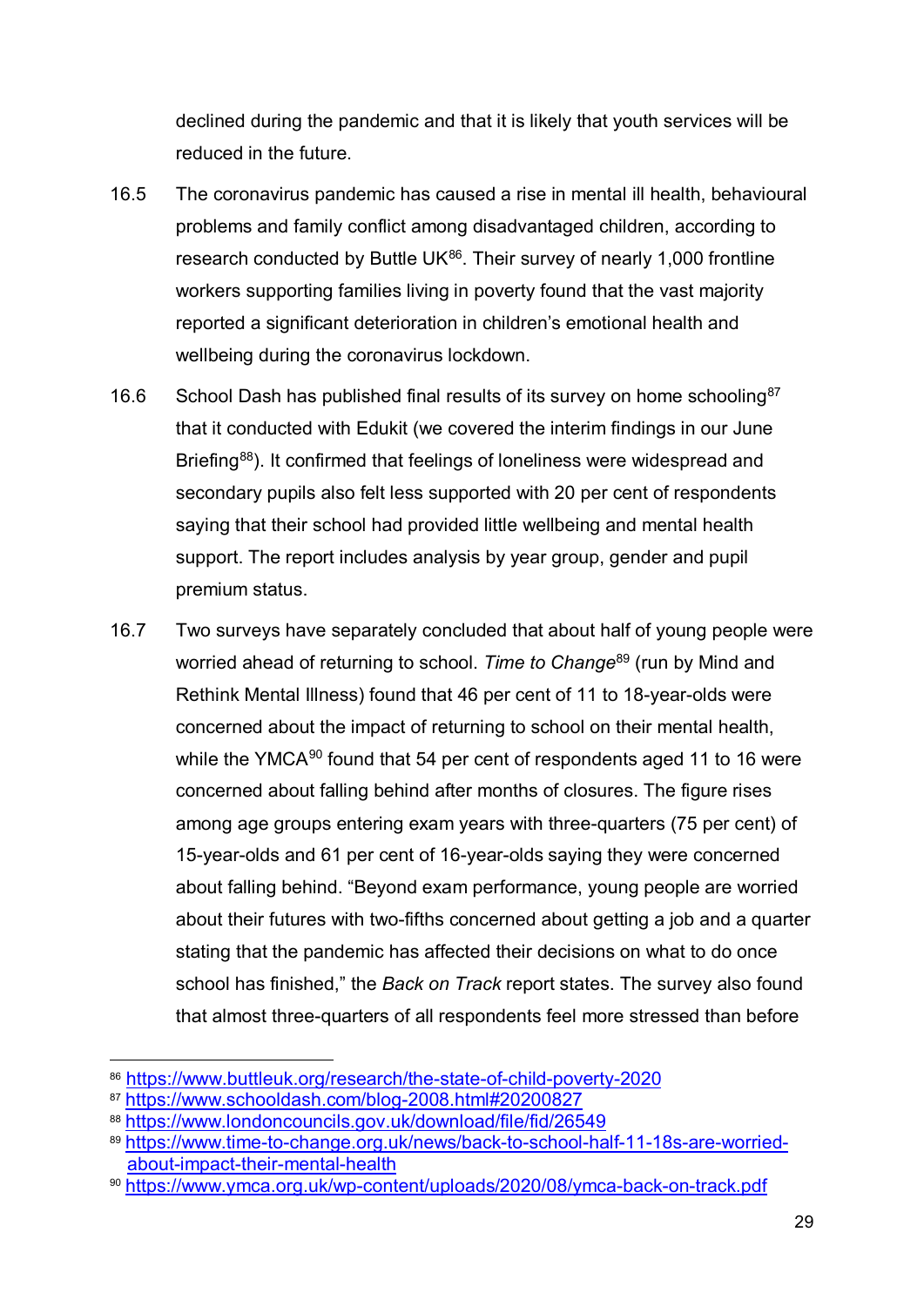declined during the pandemic and that it is likely that youth services will be reduced in the future.

16.5 The coronavirus pandemic has caused a rise in mental ill health, behavioural problems and family conflict among disadvantaged children, according to research conducted by Buttle UK[86]. Their survey of nearly 1,000 frontline workers supporting families living in poverty found that the vast majority reported a significant deterioration in children's emotional health and wellbeing during the coronavirus lockdown.

16.6 School Dash has published final results of its survey on home schooling[87] that it conducted with Edukit (we covered the interim findings in our June Briefing[88]). It confirmed that feelings of loneliness were widespread and secondary pupils also felt less supported with 20 per cent of respondents saying that their school had provided little wellbeing and mental health support. The report includes analysis by year group, gender and pupil premium status.

16.7 Two surveys have separately concluded that about half of young people were worried ahead of returning to school. *Time to Change*[89] (run by Mind and Rethink Mental Illness) found that 46 per cent of 11 to 18-year-olds were concerned about the impact of returning to school on their mental health, while the YMCA[90] found that 54 per cent of respondents aged 11 to 16 were concerned about falling behind after months of closures. The figure rises among age groups entering exam years with three-quarters (75 per cent) of 15-year-olds and 61 per cent of 16-year-olds saying they were concerned about falling behind. "Beyond exam performance, young people are worried about their futures with two-fifths concerned about getting a job and a quarter stating that the pandemic has affected their decisions on what to do once school has finished," the *Back on Track* report states. The survey also found that almost three-quarters of all respondents feel more stressed than before

---

[86] https://www.buttleuk.org/research/the-state-of-child-poverty-2020

[87] https://www.schooldash.com/blog-2008.html#20200827

[88] https://www.londoncouncils.gov.uk/download/file/fid/26549

[89] https://www.time-to-change.org.uk/news/back-to-school-half-11-18s-are-worried-about-impact-their-mental-health

[90] https://www.ymca.org.uk/wp-content/uploads/2020/08/ymca-back-on-track.pdf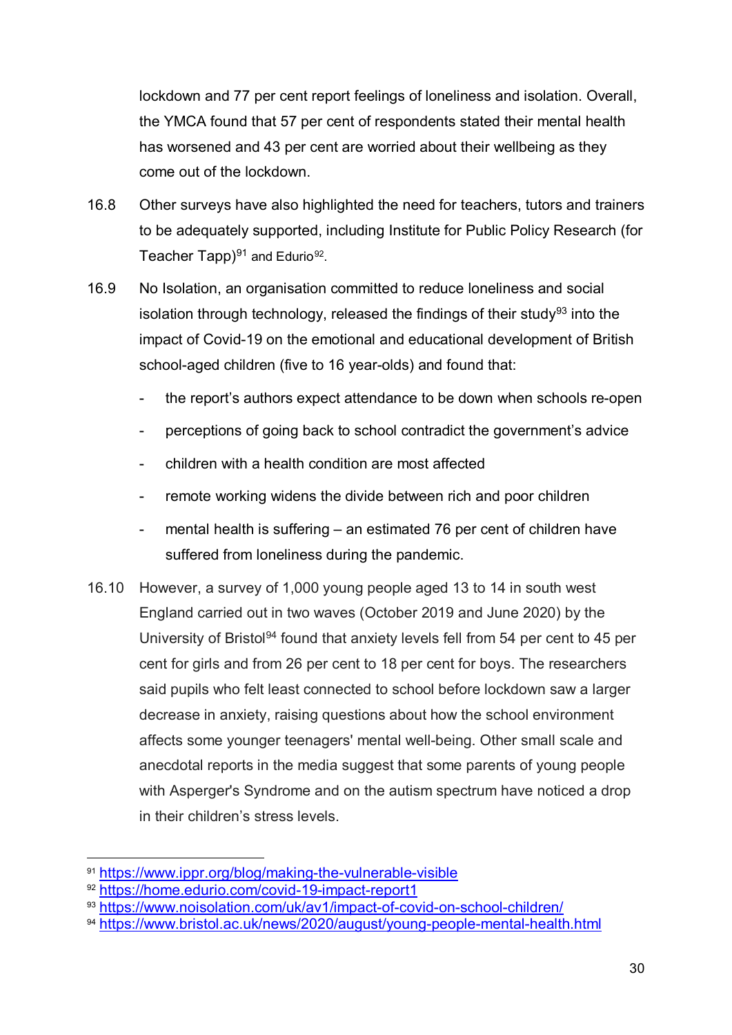lockdown and 77 per cent report feelings of loneliness and isolation. Overall, the YMCA found that 57 per cent of respondents stated their mental health has worsened and 43 per cent are worried about their wellbeing as they come out of the lockdown.

16.8 Other surveys have also highlighted the need for teachers, tutors and trainers to be adequately supported, including Institute for Public Policy Research (for Teacher Tapp)[91] and Edurio[92].

16.9 No Isolation, an organisation committed to reduce loneliness and social isolation through technology, released the findings of their study[93] into the impact of Covid-19 on the emotional and educational development of British school-aged children (five to 16 year-olds) and found that:

- the report's authors expect attendance to be down when schools re-open
- perceptions of going back to school contradict the government's advice
- children with a health condition are most affected
- remote working widens the divide between rich and poor children
- mental health is suffering – an estimated 76 per cent of children have suffered from loneliness during the pandemic.

16.10 However, a survey of 1,000 young people aged 13 to 14 in south west England carried out in two waves (October 2019 and June 2020) by the University of Bristol[94] found that anxiety levels fell from 54 per cent to 45 per cent for girls and from 26 per cent to 18 per cent for boys. The researchers said pupils who felt least connected to school before lockdown saw a larger decrease in anxiety, raising questions about how the school environment affects some younger teenagers' mental well-being. Other small scale and anecdotal reports in the media suggest that some parents of young people with Asperger's Syndrome and on the autism spectrum have noticed a drop in their children's stress levels.

---

[91] https://www.ippr.org/blog/making-the-vulnerable-visible

[92] https://home.edurio.com/covid-19-impact-report1

[93] https://www.noisolation.com/uk/av1/impact-of-covid-on-school-children/

[94] https://www.bristol.ac.uk/news/2020/august/young-people-mental-health.html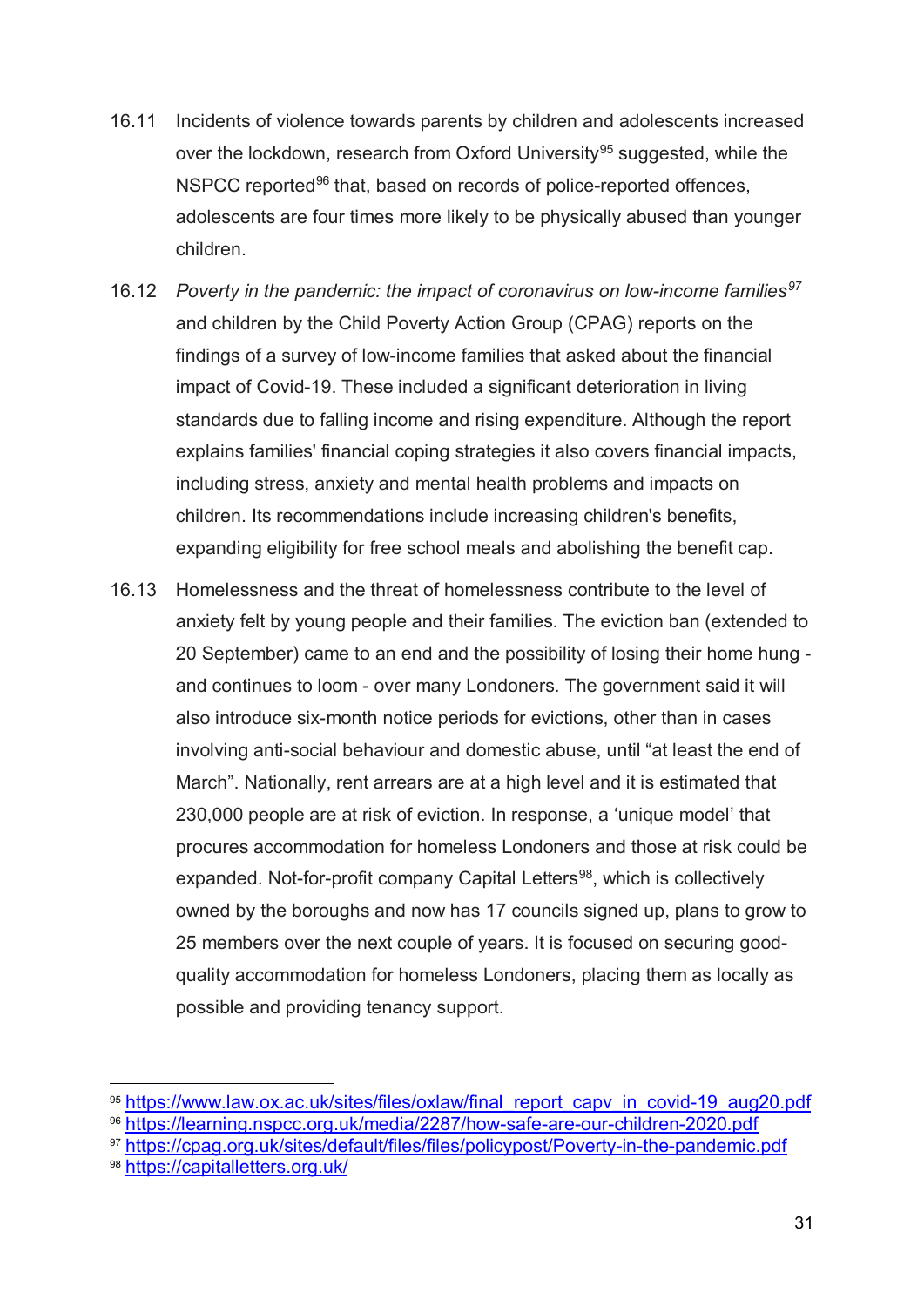16.11 Incidents of violence towards parents by children and adolescents increased over the lockdown, research from Oxford University[95] suggested, while the NSPCC reported[96] that, based on records of police-reported offences, adolescents are four times more likely to be physically abused than younger children.

16.12 *Poverty in the pandemic: the impact of coronavirus on low-income families*[97] and children by the Child Poverty Action Group (CPAG) reports on the findings of a survey of low-income families that asked about the financial impact of Covid-19. These included a significant deterioration in living standards due to falling income and rising expenditure. Although the report explains families' financial coping strategies it also covers financial impacts, including stress, anxiety and mental health problems and impacts on children. Its recommendations include increasing children's benefits, expanding eligibility for free school meals and abolishing the benefit cap.

16.13 Homelessness and the threat of homelessness contribute to the level of anxiety felt by young people and their families. The eviction ban (extended to 20 September) came to an end and the possibility of losing their home hung - and continues to loom - over many Londoners. The government said it will also introduce six-month notice periods for evictions, other than in cases involving anti-social behaviour and domestic abuse, until "at least the end of March". Nationally, rent arrears are at a high level and it is estimated that 230,000 people are at risk of eviction. In response, a 'unique model' that procures accommodation for homeless Londoners and those at risk could be expanded. Not-for-profit company Capital Letters[98], which is collectively owned by the boroughs and now has 17 councils signed up, plans to grow to 25 members over the next couple of years. It is focused on securing good-quality accommodation for homeless Londoners, placing them as locally as possible and providing tenancy support.

---

[95] https://www.law.ox.ac.uk/sites/files/oxlaw/final_report_capv_in_covid-19_aug20.pdf

[96] https://learning.nspcc.org.uk/media/2287/how-safe-are-our-children-2020.pdf

[97] https://cpag.org.uk/sites/default/files/files/policypost/Poverty-in-the-pandemic.pdf

[98] https://capitalletters.org.uk/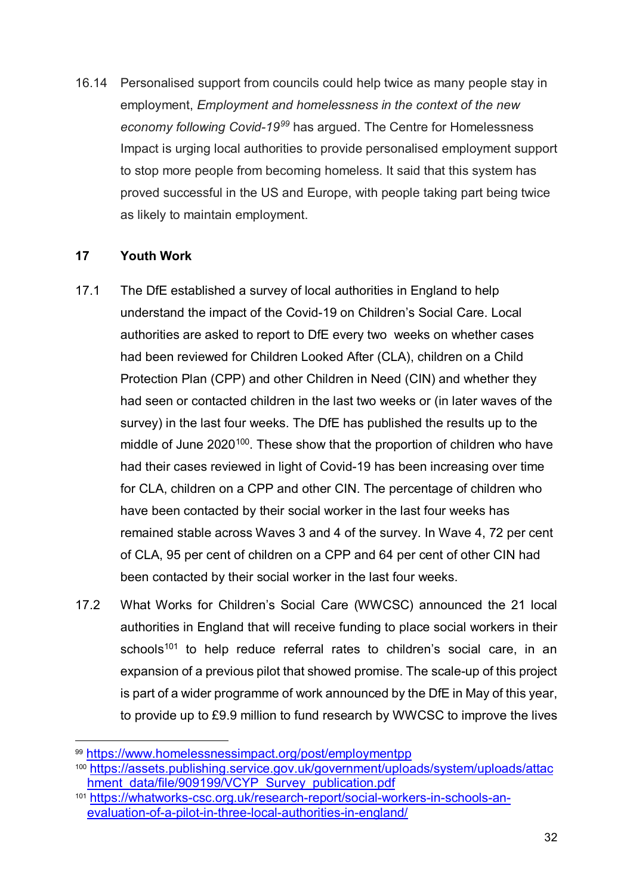16.14 Personalised support from councils could help twice as many people stay in employment, *Employment and homelessness in the context of the new economy following Covid-19*[99] has argued. The Centre for Homelessness Impact is urging local authorities to provide personalised employment support to stop more people from becoming homeless. It said that this system has proved successful in the US and Europe, with people taking part being twice as likely to maintain employment.

## 17 Youth Work

17.1 The DfE established a survey of local authorities in England to help understand the impact of the Covid-19 on Children's Social Care. Local authorities are asked to report to DfE every two weeks on whether cases had been reviewed for Children Looked After (CLA), children on a Child Protection Plan (CPP) and other Children in Need (CIN) and whether they had seen or contacted children in the last two weeks or (in later waves of the survey) in the last four weeks. The DfE has published the results up to the middle of June 2020[100]. These show that the proportion of children who have had their cases reviewed in light of Covid-19 has been increasing over time for CLA, children on a CPP and other CIN. The percentage of children who have been contacted by their social worker in the last four weeks has remained stable across Waves 3 and 4 of the survey. In Wave 4, 72 per cent of CLA, 95 per cent of children on a CPP and 64 per cent of other CIN had been contacted by their social worker in the last four weeks.

17.2 What Works for Children's Social Care (WWCSC) announced the 21 local authorities in England that will receive funding to place social workers in their schools[101] to help reduce referral rates to children's social care, in an expansion of a previous pilot that showed promise. The scale-up of this project is part of a wider programme of work announced by the DfE in May of this year, to provide up to £9.9 million to fund research by WWCSC to improve the lives

---

[99] https://www.homelessnessimpact.org/post/employmentpp

[100] https://assets.publishing.service.gov.uk/government/uploads/system/uploads/attachment_data/file/909199/VCYP_Survey_publication.pdf

[101] https://whatworks-csc.org.uk/research-report/social-workers-in-schools-an-evaluation-of-a-pilot-in-three-local-authorities-in-england/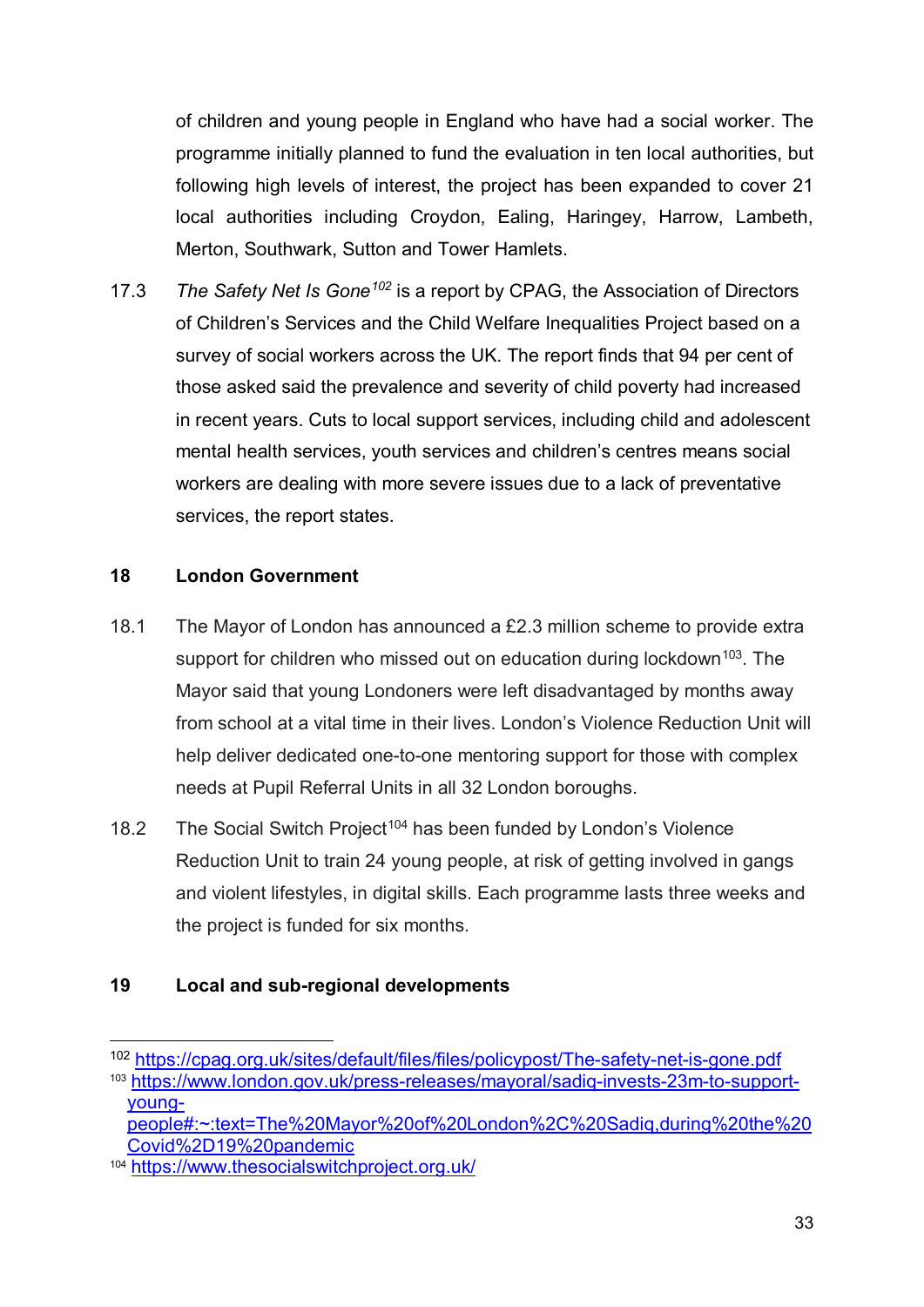of children and young people in England who have had a social worker. The programme initially planned to fund the evaluation in ten local authorities, but following high levels of interest, the project has been expanded to cover 21 local authorities including Croydon, Ealing, Haringey, Harrow, Lambeth, Merton, Southwark, Sutton and Tower Hamlets.

17.3 *The Safety Net Is Gone*[102] is a report by CPAG, the Association of Directors of Children's Services and the Child Welfare Inequalities Project based on a survey of social workers across the UK. The report finds that 94 per cent of those asked said the prevalence and severity of child poverty had increased in recent years. Cuts to local support services, including child and adolescent mental health services, youth services and children's centres means social workers are dealing with more severe issues due to a lack of preventative services, the report states.

## 18 London Government

18.1 The Mayor of London has announced a £2.3 million scheme to provide extra support for children who missed out on education during lockdown[103]. The Mayor said that young Londoners were left disadvantaged by months away from school at a vital time in their lives. London's Violence Reduction Unit will help deliver dedicated one-to-one mentoring support for those with complex needs at Pupil Referral Units in all 32 London boroughs.

18.2 The Social Switch Project[104] has been funded by London's Violence Reduction Unit to train 24 young people, at risk of getting involved in gangs and violent lifestyles, in digital skills. Each programme lasts three weeks and the project is funded for six months.

## 19 Local and sub-regional developments

---

[102] https://cpag.org.uk/sites/default/files/files/policypost/The-safety-net-is-gone.pdf

[103] https://www.london.gov.uk/press-releases/mayoral/sadiq-invests-23m-to-support-young-people#:~:text=The%20Mayor%20of%20London%2C%20Sadiq,during%20the%20Covid%2D19%20pandemic

[104] https://www.thesocialswitchproject.org.uk/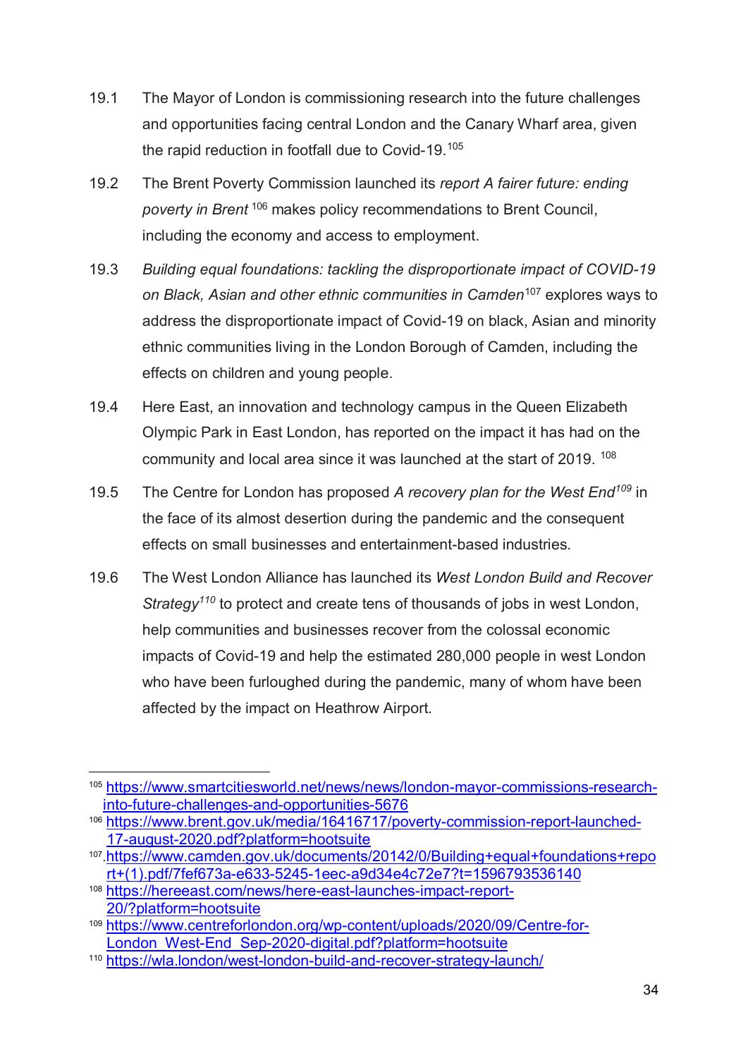19.1 The Mayor of London is commissioning research into the future challenges and opportunities facing central London and the Canary Wharf area, given the rapid reduction in footfall due to Covid-19.[105]

19.2 The Brent Poverty Commission launched its *report A fairer future: ending poverty in Brent* [106] makes policy recommendations to Brent Council, including the economy and access to employment.

19.3 *Building equal foundations: tackling the disproportionate impact of COVID-19 on Black, Asian and other ethnic communities in Camden*[107] explores ways to address the disproportionate impact of Covid-19 on black, Asian and minority ethnic communities living in the London Borough of Camden, including the effects on children and young people.

19.4 Here East, an innovation and technology campus in the Queen Elizabeth Olympic Park in East London, has reported on the impact it has had on the community and local area since it was launched at the start of 2019. [108]

19.5 The Centre for London has proposed *A recovery plan for the West End*[109] in the face of its almost desertion during the pandemic and the consequent effects on small businesses and entertainment-based industries.

19.6 The West London Alliance has launched its *West London Build and Recover Strategy*[110] to protect and create tens of thousands of jobs in west London, help communities and businesses recover from the colossal economic impacts of Covid-19 and help the estimated 280,000 people in west London who have been furloughed during the pandemic, many of whom have been affected by the impact on Heathrow Airport.

---

[105] https://www.smartcitiesworld.net/news/news/london-mayor-commissions-research-into-future-challenges-and-opportunities-5676

[106] https://www.brent.gov.uk/media/16416717/poverty-commission-report-launched-17-august-2020.pdf?platform=hootsuite

[107] https://www.camden.gov.uk/documents/20142/0/Building+equal+foundations+report+(1).pdf/7fef673a-e633-5245-1eec-a9d34e4c72e7?t=1596793536140

[108] https://hereeast.com/news/here-east-launches-impact-report-20/?platform=hootsuite

[109] https://www.centreforlondon.org/wp-content/uploads/2020/09/Centre-for-London_West-End_Sep-2020-digital.pdf?platform=hootsuite

[110] https://wla.london/west-london-build-and-recover-strategy-launch/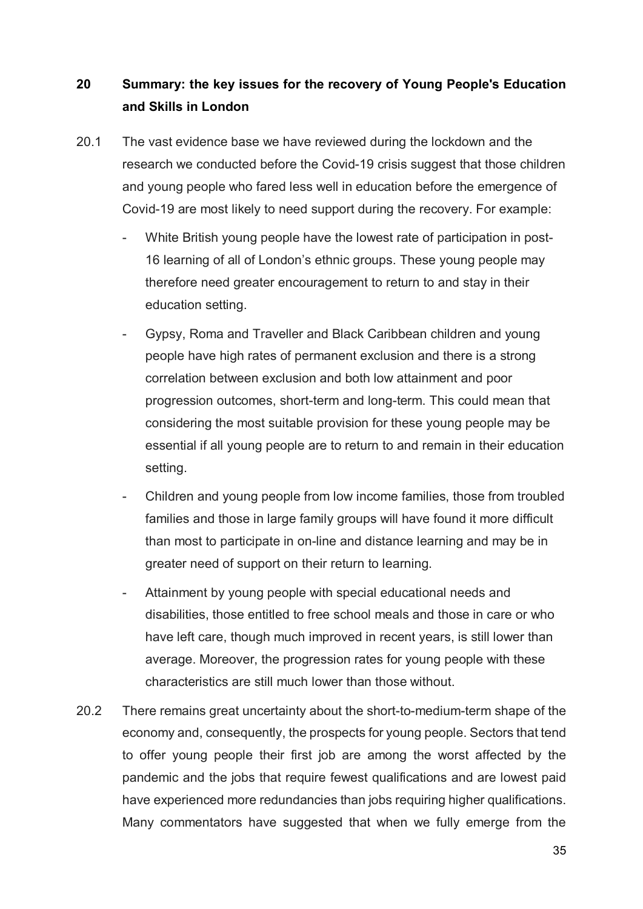## 20 Summary: the key issues for the recovery of Young People's Education and Skills in London

20.1 The vast evidence base we have reviewed during the lockdown and the research we conducted before the Covid-19 crisis suggest that those children and young people who fared less well in education before the emergence of Covid-19 are most likely to need support during the recovery. For example:

- White British young people have the lowest rate of participation in post-16 learning of all of London's ethnic groups. These young people may therefore need greater encouragement to return to and stay in their education setting.
- Gypsy, Roma and Traveller and Black Caribbean children and young people have high rates of permanent exclusion and there is a strong correlation between exclusion and both low attainment and poor progression outcomes, short-term and long-term. This could mean that considering the most suitable provision for these young people may be essential if all young people are to return to and remain in their education setting.
- Children and young people from low income families, those from troubled families and those in large family groups will have found it more difficult than most to participate in on-line and distance learning and may be in greater need of support on their return to learning.
- Attainment by young people with special educational needs and disabilities, those entitled to free school meals and those in care or who have left care, though much improved in recent years, is still lower than average. Moreover, the progression rates for young people with these characteristics are still much lower than those without.

20.2 There remains great uncertainty about the short-to-medium-term shape of the economy and, consequently, the prospects for young people. Sectors that tend to offer young people their first job are among the worst affected by the pandemic and the jobs that require fewest qualifications and are lowest paid have experienced more redundancies than jobs requiring higher qualifications. Many commentators have suggested that when we fully emerge from the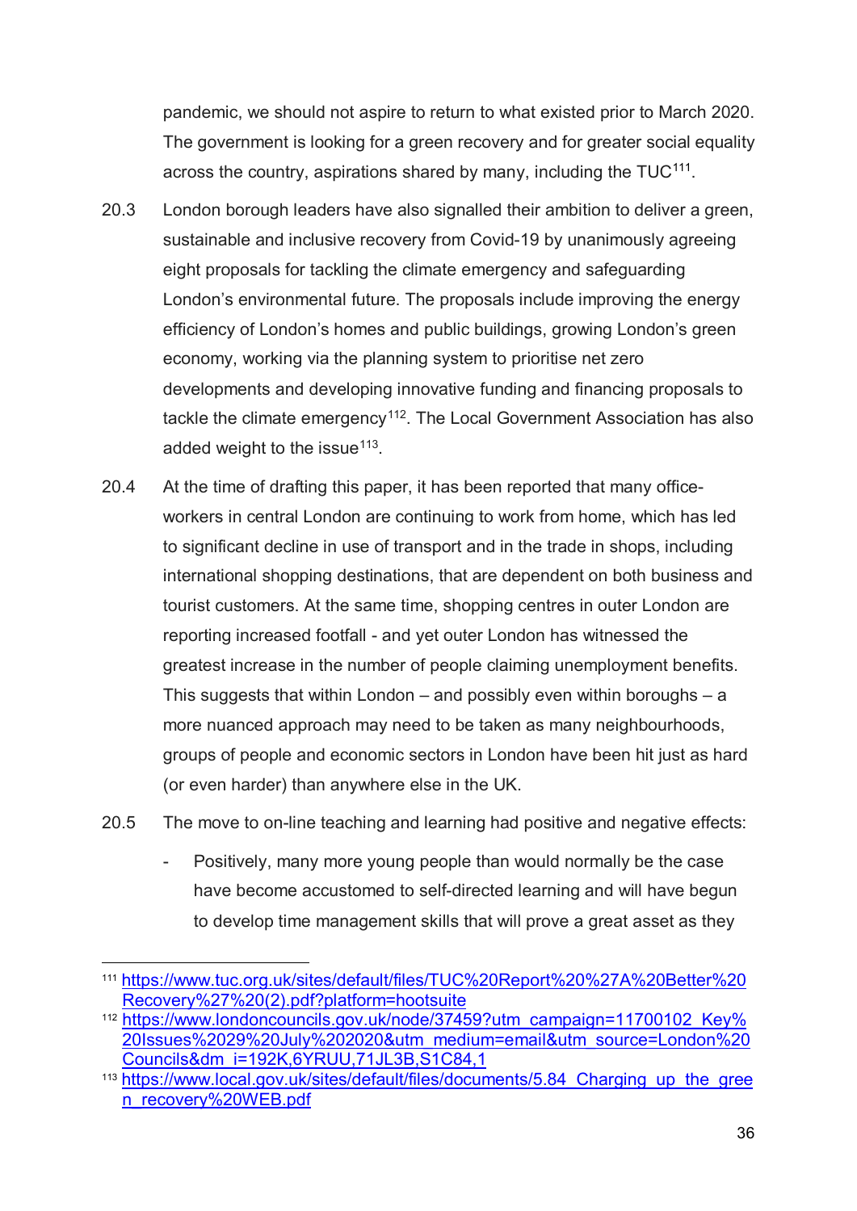pandemic, we should not aspire to return to what existed prior to March 2020. The government is looking for a green recovery and for greater social equality across the country, aspirations shared by many, including the TUC[111].

20.3 London borough leaders have also signalled their ambition to deliver a green, sustainable and inclusive recovery from Covid-19 by unanimously agreeing eight proposals for tackling the climate emergency and safeguarding London's environmental future. The proposals include improving the energy efficiency of London's homes and public buildings, growing London's green economy, working via the planning system to prioritise net zero developments and developing innovative funding and financing proposals to tackle the climate emergency[112]. The Local Government Association has also added weight to the issue[113].

20.4 At the time of drafting this paper, it has been reported that many office-workers in central London are continuing to work from home, which has led to significant decline in use of transport and in the trade in shops, including international shopping destinations, that are dependent on both business and tourist customers. At the same time, shopping centres in outer London are reporting increased footfall - and yet outer London has witnessed the greatest increase in the number of people claiming unemployment benefits. This suggests that within London – and possibly even within boroughs – a more nuanced approach may need to be taken as many neighbourhoods, groups of people and economic sectors in London have been hit just as hard (or even harder) than anywhere else in the UK.

20.5 The move to on-line teaching and learning had positive and negative effects:

- Positively, many more young people than would normally be the case have become accustomed to self-directed learning and will have begun to develop time management skills that will prove a great asset as they

---

[111] https://www.tuc.org.uk/sites/default/files/TUC%20Report%20%27A%20Better%20Recovery%27%20(2).pdf?platform=hootsuite

[112] https://www.londoncouncils.gov.uk/node/37459?utm_campaign=11700102_Key%20Issues%2029%20July%202020&utm_medium=email&utm_source=London%20Councils&dm_i=192K,6YRUU,71JL3B,S1C84,1

[113] https://www.local.gov.uk/sites/default/files/documents/5.84_Charging_up_the_green_recovery%20WEB.pdf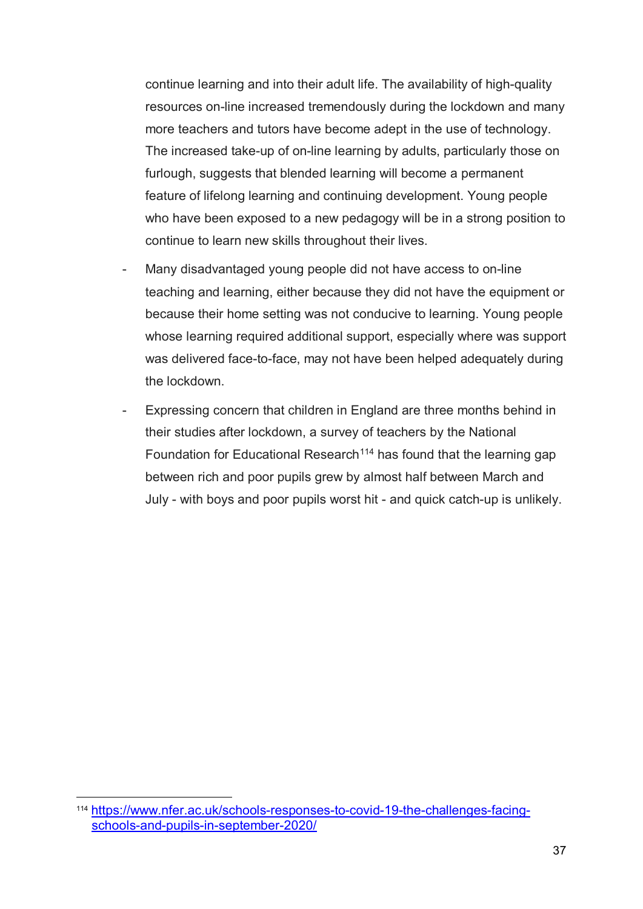continue learning and into their adult life. The availability of high-quality resources on-line increased tremendously during the lockdown and many more teachers and tutors have become adept in the use of technology. The increased take-up of on-line learning by adults, particularly those on furlough, suggests that blended learning will become a permanent feature of lifelong learning and continuing development. Young people who have been exposed to a new pedagogy will be in a strong position to continue to learn new skills throughout their lives.

- Many disadvantaged young people did not have access to on-line teaching and learning, either because they did not have the equipment or because their home setting was not conducive to learning. Young people whose learning required additional support, especially where was support was delivered face-to-face, may not have been helped adequately during the lockdown.
- Expressing concern that children in England are three months behind in their studies after lockdown, a survey of teachers by the National Foundation for Educational Research[114] has found that the learning gap between rich and poor pupils grew by almost half between March and July - with boys and poor pupils worst hit - and quick catch-up is unlikely.

[114] https://www.nfer.ac.uk/schools-responses-to-covid-19-the-challenges-facing-schools-and-pupils-in-september-2020/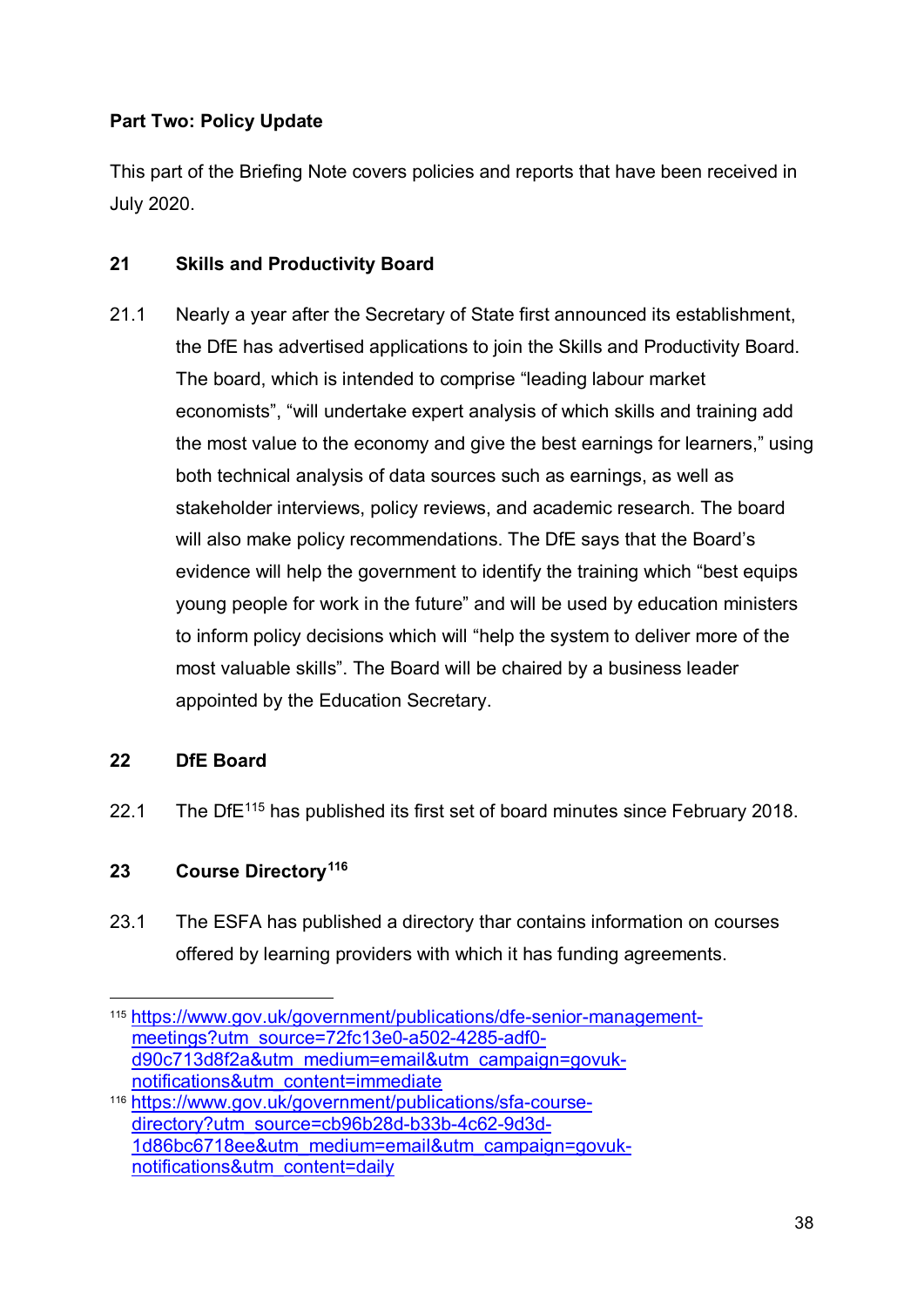**Part Two: Policy Update**

This part of the Briefing Note covers policies and reports that have been received in July 2020.

## 21 Skills and Productivity Board

21.1 Nearly a year after the Secretary of State first announced its establishment, the DfE has advertised applications to join the Skills and Productivity Board. The board, which is intended to comprise "leading labour market economists", "will undertake expert analysis of which skills and training add the most value to the economy and give the best earnings for learners," using both technical analysis of data sources such as earnings, as well as stakeholder interviews, policy reviews, and academic research. The board will also make policy recommendations. The DfE says that the Board's evidence will help the government to identify the training which "best equips young people for work in the future" and will be used by education ministers to inform policy decisions which will "help the system to deliver more of the most valuable skills". The Board will be chaired by a business leader appointed by the Education Secretary.

## 22 DfE Board

22.1 The DfE[115] has published its first set of board minutes since February 2018.

## 23 Course Directory[116]

23.1 The ESFA has published a directory thar contains information on courses offered by learning providers with which it has funding agreements.

---

[115] https://www.gov.uk/government/publications/dfe-senior-management-meetings?utm_source=72fc13e0-a502-4285-adf0-d90c713d8f2a&utm_medium=email&utm_campaign=govuk-notifications&utm_content=immediate

[116] https://www.gov.uk/government/publications/sfa-course-directory?utm_source=cb96b28d-b33b-4c62-9d3d-1d86bc6718ee&utm_medium=email&utm_campaign=govuk-notifications&utm_content=daily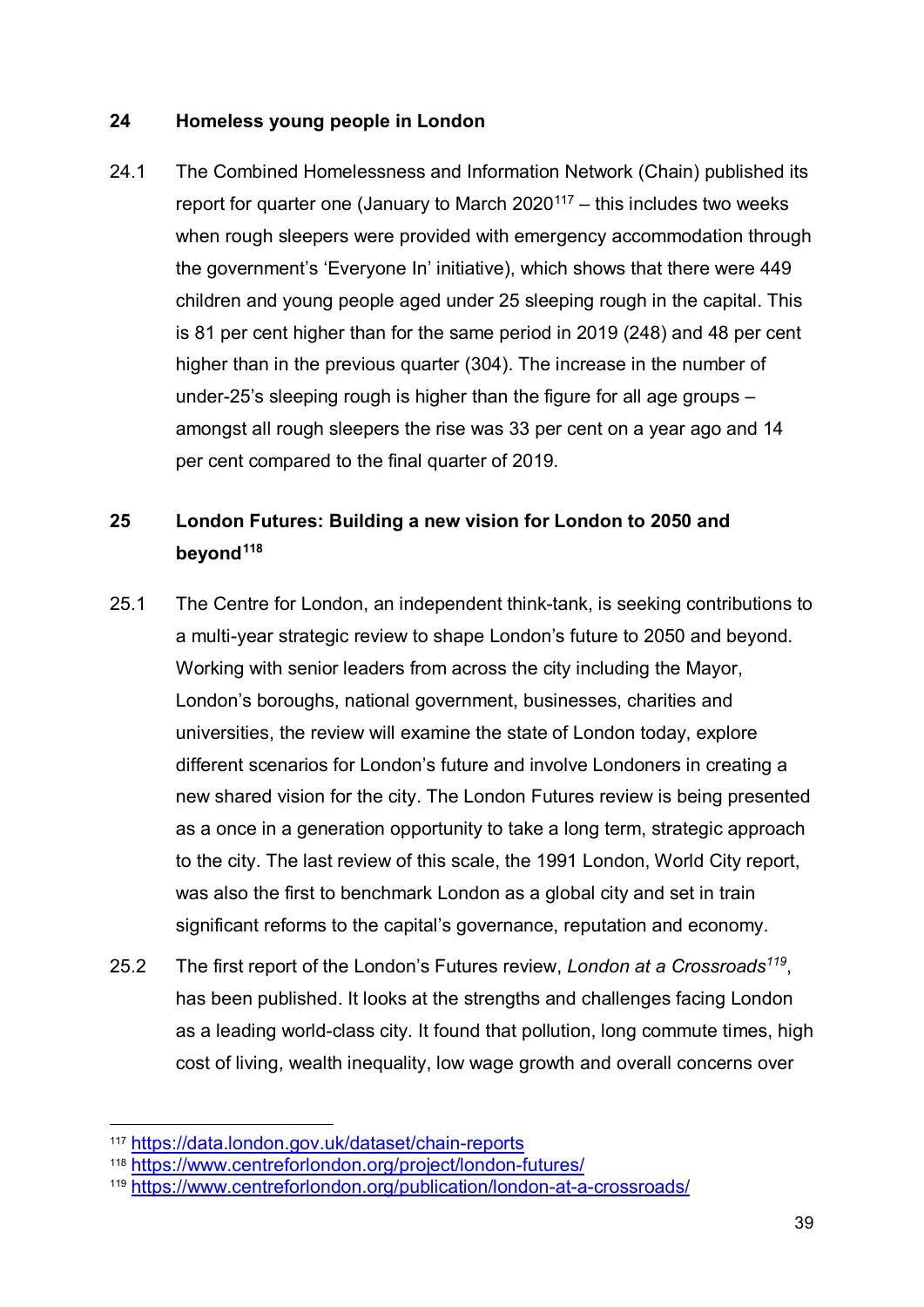## 24 Homeless young people in London

24.1 The Combined Homelessness and Information Network (Chain) published its report for quarter one (January to March 2020[117] – this includes two weeks when rough sleepers were provided with emergency accommodation through the government's 'Everyone In' initiative), which shows that there were 449 children and young people aged under 25 sleeping rough in the capital. This is 81 per cent higher than for the same period in 2019 (248) and 48 per cent higher than in the previous quarter (304). The increase in the number of under-25's sleeping rough is higher than the figure for all age groups – amongst all rough sleepers the rise was 33 per cent on a year ago and 14 per cent compared to the final quarter of 2019.

## 25 London Futures: Building a new vision for London to 2050 and beyond[118]

25.1 The Centre for London, an independent think-tank, is seeking contributions to a multi-year strategic review to shape London's future to 2050 and beyond. Working with senior leaders from across the city including the Mayor, London's boroughs, national government, businesses, charities and universities, the review will examine the state of London today, explore different scenarios for London's future and involve Londoners in creating a new shared vision for the city. The London Futures review is being presented as a once in a generation opportunity to take a long term, strategic approach to the city. The last review of this scale, the 1991 London, World City report, was also the first to benchmark London as a global city and set in train significant reforms to the capital's governance, reputation and economy.

25.2 The first report of the London's Futures review, *London at a Crossroads*[119], has been published. It looks at the strengths and challenges facing London as a leading world-class city. It found that pollution, long commute times, high cost of living, wealth inequality, low wage growth and overall concerns over

---

[117] https://data.london.gov.uk/dataset/chain-reports

[118] https://www.centreforlondon.org/project/london-futures/

[119] https://www.centreforlondon.org/publication/london-at-a-crossroads/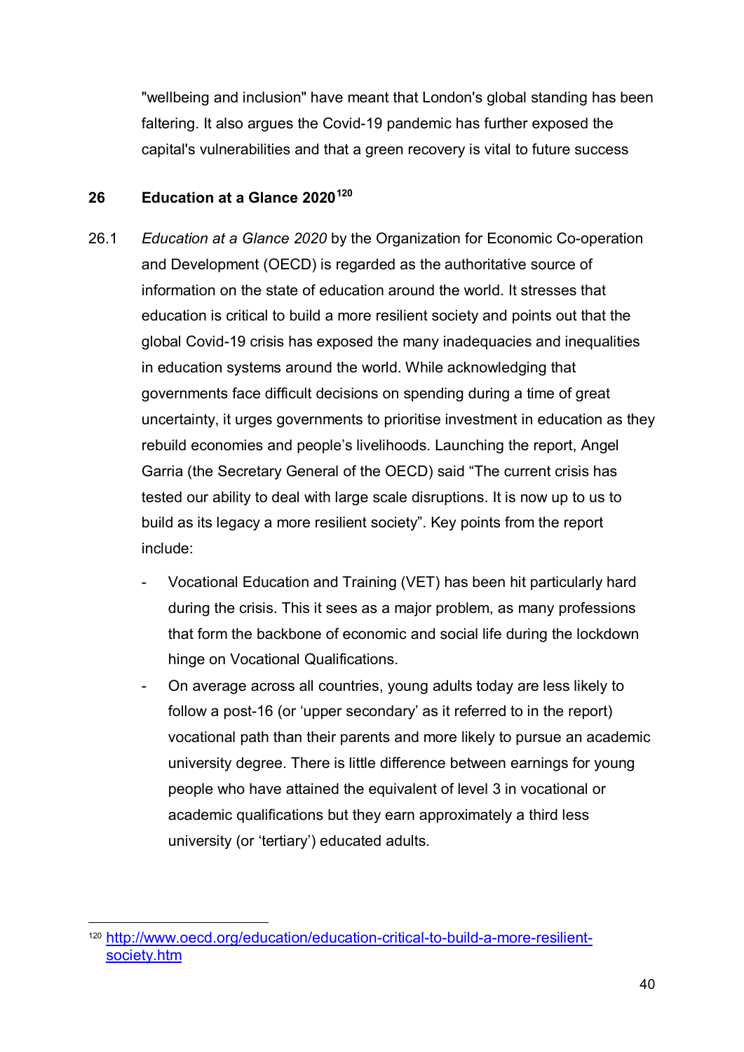"wellbeing and inclusion" have meant that London's global standing has been faltering. It also argues the Covid-19 pandemic has further exposed the capital's vulnerabilities and that a green recovery is vital to future success

## 26 Education at a Glance 2020[120]

26.1 *Education at a Glance 2020* by the Organization for Economic Co-operation and Development (OECD) is regarded as the authoritative source of information on the state of education around the world. It stresses that education is critical to build a more resilient society and points out that the global Covid-19 crisis has exposed the many inadequacies and inequalities in education systems around the world. While acknowledging that governments face difficult decisions on spending during a time of great uncertainty, it urges governments to prioritise investment in education as they rebuild economies and people's livelihoods. Launching the report, Angel Garria (the Secretary General of the OECD) said "The current crisis has tested our ability to deal with large scale disruptions. It is now up to us to build as its legacy a more resilient society". Key points from the report include:

- Vocational Education and Training (VET) has been hit particularly hard during the crisis. This it sees as a major problem, as many professions that form the backbone of economic and social life during the lockdown hinge on Vocational Qualifications.
- On average across all countries, young adults today are less likely to follow a post-16 (or 'upper secondary' as it referred to in the report) vocational path than their parents and more likely to pursue an academic university degree. There is little difference between earnings for young people who have attained the equivalent of level 3 in vocational or academic qualifications but they earn approximately a third less university (or 'tertiary') educated adults.

---

[120] http://www.oecd.org/education/education-critical-to-build-a-more-resilient-society.htm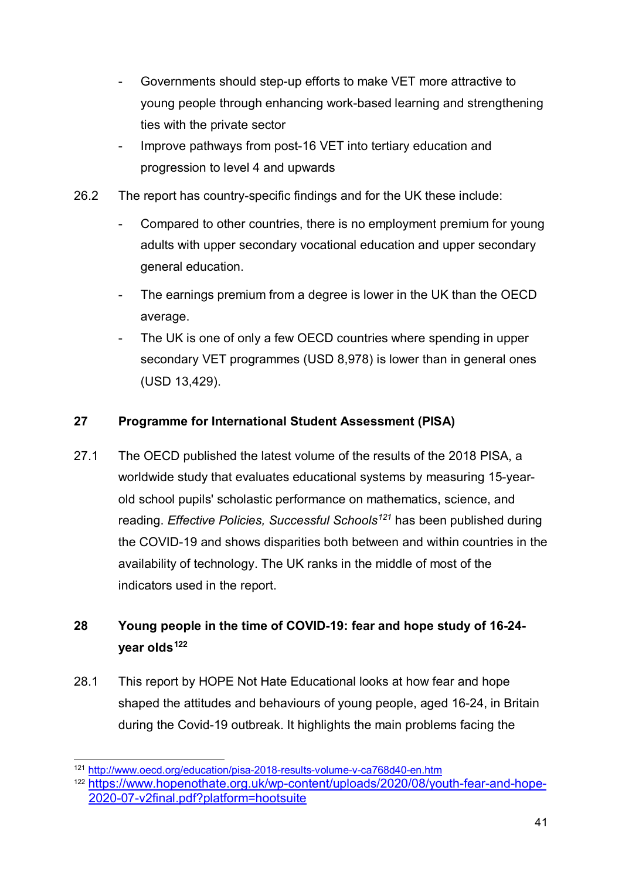- Governments should step-up efforts to make VET more attractive to young people through enhancing work-based learning and strengthening ties with the private sector
- Improve pathways from post-16 VET into tertiary education and progression to level 4 and upwards

26.2 The report has country-specific findings and for the UK these include:

- Compared to other countries, there is no employment premium for young adults with upper secondary vocational education and upper secondary general education.
- The earnings premium from a degree is lower in the UK than the OECD average.
- The UK is one of only a few OECD countries where spending in upper secondary VET programmes (USD 8,978) is lower than in general ones (USD 13,429).

## 27 Programme for International Student Assessment (PISA)

27.1 The OECD published the latest volume of the results of the 2018 PISA, a worldwide study that evaluates educational systems by measuring 15-year-old school pupils' scholastic performance on mathematics, science, and reading. *Effective Policies, Successful Schools*[121] has been published during the COVID-19 and shows disparities both between and within countries in the availability of technology. The UK ranks in the middle of most of the indicators used in the report.

## 28 Young people in the time of COVID-19: fear and hope study of 16-24-year olds[122]

28.1 This report by HOPE Not Hate Educational looks at how fear and hope shaped the attitudes and behaviours of young people, aged 16-24, in Britain during the Covid-19 outbreak. It highlights the main problems facing the

---

[121] http://www.oecd.org/education/pisa-2018-results-volume-v-ca768d40-en.htm

[122] https://www.hopenothate.org.uk/wp-content/uploads/2020/08/youth-fear-and-hope-2020-07-v2final.pdf?platform=hootsuite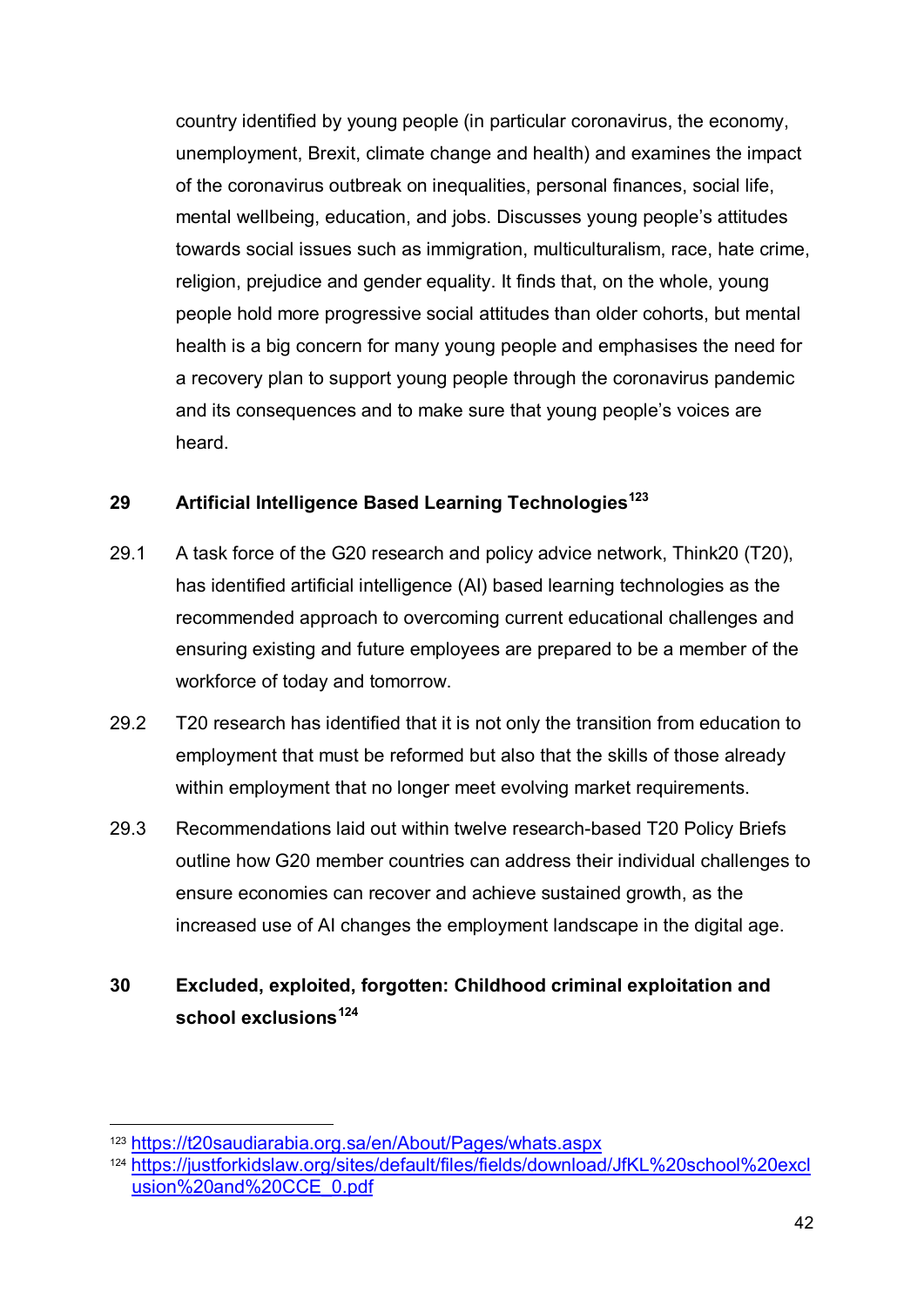country identified by young people (in particular coronavirus, the economy, unemployment, Brexit, climate change and health) and examines the impact of the coronavirus outbreak on inequalities, personal finances, social life, mental wellbeing, education, and jobs. Discusses young people's attitudes towards social issues such as immigration, multiculturalism, race, hate crime, religion, prejudice and gender equality. It finds that, on the whole, young people hold more progressive social attitudes than older cohorts, but mental health is a big concern for many young people and emphasises the need for a recovery plan to support young people through the coronavirus pandemic and its consequences and to make sure that young people's voices are heard.

## 29 Artificial Intelligence Based Learning Technologies[123]

29.1 A task force of the G20 research and policy advice network, Think20 (T20), has identified artificial intelligence (AI) based learning technologies as the recommended approach to overcoming current educational challenges and ensuring existing and future employees are prepared to be a member of the workforce of today and tomorrow.

29.2 T20 research has identified that it is not only the transition from education to employment that must be reformed but also that the skills of those already within employment that no longer meet evolving market requirements.

29.3 Recommendations laid out within twelve research-based T20 Policy Briefs outline how G20 member countries can address their individual challenges to ensure economies can recover and achieve sustained growth, as the increased use of AI changes the employment landscape in the digital age.

## 30 Excluded, exploited, forgotten: Childhood criminal exploitation and school exclusions[124]

---

[123] https://t20saudiarabia.org.sa/en/About/Pages/whats.aspx

[124] https://justforkidslaw.org/sites/default/files/fields/download/JfKL%20school%20exclusion%20and%20CCE_0.pdf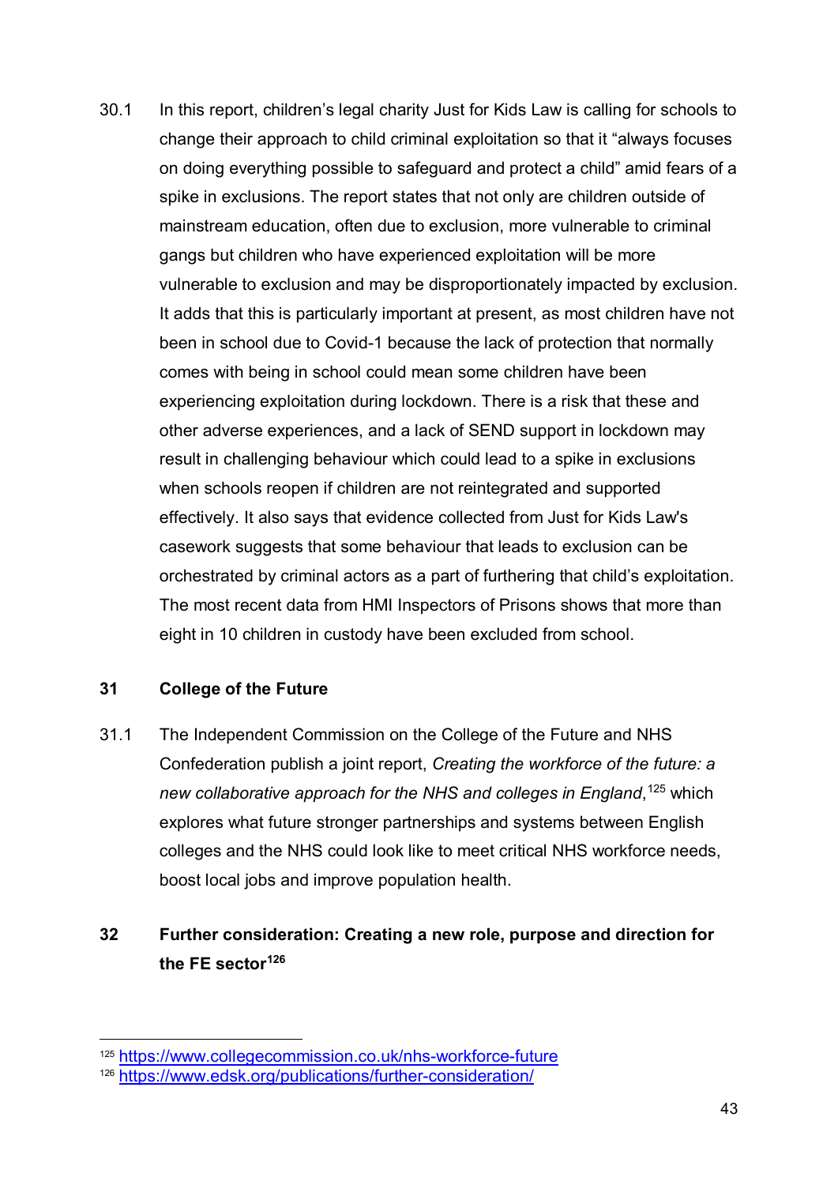30.1 In this report, children's legal charity Just for Kids Law is calling for schools to change their approach to child criminal exploitation so that it "always focuses on doing everything possible to safeguard and protect a child" amid fears of a spike in exclusions. The report states that not only are children outside of mainstream education, often due to exclusion, more vulnerable to criminal gangs but children who have experienced exploitation will be more vulnerable to exclusion and may be disproportionately impacted by exclusion. It adds that this is particularly important at present, as most children have not been in school due to Covid-1 because the lack of protection that normally comes with being in school could mean some children have been experiencing exploitation during lockdown. There is a risk that these and other adverse experiences, and a lack of SEND support in lockdown may result in challenging behaviour which could lead to a spike in exclusions when schools reopen if children are not reintegrated and supported effectively. It also says that evidence collected from Just for Kids Law's casework suggests that some behaviour that leads to exclusion can be orchestrated by criminal actors as a part of furthering that child's exploitation. The most recent data from HMI Inspectors of Prisons shows that more than eight in 10 children in custody have been excluded from school.

## 31 College of the Future

31.1 The Independent Commission on the College of the Future and NHS Confederation publish a joint report, *Creating the workforce of the future: a new collaborative approach for the NHS and colleges in England*,[125] which explores what future stronger partnerships and systems between English colleges and the NHS could look like to meet critical NHS workforce needs, boost local jobs and improve population health.

## 32 Further consideration: Creating a new role, purpose and direction for the FE sector[126]

[125] https://www.collegecommission.co.uk/nhs-workforce-future

[126] https://www.edsk.org/publications/further-consideration/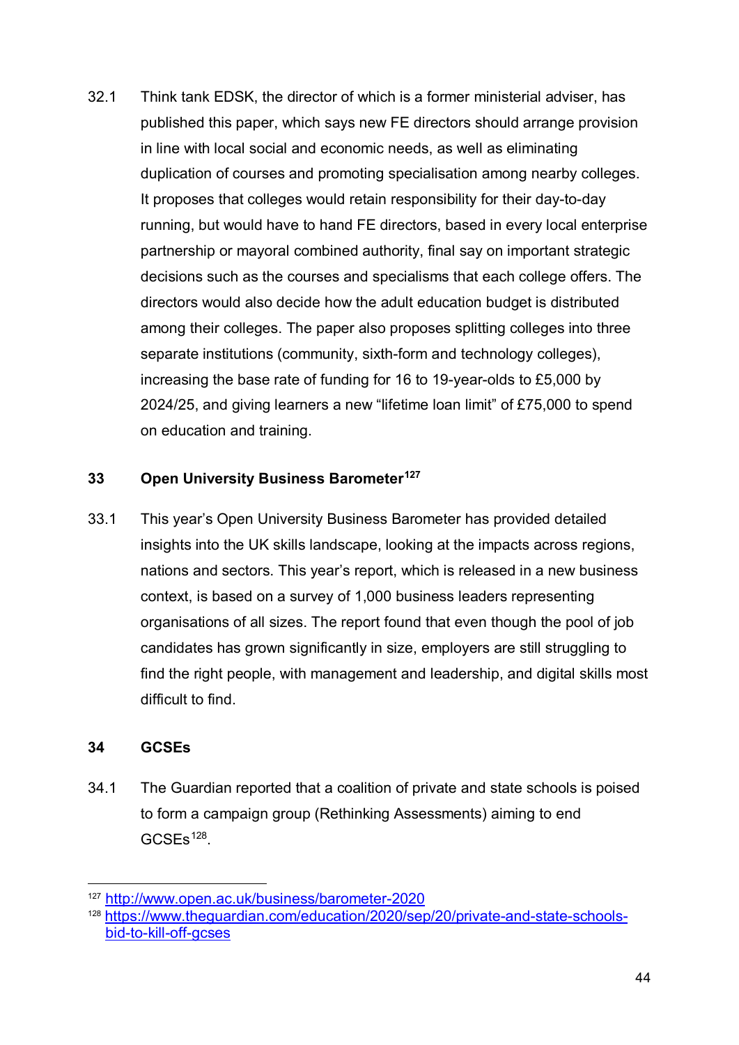32.1 Think tank EDSK, the director of which is a former ministerial adviser, has published this paper, which says new FE directors should arrange provision in line with local social and economic needs, as well as eliminating duplication of courses and promoting specialisation among nearby colleges. It proposes that colleges would retain responsibility for their day-to-day running, but would have to hand FE directors, based in every local enterprise partnership or mayoral combined authority, final say on important strategic decisions such as the courses and specialisms that each college offers. The directors would also decide how the adult education budget is distributed among their colleges. The paper also proposes splitting colleges into three separate institutions (community, sixth-form and technology colleges), increasing the base rate of funding for 16 to 19-year-olds to £5,000 by 2024/25, and giving learners a new "lifetime loan limit" of £75,000 to spend on education and training.

## 33 Open University Business Barometer[127]

33.1 This year's Open University Business Barometer has provided detailed insights into the UK skills landscape, looking at the impacts across regions, nations and sectors. This year's report, which is released in a new business context, is based on a survey of 1,000 business leaders representing organisations of all sizes. The report found that even though the pool of job candidates has grown significantly in size, employers are still struggling to find the right people, with management and leadership, and digital skills most difficult to find.

## 34 GCSEs

34.1 The Guardian reported that a coalition of private and state schools is poised to form a campaign group (Rethinking Assessments) aiming to end GCSEs[128].

---

[127] http://www.open.ac.uk/business/barometer-2020

[128] https://www.theguardian.com/education/2020/sep/20/private-and-state-schools-bid-to-kill-off-gcses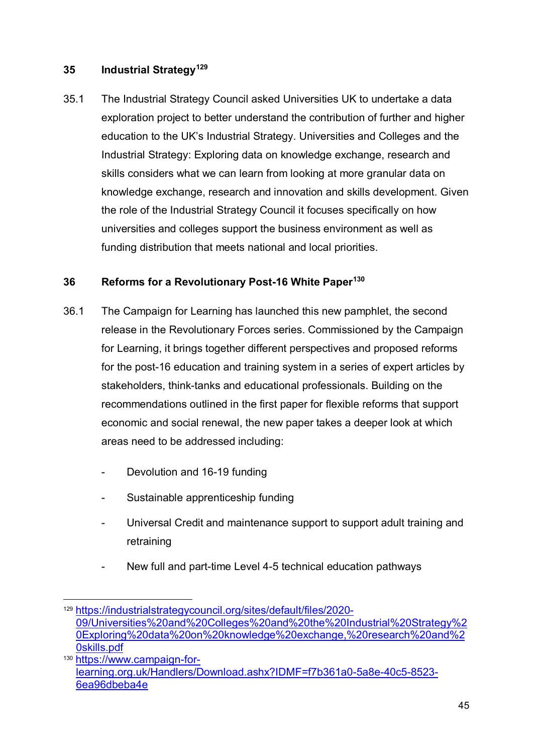## 35 Industrial Strategy[129]

35.1 The Industrial Strategy Council asked Universities UK to undertake a data exploration project to better understand the contribution of further and higher education to the UK's Industrial Strategy. Universities and Colleges and the Industrial Strategy: Exploring data on knowledge exchange, research and skills considers what we can learn from looking at more granular data on knowledge exchange, research and innovation and skills development. Given the role of the Industrial Strategy Council it focuses specifically on how universities and colleges support the business environment as well as funding distribution that meets national and local priorities.

## 36 Reforms for a Revolutionary Post-16 White Paper[130]

36.1 The Campaign for Learning has launched this new pamphlet, the second release in the Revolutionary Forces series. Commissioned by the Campaign for Learning, it brings together different perspectives and proposed reforms for the post-16 education and training system in a series of expert articles by stakeholders, think-tanks and educational professionals. Building on the recommendations outlined in the first paper for flexible reforms that support economic and social renewal, the new paper takes a deeper look at which areas need to be addressed including:

- Devolution and 16-19 funding
- Sustainable apprenticeship funding
- Universal Credit and maintenance support to support adult training and retraining
- New full and part-time Level 4-5 technical education pathways

---

[129] https://industrialstrategycouncil.org/sites/default/files/2020-09/Universities%20and%20Colleges%20and%20the%20Industrial%20Strategy%20Exploring%20data%20on%20knowledge%20exchange,%20research%20and%20skills.pdf

[130] https://www.campaign-for-learning.org.uk/Handlers/Download.ashx?IDMF=f7b361a0-5a8e-40c5-8523-6ea96dbeba4e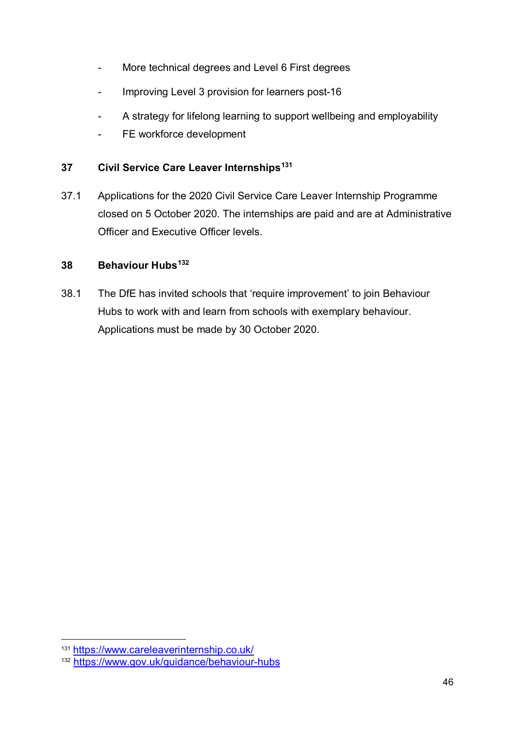- More technical degrees and Level 6 First degrees
- Improving Level 3 provision for learners post-16
- A strategy for lifelong learning to support wellbeing and employability
- FE workforce development

## 37 Civil Service Care Leaver Internships[131]

37.1 Applications for the 2020 Civil Service Care Leaver Internship Programme closed on 5 October 2020. The internships are paid and are at Administrative Officer and Executive Officer levels.

## 38 Behaviour Hubs[132]

38.1 The DfE has invited schools that 'require improvement' to join Behaviour Hubs to work with and learn from schools with exemplary behaviour. Applications must be made by 30 October 2020.

---

131 https://www.careleaverinternship.co.uk/
132 https://www.gov.uk/guidance/behaviour-hubs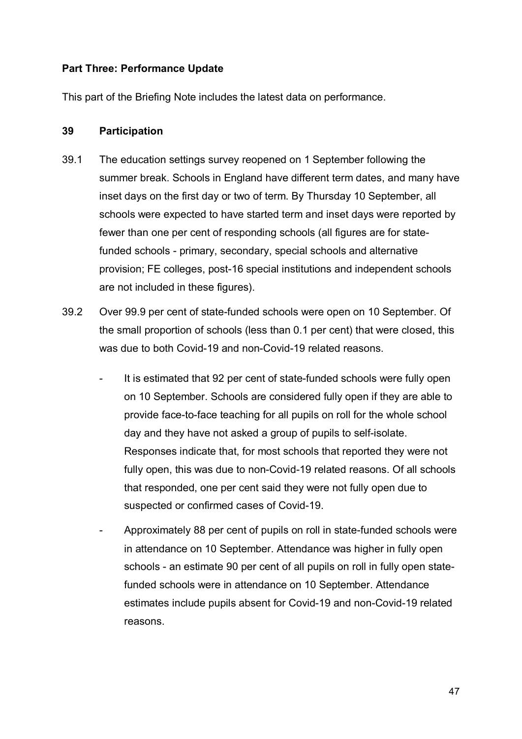**Part Three: Performance Update**

This part of the Briefing Note includes the latest data on performance.

**39 Participation**

39.1 The education settings survey reopened on 1 September following the summer break. Schools in England have different term dates, and many have inset days on the first day or two of term. By Thursday 10 September, all schools were expected to have started term and inset days were reported by fewer than one per cent of responding schools (all figures are for state-funded schools - primary, secondary, special schools and alternative provision; FE colleges, post-16 special institutions and independent schools are not included in these figures).

39.2 Over 99.9 per cent of state-funded schools were open on 10 September. Of the small proportion of schools (less than 0.1 per cent) that were closed, this was due to both Covid-19 and non-Covid-19 related reasons.

- It is estimated that 92 per cent of state-funded schools were fully open on 10 September. Schools are considered fully open if they are able to provide face-to-face teaching for all pupils on roll for the whole school day and they have not asked a group of pupils to self-isolate. Responses indicate that, for most schools that reported they were not fully open, this was due to non-Covid-19 related reasons. Of all schools that responded, one per cent said they were not fully open due to suspected or confirmed cases of Covid-19.
- Approximately 88 per cent of pupils on roll in state-funded schools were in attendance on 10 September. Attendance was higher in fully open schools - an estimate 90 per cent of all pupils on roll in fully open state-funded schools were in attendance on 10 September. Attendance estimates include pupils absent for Covid-19 and non-Covid-19 related reasons.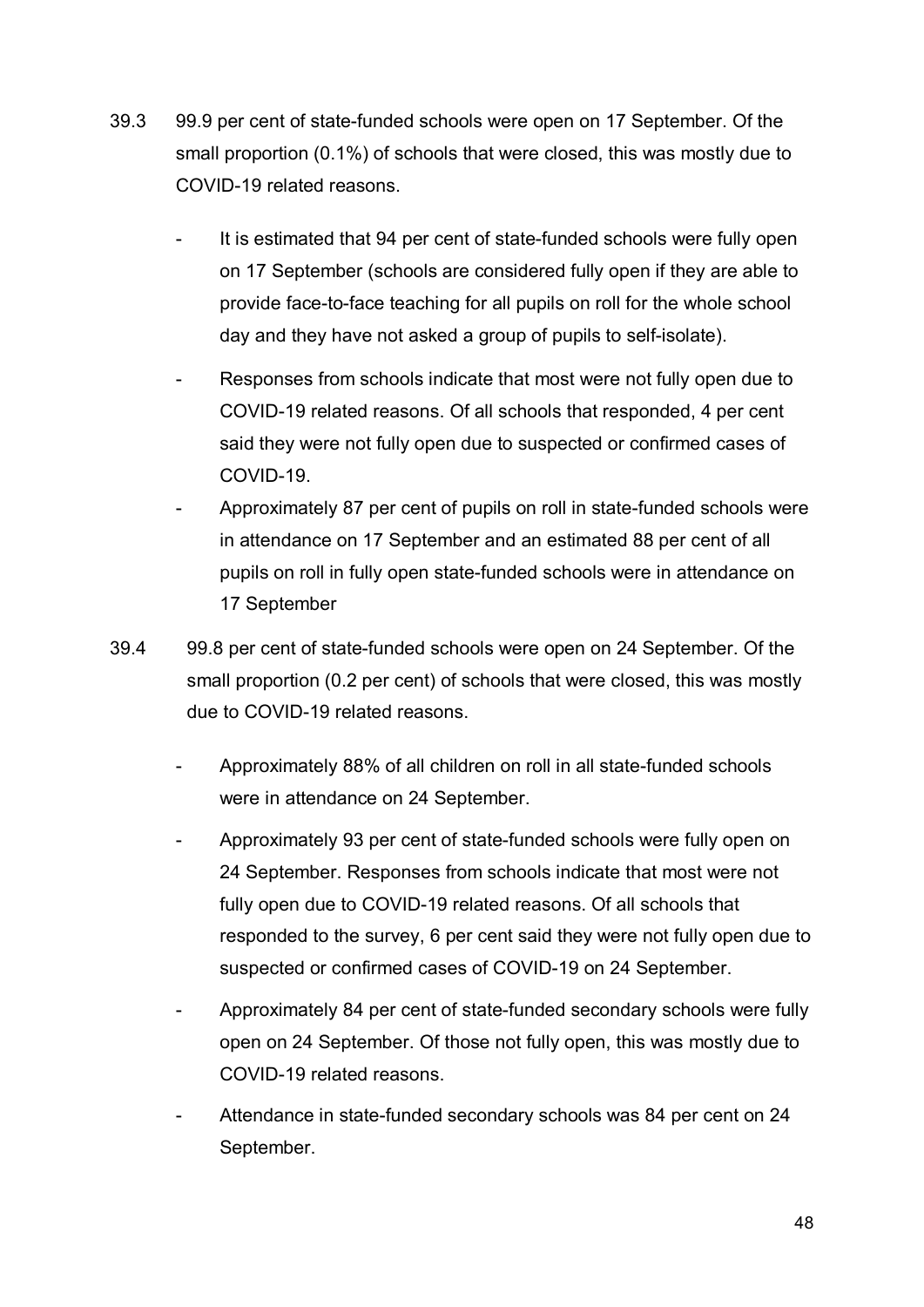39.3 99.9 per cent of state-funded schools were open on 17 September. Of the small proportion (0.1%) of schools that were closed, this was mostly due to COVID-19 related reasons.

- It is estimated that 94 per cent of state-funded schools were fully open on 17 September (schools are considered fully open if they are able to provide face-to-face teaching for all pupils on roll for the whole school day and they have not asked a group of pupils to self-isolate).
- Responses from schools indicate that most were not fully open due to COVID-19 related reasons. Of all schools that responded, 4 per cent said they were not fully open due to suspected or confirmed cases of COVID-19.
- Approximately 87 per cent of pupils on roll in state-funded schools were in attendance on 17 September and an estimated 88 per cent of all pupils on roll in fully open state-funded schools were in attendance on 17 September

39.4 99.8 per cent of state-funded schools were open on 24 September. Of the small proportion (0.2 per cent) of schools that were closed, this was mostly due to COVID-19 related reasons.

- Approximately 88% of all children on roll in all state-funded schools were in attendance on 24 September.
- Approximately 93 per cent of state-funded schools were fully open on 24 September. Responses from schools indicate that most were not fully open due to COVID-19 related reasons. Of all schools that responded to the survey, 6 per cent said they were not fully open due to suspected or confirmed cases of COVID-19 on 24 September.
- Approximately 84 per cent of state-funded secondary schools were fully open on 24 September. Of those not fully open, this was mostly due to COVID-19 related reasons.
- Attendance in state-funded secondary schools was 84 per cent on 24 September.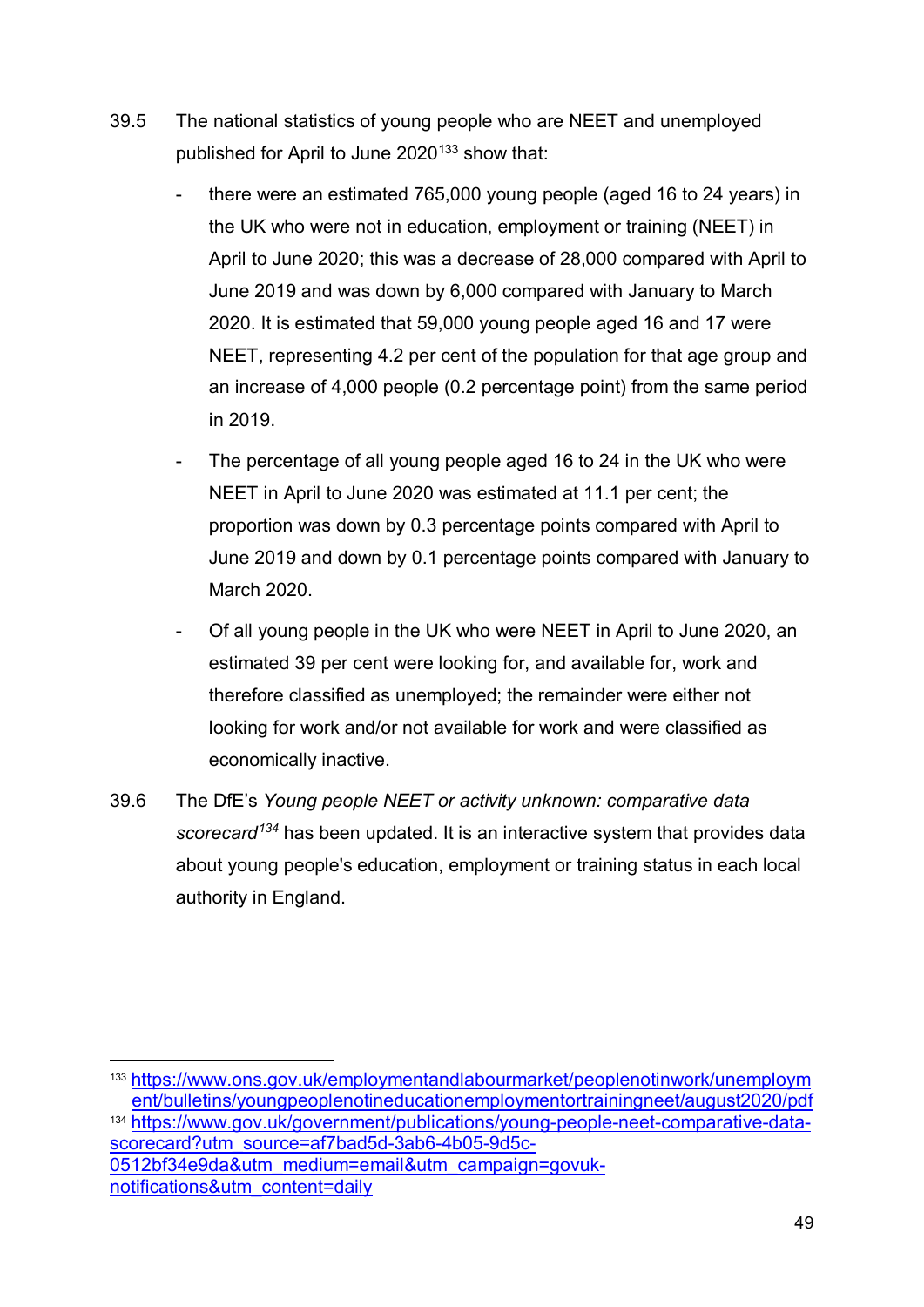39.5 The national statistics of young people who are NEET and unemployed published for April to June 2020[133] show that:

- there were an estimated 765,000 young people (aged 16 to 24 years) in the UK who were not in education, employment or training (NEET) in April to June 2020; this was a decrease of 28,000 compared with April to June 2019 and was down by 6,000 compared with January to March 2020. It is estimated that 59,000 young people aged 16 and 17 were NEET, representing 4.2 per cent of the population for that age group and an increase of 4,000 people (0.2 percentage point) from the same period in 2019.
- The percentage of all young people aged 16 to 24 in the UK who were NEET in April to June 2020 was estimated at 11.1 per cent; the proportion was down by 0.3 percentage points compared with April to June 2019 and down by 0.1 percentage points compared with January to March 2020.
- Of all young people in the UK who were NEET in April to June 2020, an estimated 39 per cent were looking for, and available for, work and therefore classified as unemployed; the remainder were either not looking for work and/or not available for work and were classified as economically inactive.

39.6 The DfE's *Young people NEET or activity unknown: comparative data scorecard*[134] has been updated. It is an interactive system that provides data about young people's education, employment or training status in each local authority in England.

---

[133] https://www.ons.gov.uk/employmentandlabourmarket/peoplenotinwork/unemployment/bulletins/youngpeoplenotineducationemploymentortrainingneet/august2020/pdf

[134] https://www.gov.uk/government/publications/young-people-neet-comparative-data-scorecard?utm_source=af7bad5d-3ab6-4b05-9d5c-0512bf34e9da&utm_medium=email&utm_campaign=govuk-notifications&utm_content=daily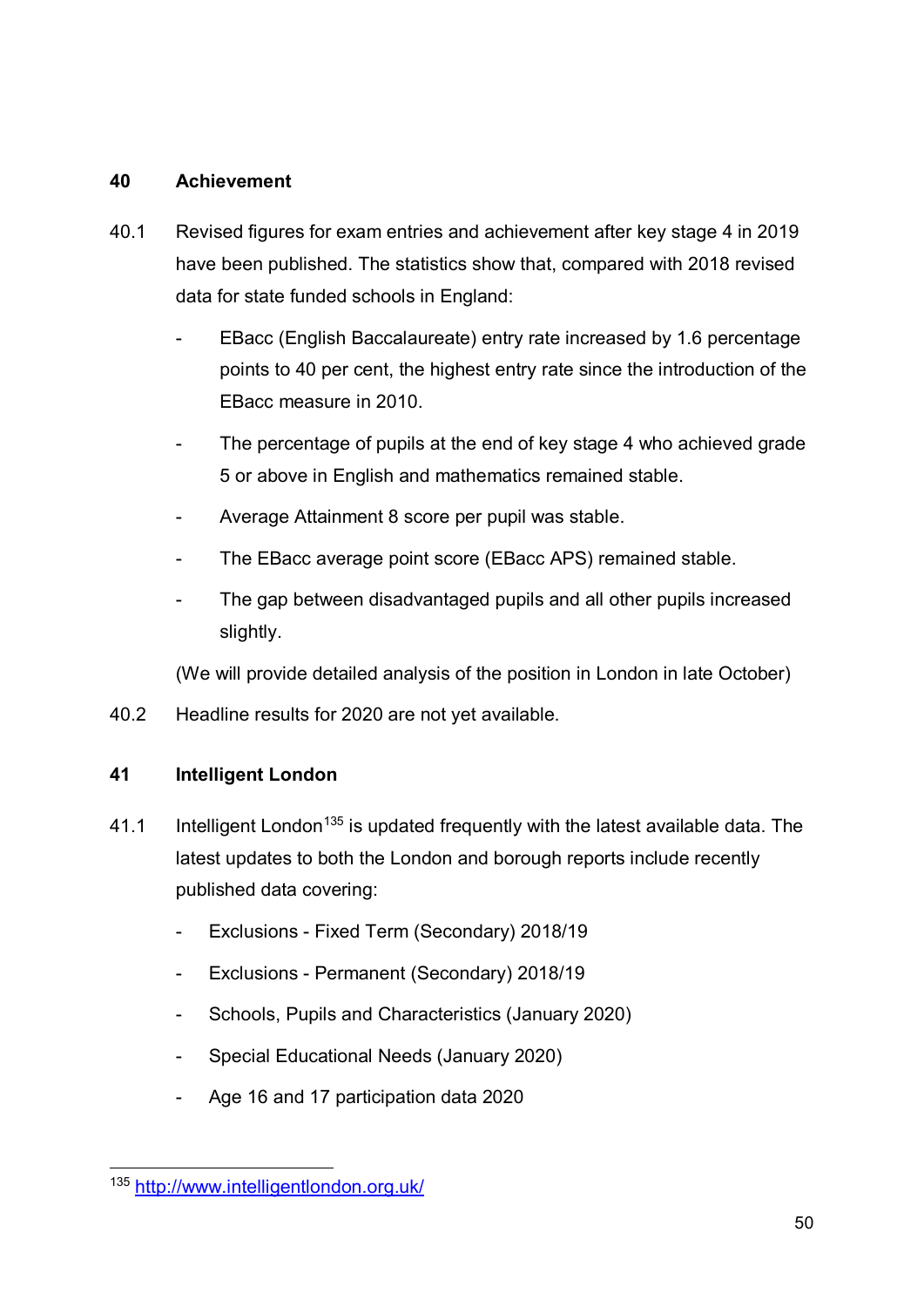## 40 Achievement

40.1 Revised figures for exam entries and achievement after key stage 4 in 2019 have been published. The statistics show that, compared with 2018 revised data for state funded schools in England:

- EBacc (English Baccalaureate) entry rate increased by 1.6 percentage points to 40 per cent, the highest entry rate since the introduction of the EBacc measure in 2010.
- The percentage of pupils at the end of key stage 4 who achieved grade 5 or above in English and mathematics remained stable.
- Average Attainment 8 score per pupil was stable.
- The EBacc average point score (EBacc APS) remained stable.
- The gap between disadvantaged pupils and all other pupils increased slightly.

(We will provide detailed analysis of the position in London in late October)

40.2 Headline results for 2020 are not yet available.

## 41 Intelligent London

41.1 Intelligent London[135] is updated frequently with the latest available data. The latest updates to both the London and borough reports include recently published data covering:

- Exclusions - Fixed Term (Secondary) 2018/19
- Exclusions - Permanent (Secondary) 2018/19
- Schools, Pupils and Characteristics (January 2020)
- Special Educational Needs (January 2020)
- Age 16 and 17 participation data 2020

---

[135] http://www.intelligentlondon.org.uk/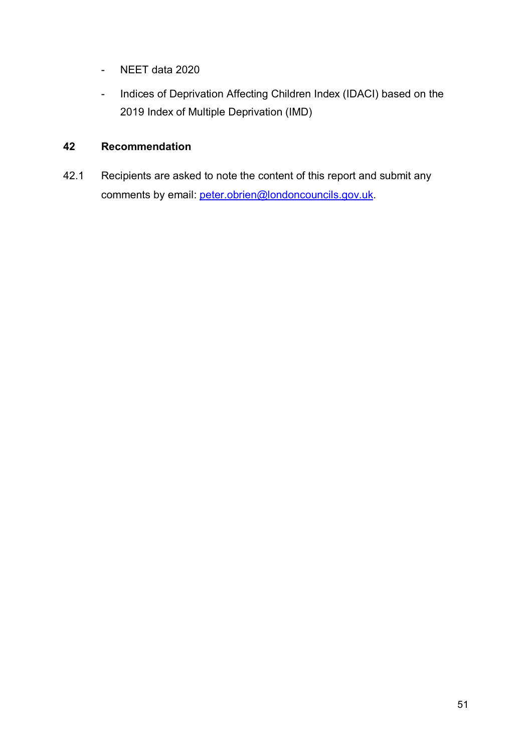- NEET data 2020
- Indices of Deprivation Affecting Children Index (IDACI) based on the 2019 Index of Multiple Deprivation (IMD)

## 42 Recommendation

42.1 Recipients are asked to note the content of this report and submit any comments by email: peter.obrien@londoncouncils.gov.uk.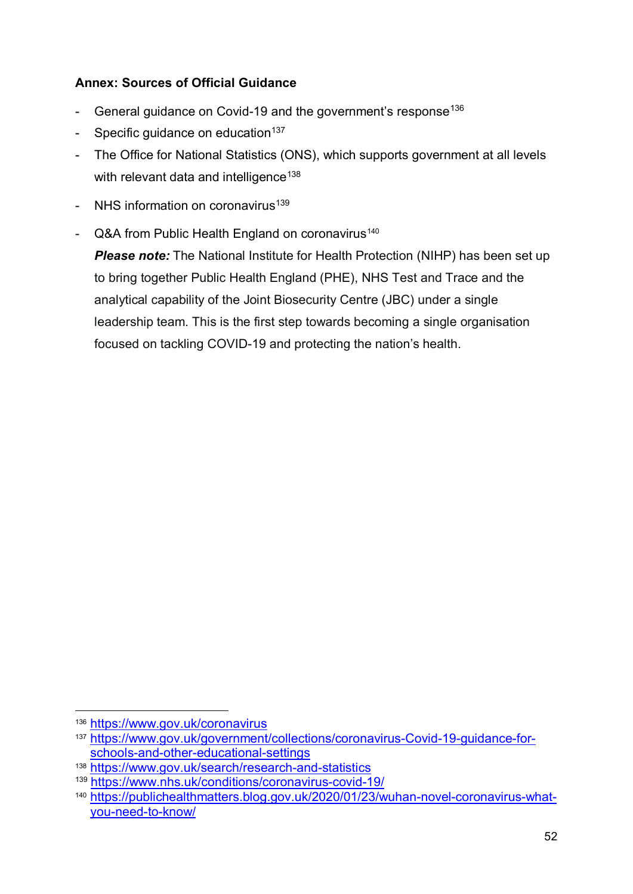**Annex: Sources of Official Guidance**

- General guidance on Covid-19 and the government's response[136]
- Specific guidance on education[137]
- The Office for National Statistics (ONS), which supports government at all levels with relevant data and intelligence[138]
- NHS information on coronavirus[139]
- Q&A from Public Health England on coronavirus[140]

  ***Please note:*** The National Institute for Health Protection (NIHP) has been set up to bring together Public Health England (PHE), NHS Test and Trace and the analytical capability of the Joint Biosecurity Centre (JBC) under a single leadership team. This is the first step towards becoming a single organisation focused on tackling COVID-19 and protecting the nation's health.

---

[136] https://www.gov.uk/coronavirus

[137] https://www.gov.uk/government/collections/coronavirus-Covid-19-guidance-for-schools-and-other-educational-settings

[138] https://www.gov.uk/search/research-and-statistics

[139] https://www.nhs.uk/conditions/coronavirus-covid-19/

[140] https://publichealthmatters.blog.gov.uk/2020/01/23/wuhan-novel-coronavirus-what-you-need-to-know/